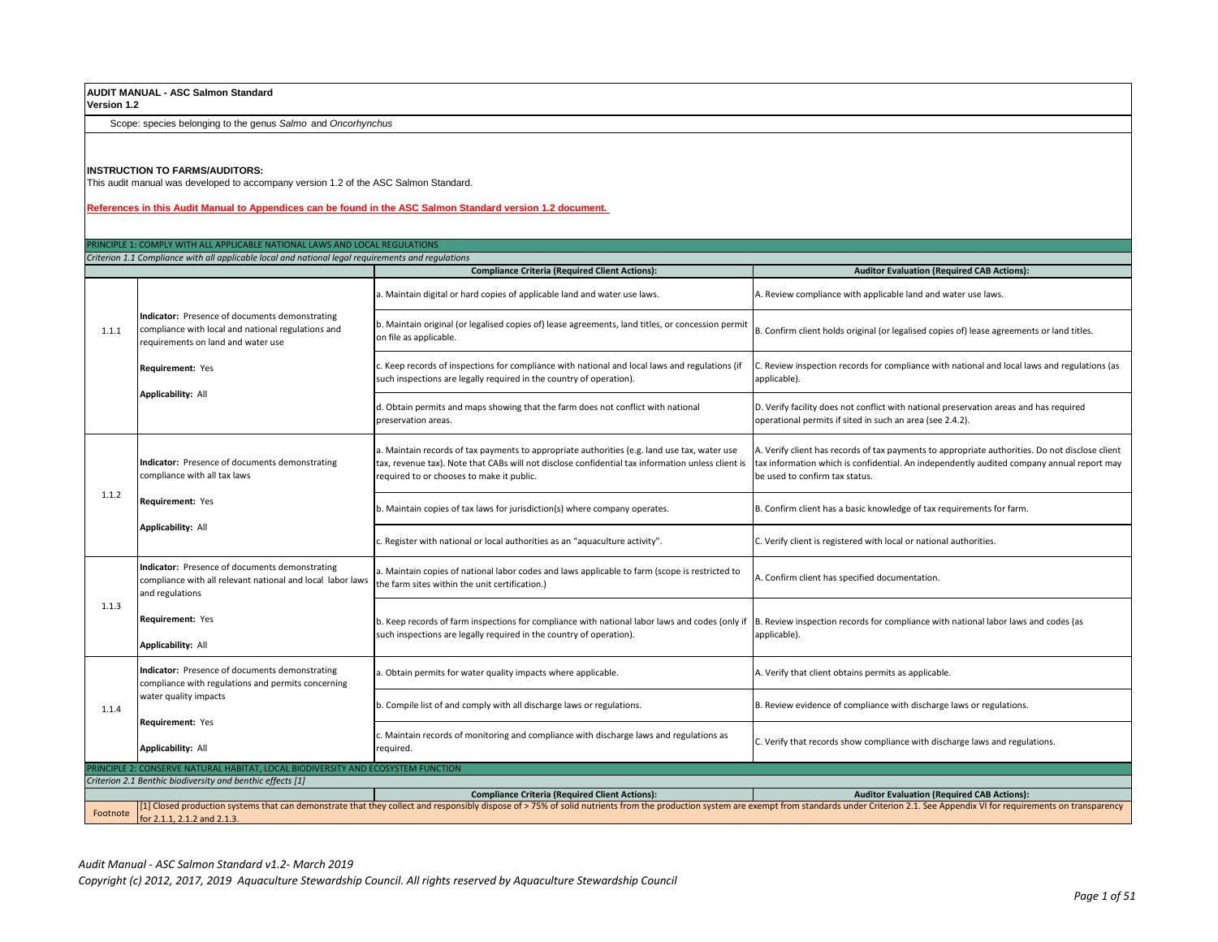**AUDIT MANUAL - ASC Salmon Standard**
**Version 1.2**

Scope: species belonging to the genus *Salmo* and *Oncorhynchus*

**INSTRUCTION TO FARMS/AUDITORS:**
This audit manual was developed to accompany version 1.2 of the ASC Salmon Standard.

**References in this Audit Manual to Appendices can be found in the ASC Salmon Standard version 1.2 document.**

## PRINCIPLE 1: COMPLY WITH ALL APPLICABLE NATIONAL LAWS AND LOCAL REGULATIONS

*Criterion 1.1 Compliance with all applicable local and national legal requirements and regulations*

| | | Compliance Criteria (Required Client Actions): | Auditor Evaluation (Required CAB Actions): |
|---|---|---|---|
| 1.1.1 | **Indicator:** Presence of documents demonstrating compliance with local and national regulations and requirements on land and water use<br><br>**Requirement:** Yes<br><br>**Applicability:** All | a. Maintain digital or hard copies of applicable land and water use laws. | A. Review compliance with applicable land and water use laws. |
| | | b. Maintain original (or legalised copies of) lease agreements, land titles, or concession permit on file as applicable. | B. Confirm client holds original (or legalised copies of) lease agreements or land titles. |
| | | c. Keep records of inspections for compliance with national and local laws and regulations (if such inspections are legally required in the country of operation). | C. Review inspection records for compliance with national and local laws and regulations (as applicable). |
| | | d. Obtain permits and maps showing that the farm does not conflict with national preservation areas. | D. Verify facility does not conflict with national preservation areas and has required operational permits if sited in such an area (see 2.4.2). |
| 1.1.2 | **Indicator:** Presence of documents demonstrating compliance with all tax laws<br><br>**Requirement:** Yes<br><br>**Applicability:** All | a. Maintain records of tax payments to appropriate authorities (e.g. land use tax, water use tax, revenue tax). Note that CABs will not disclose confidential tax information unless client is required to or chooses to make it public. | A. Verify client has records of tax payments to appropriate authorities. Do not disclose client tax information which is confidential. An independently audited company annual report may be used to confirm tax status. |
| | | b. Maintain copies of tax laws for jurisdiction(s) where company operates. | B. Confirm client has a basic knowledge of tax requirements for farm. |
| | | c. Register with national or local authorities as an "aquaculture activity". | C. Verify client is registered with local or national authorities. |
| 1.1.3 | **Indicator:** Presence of documents demonstrating compliance with all relevant national and local labor laws and regulations<br><br>**Requirement:** Yes<br><br>**Applicability:** All | a. Maintain copies of national labor codes and laws applicable to farm (scope is restricted to the farm sites within the unit certification.) | A. Confirm client has specified documentation. |
| | | b. Keep records of farm inspections for compliance with national labor laws and codes (only if such inspections are legally required in the country of operation). | B. Review inspection records for compliance with national labor laws and codes (as applicable). |
| 1.1.4 | **Indicator:** Presence of documents demonstrating compliance with regulations and permits concerning water quality impacts<br><br>**Requirement:** Yes<br><br>**Applicability:** All | a. Obtain permits for water quality impacts where applicable. | A. Verify that client obtains permits as applicable. |
| | | b. Compile list of and comply with all discharge laws or regulations. | B. Review evidence of compliance with discharge laws or regulations. |
| | | c. Maintain records of monitoring and compliance with discharge laws and regulations as required. | C. Verify that records show compliance with discharge laws and regulations. |

## PRINCIPLE 2: CONSERVE NATURAL HABITAT, LOCAL BIODIVERSITY AND ECOSYSTEM FUNCTION

*Criterion 2.1 Benthic biodiversity and benthic effects [1]*

| | Compliance Criteria (Required Client Actions): | Auditor Evaluation (Required CAB Actions): |
|---|---|---|
| Footnote | [1] Closed production systems that can demonstrate that they collect and responsibly dispose of > 75% of solid nutrients from the production system are exempt from standards under Criterion 2.1. See Appendix VI for requirements on transparency for 2.1.1, 2.1.2 and 2.1.3. | |

*Audit Manual - ASC Salmon Standard v1.2- March 2019*
*Copyright (c) 2012, 2017, 2019 Aquaculture Stewardship Council. All rights reserved by Aquaculture Stewardship Council*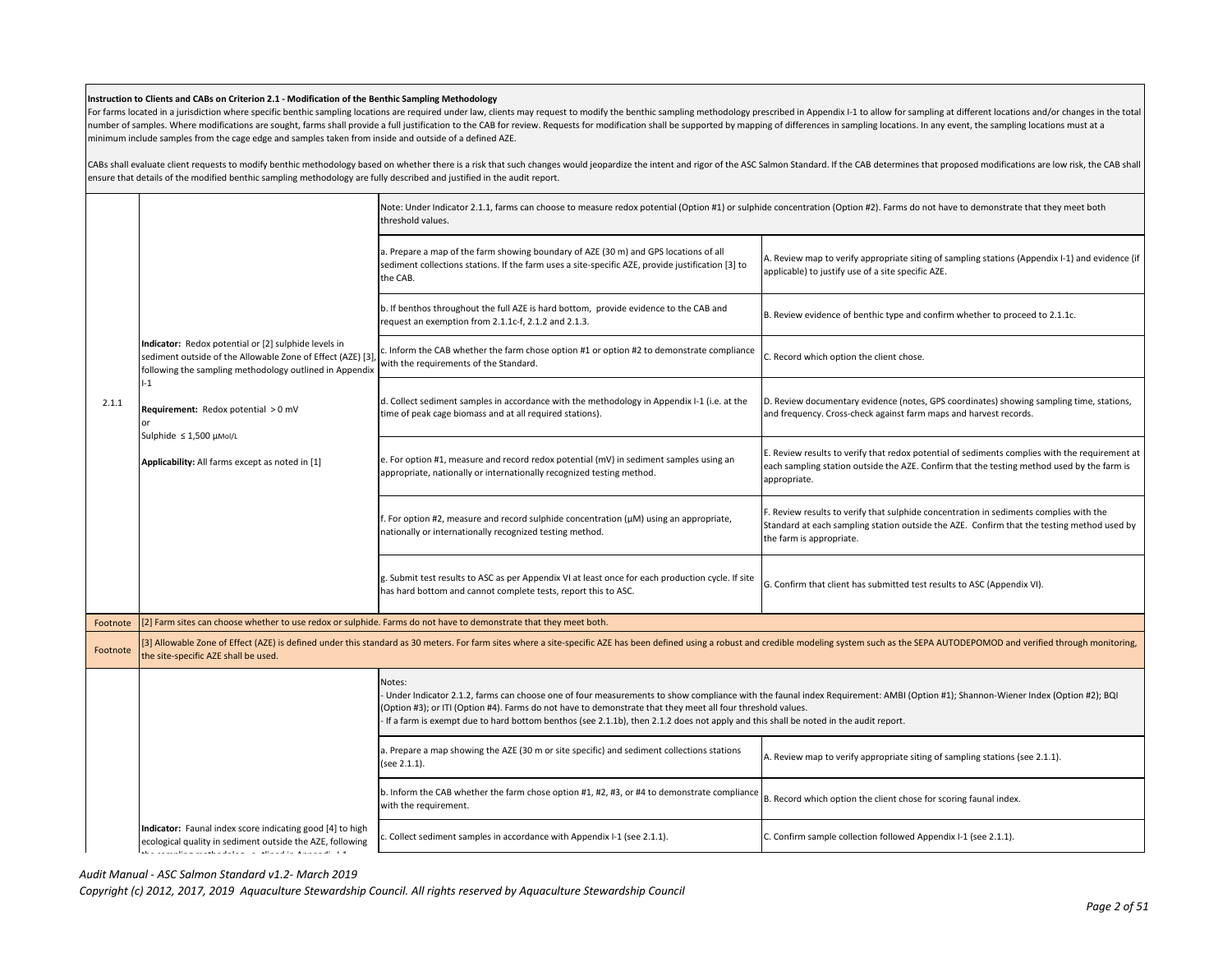**Instruction to Clients and CABs on Criterion 2.1 - Modification of the Benthic Sampling Methodology**

For farms located in a jurisdiction where specific benthic sampling locations are required under law, clients may request to modify the benthic sampling methodology prescribed in Appendix I-1 to allow for sampling at different locations and/or changes in the total number of samples. Where modifications are sought, farms shall provide a full justification to the CAB for review. Requests for modification shall be supported by mapping of differences in sampling locations. In any event, the sampling locations must at a minimum include samples from the cage edge and samples taken from inside and outside of a defined AZE.

CABs shall evaluate client requests to modify benthic methodology based on whether there is a risk that such changes would jeopardize the intent and rigor of the ASC Salmon Standard. If the CAB determines that proposed modifications are low risk, the CAB shall ensure that details of the modified benthic sampling methodology are fully described and justified in the audit report.

| | | | |
|---|---|---|---|
| 2.1.1 | **Indicator:** Redox potential or [2] sulphide levels in sediment outside of the Allowable Zone of Effect (AZE) [3], following the sampling methodology outlined in Appendix I-1<br><br>**Requirement:** Redox potential > 0 mV<br>or<br>Sulphide ≤ 1,500 µMol/L<br><br>**Applicability:** All farms except as noted in [1] | Note: Under Indicator 2.1.1, farms can choose to measure redox potential (Option #1) or sulphide concentration (Option #2). Farms do not have to demonstrate that they meet both threshold values. | |
| | | a. Prepare a map of the farm showing boundary of AZE (30 m) and GPS locations of all sediment collections stations. If the farm uses a site-specific AZE, provide justification [3] to the CAB. | A. Review map to verify appropriate siting of sampling stations (Appendix I-1) and evidence (if applicable) to justify use of a site specific AZE. |
| | | b. If benthos throughout the full AZE is hard bottom, provide evidence to the CAB and request an exemption from 2.1.1c-f, 2.1.2 and 2.1.3. | B. Review evidence of benthic type and confirm whether to proceed to 2.1.1c. |
| | | c. Inform the CAB whether the farm chose option #1 or option #2 to demonstrate compliance with the requirements of the Standard. | C. Record which option the client chose. |
| | | d. Collect sediment samples in accordance with the methodology in Appendix I-1 (i.e. at the time of peak cage biomass and at all required stations). | D. Review documentary evidence (notes, GPS coordinates) showing sampling time, stations, and frequency. Cross-check against farm maps and harvest records. |
| | | e. For option #1, measure and record redox potential (mV) in sediment samples using an appropriate, nationally or internationally recognized testing method. | E. Review results to verify that redox potential of sediments complies with the requirement at each sampling station outside the AZE. Confirm that the testing method used by the farm is appropriate. |
| | | f. For option #2, measure and record sulphide concentration (µM) using an appropriate, nationally or internationally recognized testing method. | F. Review results to verify that sulphide concentration in sediments complies with the Standard at each sampling station outside the AZE. Confirm that the testing method used by the farm is appropriate. |
| | | g. Submit test results to ASC as per Appendix VI at least once for each production cycle. If site has hard bottom and cannot complete tests, report this to ASC. | G. Confirm that client has submitted test results to ASC (Appendix VI). |
| Footnote | [2] Farm sites can choose whether to use redox or sulphide. Farms do not have to demonstrate that they meet both. | | |
| Footnote | [3] Allowable Zone of Effect (AZE) is defined under this standard as 30 meters. For farm sites where a site-specific AZE has been defined using a robust and credible modeling system such as the SEPA AUTODEPOMOD and verified through monitoring, the site-specific AZE shall be used. | | |
| | **Indicator:** Faunal index score indicating good [4] to high ecological quality in sediment outside the AZE, following the sampling methodology outlined in Appendix I-1 | Notes:<br>- Under Indicator 2.1.2, farms can choose one of four measurements to show compliance with the faunal index Requirement: AMBI (Option #1); Shannon-Wiener Index (Option #2); BQI (Option #3); or ITI (Option #4). Farms do not have to demonstrate that they meet all four threshold values.<br>- If a farm is exempt due to hard bottom benthos (see 2.1.1b), then 2.1.2 does not apply and this shall be noted in the audit report. | |
| | | a. Prepare a map showing the AZE (30 m or site specific) and sediment collections stations (see 2.1.1). | A. Review map to verify appropriate siting of sampling stations (see 2.1.1). |
| | | b. Inform the CAB whether the farm chose option #1, #2, #3, or #4 to demonstrate compliance with the requirement. | B. Record which option the client chose for scoring faunal index. |
| | | c. Collect sediment samples in accordance with Appendix I-1 (see 2.1.1). | C. Confirm sample collection followed Appendix I-1 (see 2.1.1). |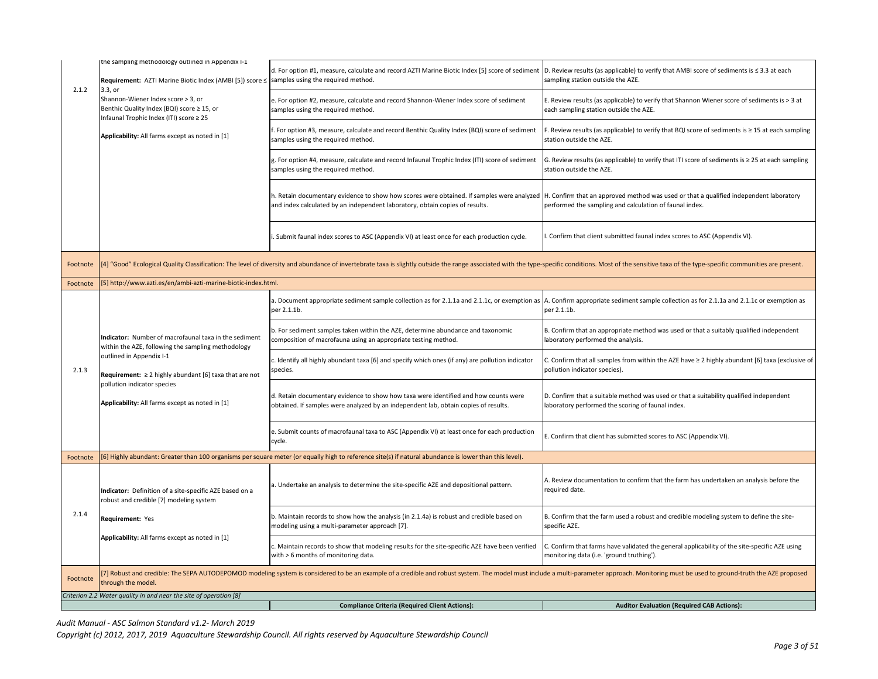| | | | |
|---|---|---|---|
| 2.1.2 | the sampling methodology outlined in Appendix I-1<br><br>**Requirement:** AZTI Marine Biotic Index (AMBI [5]) score ≤ 3.3, or<br>Shannon-Wiener Index score > 3, or<br>Benthic Quality Index (BQI) score ≥ 15, or<br>Infaunal Trophic Index (ITI) score ≥ 25<br><br>**Applicability:** All farms except as noted in [1] | d. For option #1, measure, calculate and record AZTI Marine Biotic Index [5] score of sediment samples using the required method. | D. Review results (as applicable) to verify that AMBI score of sediments is ≤ 3.3 at each sampling station outside the AZE. |
| | | e. For option #2, measure, calculate and record Shannon-Wiener Index score of sediment samples using the required method. | E. Review results (as applicable) to verify that Shannon Wiener score of sediments is > 3 at each sampling station outside the AZE. |
| | | f. For option #3, measure, calculate and record Benthic Quality Index (BQI) score of sediment samples using the required method. | F. Review results (as applicable) to verify that BQI score of sediments is ≥ 15 at each sampling station outside the AZE. |
| | | g. For option #4, measure, calculate and record Infaunal Trophic Index (ITI) score of sediment samples using the required method. | G. Review results (as applicable) to verify that ITI score of sediments is ≥ 25 at each sampling station outside the AZE. |
| | | h. Retain documentary evidence to show how scores were obtained. If samples were analyzed and index calculated by an independent laboratory, obtain copies of results. | H. Confirm that an approved method was used or that a qualified independent laboratory performed the sampling and calculation of faunal index. |
| | | i. Submit faunal index scores to ASC (Appendix VI) at least once for each production cycle. | I. Confirm that client submitted faunal index scores to ASC (Appendix VI). |
| Footnote | [4] "Good" Ecological Quality Classification: The level of diversity and abundance of invertebrate taxa is slightly outside the range associated with the type-specific conditions. Most of the sensitive taxa of the type-specific communities are present. | | |
| Footnote | [5] http://www.azti.es/en/ambi-azti-marine-biotic-index.html. | | |
| 2.1.3 | **Indicator:** Number of macrofaunal taxa in the sediment within the AZE, following the sampling methodology outlined in Appendix I-1<br><br>**Requirement:** ≥ 2 highly abundant [6] taxa that are not pollution indicator species<br><br>**Applicability:** All farms except as noted in [1] | a. Document appropriate sediment sample collection as for 2.1.1a and 2.1.1c, or exemption as per 2.1.1b. | A. Confirm appropriate sediment sample collection as for 2.1.1a and 2.1.1c or exemption as per 2.1.1b. |
| | | b. For sediment samples taken within the AZE, determine abundance and taxonomic composition of macrofauna using an appropriate testing method. | B. Confirm that an appropriate method was used or that a suitably qualified independent laboratory performed the analysis. |
| | | c. Identify all highly abundant taxa [6] and specify which ones (if any) are pollution indicator species. | C. Confirm that all samples from within the AZE have ≥ 2 highly abundant [6] taxa (exclusive of pollution indicator species). |
| | | d. Retain documentary evidence to show how taxa were identified and how counts were obtained. If samples were analyzed by an independent lab, obtain copies of results. | D. Confirm that a suitable method was used or that a suitability qualified independent laboratory performed the scoring of faunal index. |
| | | e. Submit counts of macrofaunal taxa to ASC (Appendix VI) at least once for each production cycle. | E. Confirm that client has submitted scores to ASC (Appendix VI). |
| Footnote | [6] Highly abundant: Greater than 100 organisms per square meter (or equally high to reference site(s) if natural abundance is lower than this level). | | |
| 2.1.4 | **Indicator:** Definition of a site-specific AZE based on a robust and credible [7] modeling system<br><br>**Requirement:** Yes<br><br>**Applicability:** All farms except as noted in [1] | a. Undertake an analysis to determine the site-specific AZE and depositional pattern. | A. Review documentation to confirm that the farm has undertaken an analysis before the required date. |
| | | b. Maintain records to show how the analysis (in 2.1.4a) is robust and credible based on modeling using a multi-parameter approach [7]. | B. Confirm that the farm used a robust and credible modeling system to define the site-specific AZE. |
| | | c. Maintain records to show that modeling results for the site-specific AZE have been verified with > 6 months of monitoring data. | C. Confirm that farms have validated the general applicability of the site-specific AZE using monitoring data (i.e. 'ground truthing'). |
| Footnote | [7] Robust and credible: The SEPA AUTODEPOMOD modeling system is considered to be an example of a credible and robust system. The model must include a multi-parameter approach. Monitoring must be used to ground-truth the AZE proposed through the model. | | |
| *Criterion 2.2 Water quality in and near the site of operation [8]* | | | |
| | | **Compliance Criteria (Required Client Actions):** | **Auditor Evaluation (Required CAB Actions):** |

*Audit Manual - ASC Salmon Standard v1.2- March 2019*

*Copyright (c) 2012, 2017, 2019 Aquaculture Stewardship Council. All rights reserved by Aquaculture Stewardship Council*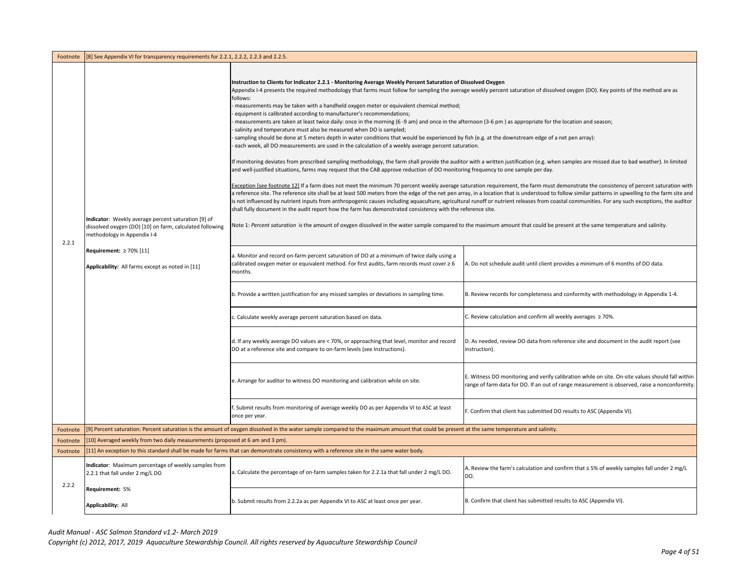| | | | |
|---|---|---|---|
| Footnote | [8] See Appendix VI for transparency requirements for 2.2.1, 2.2.2, 2.2.3 and 2.2.5. | | |
| 2.2.1 | **Indicator**: Weekly average percent saturation [9] of dissolved oxygen (DO) [10] on farm, calculated following methodology in Appendix I-4<br><br>**Requirement:** ≥ 70% [11]<br><br>**Applicability:** All farms except as noted in [11] | **Instruction to Clients for Indicator 2.2.1 - Monitoring Average Weekly Percent Saturation of Dissolved Oxygen**<br>Appendix I-4 presents the required methodology that farms must follow for sampling the average weekly percent saturation of dissolved oxygen (DO). Key points of the method are as follows:<br>- measurements may be taken with a handheld oxygen meter or equivalent chemical method;<br>- equipment is calibrated according to manufacturer's recommendations;<br>- measurements are taken at least twice daily: once in the morning (6 -9 am) and once in the afternoon (3-6 pm ) as appropriate for the location and season;<br>- salinity and temperature must also be measured when DO is sampled;<br>- sampling should be done at 5 meters depth in water conditions that would be experienced by fish (e.g. at the downstream edge of a net pen array):<br>- each week, all DO measurements are used in the calculation of a weekly average percent saturation.<br><br>If monitoring deviates from prescribed sampling methodology, the farm shall provide the auditor with a written justification (e.g. when samples are missed due to bad weather). In limited and well-justified situations, farms may request that the CAB approve reduction of DO monitoring frequency to one sample per day.<br><br>Exception [see footnote 12] If a farm does not meet the minimum 70 percent weekly average saturation requirement, the farm must demonstrate the consistency of percent saturation with a reference site. The reference site shall be at least 500 meters from the edge of the net pen array, in a location that is understood to follow similar patterns in upwelling to the farm site and is not influenced by nutrient inputs from anthropogenic causes including aquaculture, agricultural runoff or nutrient releases from coastal communities. For any such exceptions, the auditor shall fully document in the audit report how the farm has demonstrated consistency with the reference site.<br><br>Note 1: *Percent saturation* is the amount of oxygen dissolved in the water sample compared to the maximum amount that could be present at the same temperature and salinity. | |
| | | a. Monitor and record on-farm percent saturation of DO at a minimum of twice daily using a calibrated oxygen meter or equivalent method. For first audits, farm records must cover ≥ 6 months. | A. Do not schedule audit until client provides a minimum of 6 months of DO data. |
| | | b. Provide a written justification for any missed samples or deviations in sampling time. | B. Review records for completeness and conformity with methodology in Appendix 1-4. |
| | | c. Calculate weekly average percent saturation based on data. | C. Review calculation and confirm all weekly averages ≥ 70%. |
| | | d. If any weekly average DO values are < 70%, or approaching that level, monitor and record DO at a reference site and compare to on-farm levels (see Instructions). | D. As needed, review DO data from reference site and document in the audit report (see instruction). |
| | | e. Arrange for auditor to witness DO monitoring and calibration while on site. | E. Witness DO monitoring and verify calibration while on site. On-site values should fall within range of farm data for DO. If an out of range measurement is observed, raise a nonconformity. |
| | | f. Submit results from monitoring of average weekly DO as per Appendix VI to ASC at least once per year. | F. Confirm that client has submitted DO results to ASC (Appendix VI). |
| Footnote | [9] Percent saturation: Percent saturation is the amount of oxygen dissolved in the water sample compared to the maximum amount that could be present at the same temperature and salinity. | | |
| Footnote | [10] Averaged weekly from two daily measurements (proposed at 6 am and 3 pm). | | |
| Footnote | [11] An exception to this standard shall be made for farms that can demonstrate consistency with a reference site in the same water body. | | |
| 2.2.2 | **Indicator**: Maximum percentage of weekly samples from 2.2.1 that fall under 2 mg/L DO<br><br>**Requirement:** 5%<br><br>**Applicability:** All | a. Calculate the percentage of on-farm samples taken for 2.2.1a that fall under 2 mg/L DO. | A. Review the farm's calculation and confirm that ≤ 5% of weekly samples fall under 2 mg/L DO. |
| | | b. Submit results from 2.2.2a as per Appendix VI to ASC at least once per year. | B. Confirm that client has submitted results to ASC (Appendix VI). |

*Audit Manual - ASC Salmon Standard v1.2- March 2019*
*Copyright (c) 2012, 2017, 2019 Aquaculture Stewardship Council. All rights reserved by Aquaculture Stewardship Council*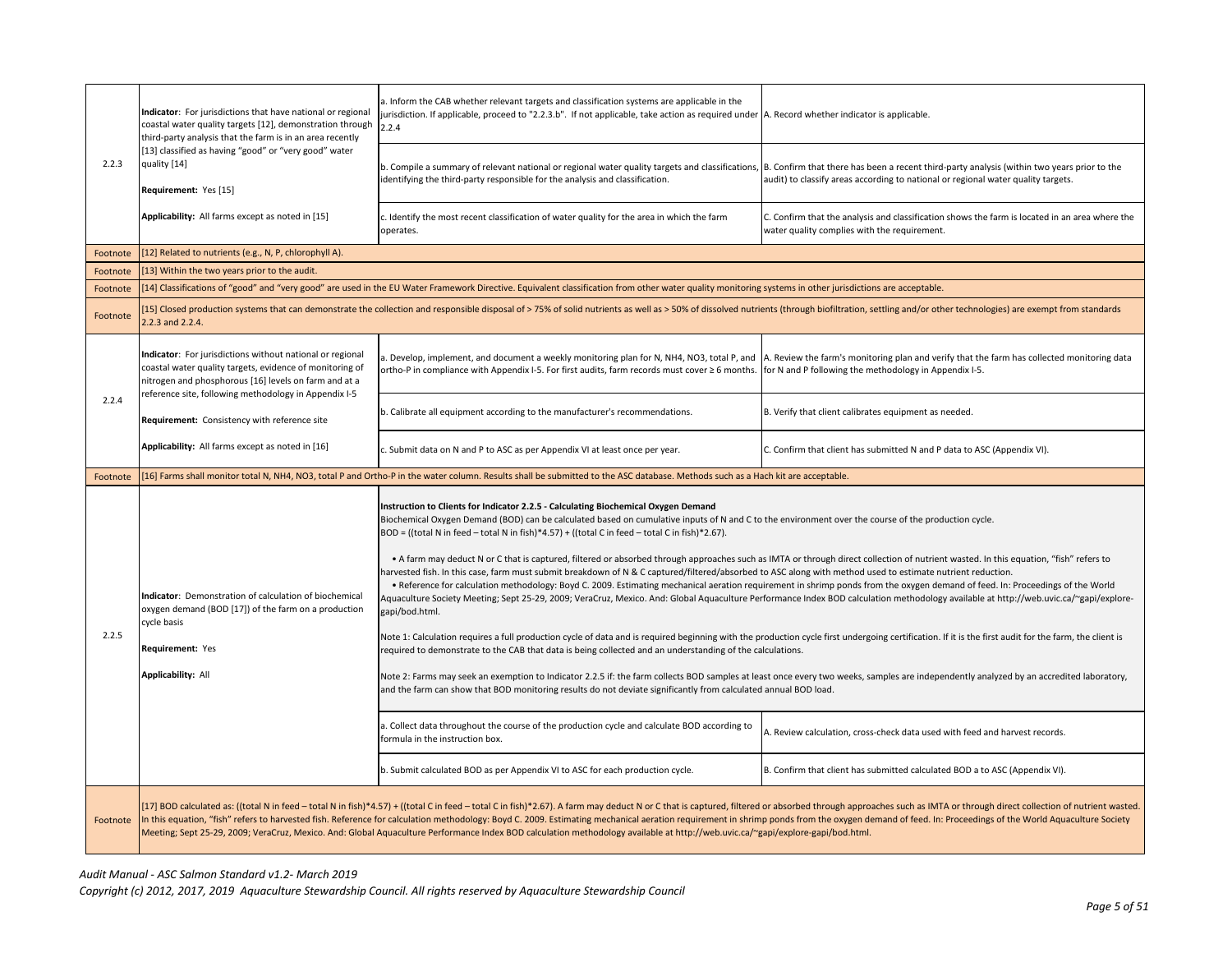| | | | |
|---|---|---|---|
| 2.2.3 | **Indicator**: For jurisdictions that have national or regional coastal water quality targets [12], demonstration through third-party analysis that the farm is in an area recently [13] classified as having "good" or "very good" water quality [14]<br><br>**Requirement:** Yes [15]<br><br>**Applicability:** All farms except as noted in [15] | a. Inform the CAB whether relevant targets and classification systems are applicable in the jurisdiction. If applicable, proceed to "2.2.3.b". If not applicable, take action as required under 2.2.4 | A. Record whether indicator is applicable. |
| | | b. Compile a summary of relevant national or regional water quality targets and classifications, identifying the third-party responsible for the analysis and classification. | B. Confirm that there has been a recent third-party analysis (within two years prior to the audit) to classify areas according to national or regional water quality targets. |
| | | c. Identify the most recent classification of water quality for the area in which the farm operates. | C. Confirm that the analysis and classification shows the farm is located in an area where the water quality complies with the requirement. |
| Footnote | [12] Related to nutrients (e.g., N, P, chlorophyll A). | | |
| Footnote | [13] Within the two years prior to the audit. | | |
| Footnote | [14] Classifications of "good" and "very good" are used in the EU Water Framework Directive. Equivalent classification from other water quality monitoring systems in other jurisdictions are acceptable. | | |
| Footnote | [15] Closed production systems that can demonstrate the collection and responsible disposal of > 75% of solid nutrients as well as > 50% of dissolved nutrients (through biofiltration, settling and/or other technologies) are exempt from standards 2.2.3 and 2.2.4. | | |
| 2.2.4 | **Indicator**: For jurisdictions without national or regional coastal water quality targets, evidence of monitoring of nitrogen and phosphorous [16] levels on farm and at a reference site, following methodology in Appendix I-5<br><br>**Requirement:** Consistency with reference site<br><br>**Applicability:** All farms except as noted in [16] | a. Develop, implement, and document a weekly monitoring plan for N, NH4, NO3, total P, and ortho-P in compliance with Appendix I-5. For first audits, farm records must cover ≥ 6 months. | A. Review the farm's monitoring plan and verify that the farm has collected monitoring data for N and P following the methodology in Appendix I-5. |
| | | b. Calibrate all equipment according to the manufacturer's recommendations. | B. Verify that client calibrates equipment as needed. |
| | | c. Submit data on N and P to ASC as per Appendix VI at least once per year. | C. Confirm that client has submitted N and P data to ASC (Appendix VI). |
| Footnote | [16] Farms shall monitor total N, NH4, NO3, total P and Ortho-P in the water column. Results shall be submitted to the ASC database. Methods such as a Hach kit are acceptable. | | |
| 2.2.5 | **Indicator**: Demonstration of calculation of biochemical oxygen demand (BOD [17]) of the farm on a production cycle basis<br><br>**Requirement:** Yes<br><br>**Applicability:** All | **Instruction to Clients for Indicator 2.2.5 - Calculating Biochemical Oxygen Demand**<br>Biochemical Oxygen Demand (BOD) can be calculated based on cumulative inputs of N and C to the environment over the course of the production cycle.<br>BOD = ((total N in feed – total N in fish)\*4.57) + ((total C in feed – total C in fish)\*2.67).<br><br>• A farm may deduct N or C that is captured, filtered or absorbed through approaches such as IMTA or through direct collection of nutrient wasted. In this equation, "fish" refers to harvested fish. In this case, farm must submit breakdown of N & C captured/filtered/absorbed to ASC along with method used to estimate nutrient reduction.<br>• Reference for calculation methodology: Boyd C. 2009. Estimating mechanical aeration requirement in shrimp ponds from the oxygen demand of feed. In: Proceedings of the World Aquaculture Society Meeting; Sept 25-29, 2009; VeraCruz, Mexico. And: Global Aquaculture Performance Index BOD calculation methodology available at http://web.uvic.ca/~gapi/explore-gapi/bod.html.<br><br>Note 1: Calculation requires a full production cycle of data and is required beginning with the production cycle first undergoing certification. If it is the first audit for the farm, the client is required to demonstrate to the CAB that data is being collected and an understanding of the calculations.<br><br>Note 2: Farms may seek an exemption to Indicator 2.2.5 if: the farm collects BOD samples at least once every two weeks, samples are independently analyzed by an accredited laboratory, and the farm can show that BOD monitoring results do not deviate significantly from calculated annual BOD load. | |
| | | a. Collect data throughout the course of the production cycle and calculate BOD according to formula in the instruction box. | A. Review calculation, cross-check data used with feed and harvest records. |
| | | b. Submit calculated BOD as per Appendix VI to ASC for each production cycle. | B. Confirm that client has submitted calculated BOD a to ASC (Appendix VI). |
| Footnote | [17] BOD calculated as: ((total N in feed – total N in fish)\*4.57) + ((total C in feed – total C in fish)\*2.67). A farm may deduct N or C that is captured, filtered or absorbed through approaches such as IMTA or through direct collection of nutrient wasted. In this equation, "fish" refers to harvested fish. Reference for calculation methodology: Boyd C. 2009. Estimating mechanical aeration requirement in shrimp ponds from the oxygen demand of feed. In: Proceedings of the World Aquaculture Society Meeting; Sept 25-29, 2009; VeraCruz, Mexico. And: Global Aquaculture Performance Index BOD calculation methodology available at http://web.uvic.ca/~gapi/explore-gapi/bod.html. | | |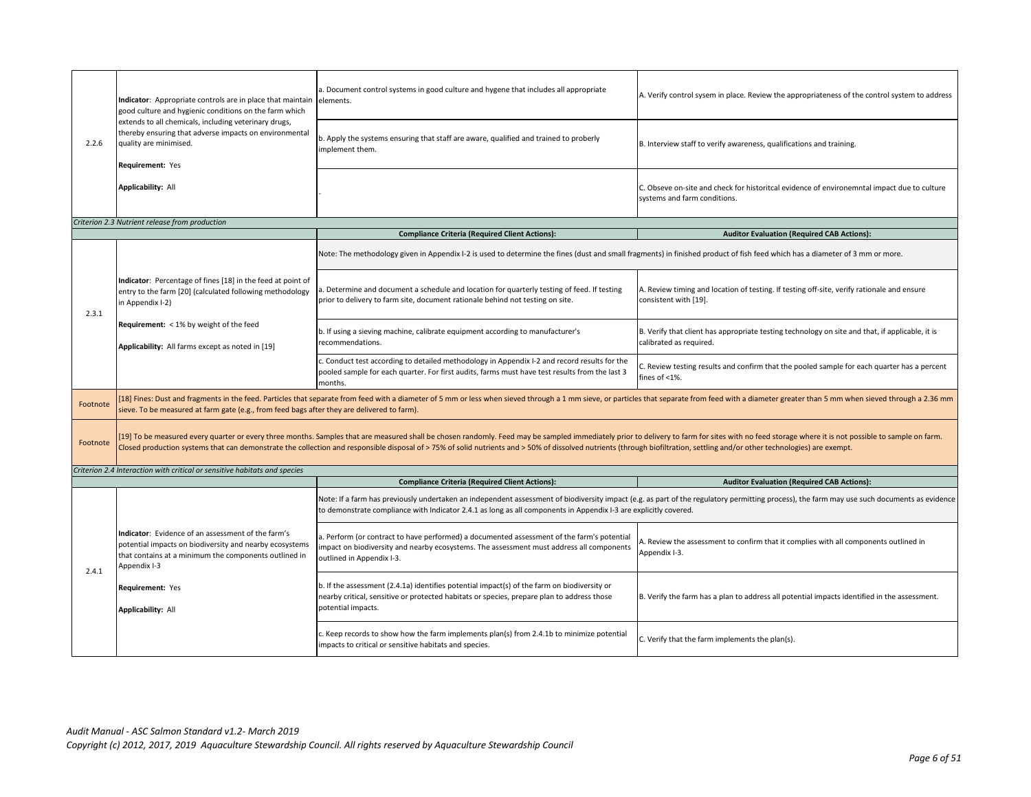| | | | |
|---|---|---|---|
| 2.2.6 | **Indicator**: Appropriate controls are in place that maintain good culture and hygienic conditions on the farm which extends to all chemicals, including veterinary drugs, thereby ensuring that adverse impacts on environmental quality are minimised.<br><br>**Requirement:** Yes<br><br>**Applicability:** All | a. Document control systems in good culture and hygene that includes all appropriate elements. | A. Verify control sysem in place. Review the appropriateness of the control system to address |
| | | b. Apply the systems ensuring that staff are aware, qualified and trained to proberly implement them. | B. Interview staff to verify awareness, qualifications and training. |
| | | - | C. Obseve on-site and check for historitcal evidence of environemntal impact due to culture systems and farm conditions. |

*Criterion 2.3 Nutrient release from production*

| | | **Compliance Criteria (Required Client Actions):** | **Auditor Evaluation (Required CAB Actions):** |
|---|---|---|---|
| 2.3.1 | **Indicator**: Percentage of fines [18] in the feed at point of entry to the farm [20] (calculated following methodology in Appendix I-2)<br><br>**Requirement:** < 1% by weight of the feed<br><br>**Applicability:** All farms except as noted in [19] | Note: The methodology given in Appendix I-2 is used to determine the fines (dust and small fragments) in finished product of fish feed which has a diameter of 3 mm or more. | |
| | | a. Determine and document a schedule and location for quarterly testing of feed. If testing prior to delivery to farm site, document rationale behind not testing on site. | A. Review timing and location of testing. If testing off-site, verify rationale and ensure consistent with [19]. |
| | | b. If using a sieving machine, calibrate equipment according to manufacturer's recommendations. | B. Verify that client has appropriate testing technology on site and that, if applicable, it is calibrated as required. |
| | | c. Conduct test according to detailed methodology in Appendix I-2 and record results for the pooled sample for each quarter. For first audits, farms must have test results from the last 3 months. | C. Review testing results and confirm that the pooled sample for each quarter has a percent fines of <1%. |
| Footnote | [18] Fines: Dust and fragments in the feed. Particles that separate from feed with a diameter of 5 mm or less when sieved through a 1 mm sieve, or particles that separate from feed with a diameter greater than 5 mm when sieved through a 2.36 mm sieve. To be measured at farm gate (e.g., from feed bags after they are delivered to farm). | | |
| Footnote | [19] To be measured every quarter or every three months. Samples that are measured shall be chosen randomly. Feed may be sampled immediately prior to delivery to farm for sites with no feed storage where it is not possible to sample on farm. Closed production systems that can demonstrate the collection and responsible disposal of > 75% of solid nutrients and > 50% of dissolved nutrients (through biofiltration, settling and/or other technologies) are exempt. | | |

*Criterion 2.4 Interaction with critical or sensitive habitats and species*

| | | **Compliance Criteria (Required Client Actions):** | **Auditor Evaluation (Required CAB Actions):** |
|---|---|---|---|
| 2.4.1 | **Indicator**: Evidence of an assessment of the farm's potential impacts on biodiversity and nearby ecosystems that contains at a minimum the components outlined in Appendix I-3<br><br>**Requirement:** Yes<br><br>**Applicability:** All | Note: If a farm has previously undertaken an independent assessment of biodiversity impact (e.g. as part of the regulatory permitting process), the farm may use such documents as evidence to demonstrate compliance with Indicator 2.4.1 as long as all components in Appendix I-3 are explicitly covered. | |
| | | a. Perform (or contract to have performed) a documented assessment of the farm's potential impact on biodiversity and nearby ecosystems. The assessment must address all components outlined in Appendix I-3. | A. Review the assessment to confirm that it complies with all components outlined in Appendix I-3. |
| | | b. If the assessment (2.4.1a) identifies potential impact(s) of the farm on biodiversity or nearby critical, sensitive or protected habitats or species, prepare plan to address those potential impacts. | B. Verify the farm has a plan to address all potential impacts identified in the assessment. |
| | | c. Keep records to show how the farm implements plan(s) from 2.4.1b to minimize potential impacts to critical or sensitive habitats and species. | C. Verify that the farm implements the plan(s). |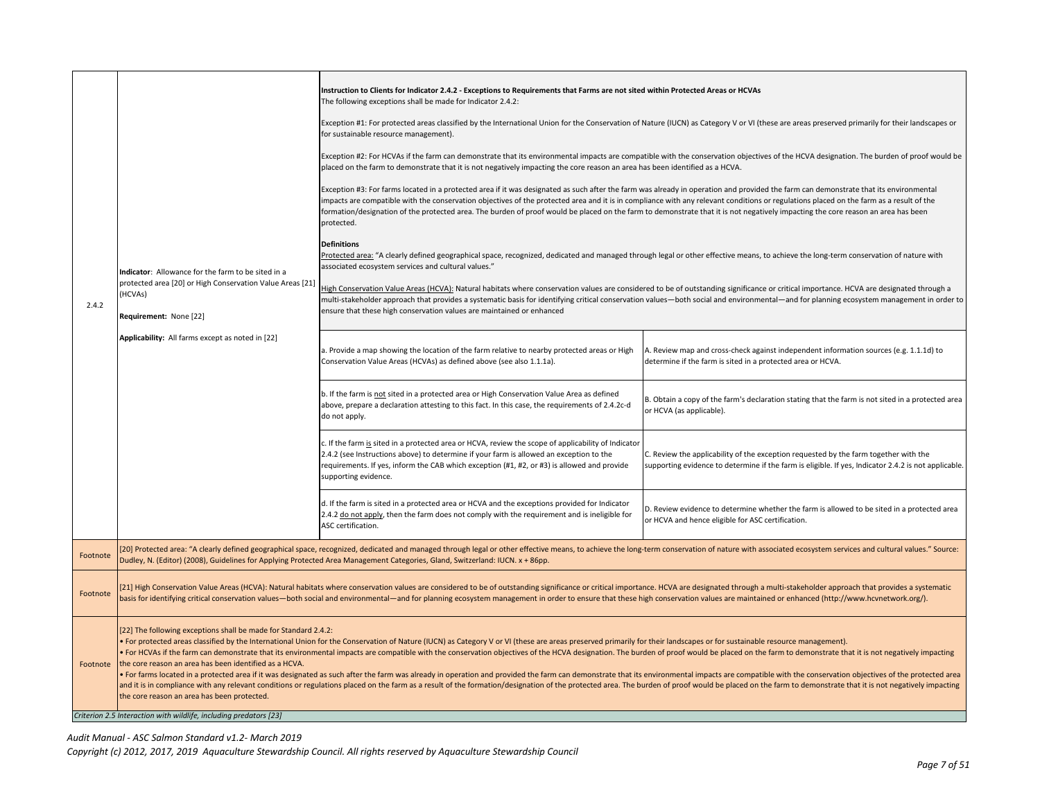| | | | |
|---|---|---|---|
| 2.4.2 | **Indicator**: Allowance for the farm to be sited in a protected area [20] or High Conservation Value Areas [21] (HCVAs)<br><br>**Requirement:** None [22]<br><br>**Applicability:** All farms except as noted in [22] | **Instruction to Clients for Indicator 2.4.2 - Exceptions to Requirements that Farms are not sited within Protected Areas or HCVAs**<br>The following exceptions shall be made for Indicator 2.4.2:<br><br>Exception #1: For protected areas classified by the International Union for the Conservation of Nature (IUCN) as Category V or VI (these are areas preserved primarily for their landscapes or for sustainable resource management).<br><br>Exception #2: For HCVAs if the farm can demonstrate that its environmental impacts are compatible with the conservation objectives of the HCVA designation. The burden of proof would be placed on the farm to demonstrate that it is not negatively impacting the core reason an area has been identified as a HCVA.<br><br>Exception #3: For farms located in a protected area if it was designated as such after the farm was already in operation and provided the farm can demonstrate that its environmental impacts are compatible with the conservation objectives of the protected area and it is in compliance with any relevant conditions or regulations placed on the farm as a result of the formation/designation of the protected area. The burden of proof would be placed on the farm to demonstrate that it is not negatively impacting the core reason an area has been protected.<br><br>**Definitions**<br>Protected area: "A clearly defined geographical space, recognized, dedicated and managed through legal or other effective means, to achieve the long-term conservation of nature with associated ecosystem services and cultural values."<br><br>High Conservation Value Areas (HCVA): Natural habitats where conservation values are considered to be of outstanding significance or critical importance. HCVA are designated through a multi-stakeholder approach that provides a systematic basis for identifying critical conservation values—both social and environmental—and for planning ecosystem management in order to ensure that these high conservation values are maintained or enhanced | |
| | | a. Provide a map showing the location of the farm relative to nearby protected areas or High Conservation Value Areas (HCVAs) as defined above (see also 1.1.1a). | A. Review map and cross-check against independent information sources (e.g. 1.1.1d) to determine if the farm is sited in a protected area or HCVA. |
| | | b. If the farm is not sited in a protected area or High Conservation Value Area as defined above, prepare a declaration attesting to this fact. In this case, the requirements of 2.4.2c-d do not apply. | B. Obtain a copy of the farm's declaration stating that the farm is not sited in a protected area or HCVA (as applicable). |
| | | c. If the farm is sited in a protected area or HCVA, review the scope of applicability of Indicator 2.4.2 (see Instructions above) to determine if your farm is allowed an exception to the requirements. If yes, inform the CAB which exception (#1, #2, or #3) is allowed and provide supporting evidence. | C. Review the applicability of the exception requested by the farm together with the supporting evidence to determine if the farm is eligible. If yes, Indicator 2.4.2 is not applicable. |
| | | d. If the farm is sited in a protected area or HCVA and the exceptions provided for Indicator 2.4.2 do not apply, then the farm does not comply with the requirement and is ineligible for ASC certification. | D. Review evidence to determine whether the farm is allowed to be sited in a protected area or HCVA and hence eligible for ASC certification. |
| Footnote | [20] Protected area: "A clearly defined geographical space, recognized, dedicated and managed through legal or other effective means, to achieve the long-term conservation of nature with associated ecosystem services and cultural values." Source: Dudley, N. (Editor) (2008), Guidelines for Applying Protected Area Management Categories, Gland, Switzerland: IUCN. x + 86pp. | | |
| Footnote | [21] High Conservation Value Areas (HCVA): Natural habitats where conservation values are considered to be of outstanding significance or critical importance. HCVA are designated through a multi-stakeholder approach that provides a systematic basis for identifying critical conservation values—both social and environmental—and for planning ecosystem management in order to ensure that these high conservation values are maintained or enhanced (http://www.hcvnetwork.org/). | | |
| Footnote | [22] The following exceptions shall be made for Standard 2.4.2:<br>• For protected areas classified by the International Union for the Conservation of Nature (IUCN) as Category V or VI (these are areas preserved primarily for their landscapes or for sustainable resource management).<br>• For HCVAs if the farm can demonstrate that its environmental impacts are compatible with the conservation objectives of the HCVA designation. The burden of proof would be placed on the farm to demonstrate that it is not negatively impacting the core reason an area has been identified as a HCVA.<br>• For farms located in a protected area if it was designated as such after the farm was already in operation and provided the farm can demonstrate that its environmental impacts are compatible with the conservation objectives of the protected area and it is in compliance with any relevant conditions or regulations placed on the farm as a result of the formation/designation of the protected area. The burden of proof would be placed on the farm to demonstrate that it is not negatively impacting the core reason an area has been protected. | | |

*Criterion 2.5 Interaction with wildlife, including predators [23]*

*Audit Manual - ASC Salmon Standard v1.2- March 2019*
*Copyright (c) 2012, 2017, 2019 Aquaculture Stewardship Council. All rights reserved by Aquaculture Stewardship Council*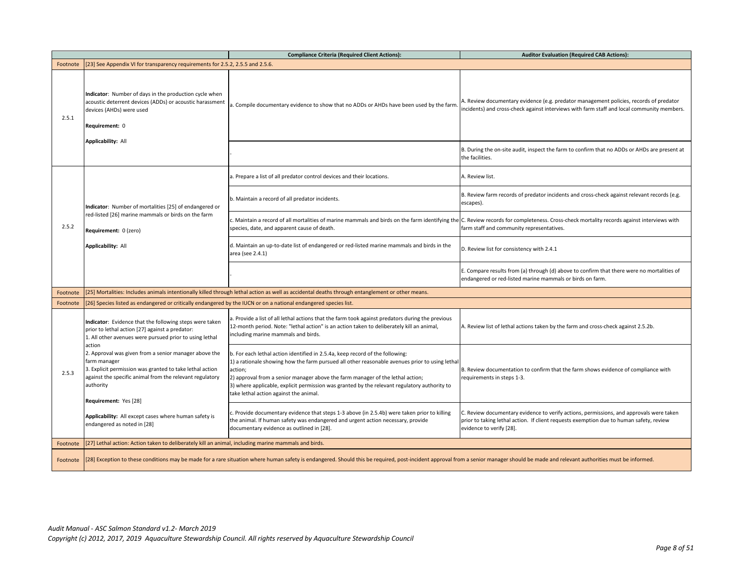| | | Compliance Criteria (Required Client Actions): | Auditor Evaluation (Required CAB Actions): |
|---|---|---|---|
| Footnote | [23] See Appendix VI for transparency requirements for 2.5.2, 2.5.5 and 2.5.6. | | |
| 2.5.1 | **Indicator**: Number of days in the production cycle when acoustic deterrent devices (ADDs) or acoustic harassment devices (AHDs) were used<br><br>**Requirement:** 0<br><br>**Applicability:** All | a. Compile documentary evidence to show that no ADDs or AHDs have been used by the farm. | A. Review documentary evidence (e.g. predator management policies, records of predator incidents) and cross-check against interviews with farm staff and local community members. |
| | | - | B. During the on-site audit, inspect the farm to confirm that no ADDs or AHDs are present at the facilities. |
| 2.5.2 | **Indicator**: Number of mortalities [25] of endangered or red-listed [26] marine mammals or birds on the farm<br><br>**Requirement:** 0 (zero)<br><br>**Applicability:** All | a. Prepare a list of all predator control devices and their locations. | A. Review list. |
| | | b. Maintain a record of all predator incidents. | B. Review farm records of predator incidents and cross-check against relevant records (e.g. escapes). |
| | | c. Maintain a record of all mortalities of marine mammals and birds on the farm identifying the species, date, and apparent cause of death. | C. Review records for completeness. Cross-check mortality records against interviews with farm staff and community representatives. |
| | | d. Maintain an up-to-date list of endangered or red-listed marine mammals and birds in the area (see 2.4.1) | D. Review list for consistency with 2.4.1 |
| | | - | E. Compare results from (a) through (d) above to confirm that there were no mortalities of endangered or red-listed marine mammals or birds on farm. |
| Footnote | [25] Mortalities: Includes animals intentionally killed through lethal action as well as accidental deaths through entanglement or other means. | | |
| Footnote | [26] Species listed as endangered or critically endangered by the IUCN or on a national endangered species list. | | |
| 2.5.3 | **Indicator**: Evidence that the following steps were taken prior to lethal action [27] against a predator:<br>1. All other avenues were pursued prior to using lethal action<br>2. Approval was given from a senior manager above the farm manager<br>3. Explicit permission was granted to take lethal action against the specific animal from the relevant regulatory authority<br><br>**Requirement:** Yes [28]<br><br>**Applicability:** All except cases where human safety is endangered as noted in [28] | a. Provide a list of all lethal actions that the farm took against predators during the previous 12-month period. Note: "lethal action" is an action taken to deliberately kill an animal, including marine mammals and birds. | A. Review list of lethal actions taken by the farm and cross-check against 2.5.2b. |
| | | b. For each lethal action identified in 2.5.4a, keep record of the following:<br>1) a rationale showing how the farm pursued all other reasonable avenues prior to using lethal action;<br>2) approval from a senior manager above the farm manager of the lethal action;<br>3) where applicable, explicit permission was granted by the relevant regulatory authority to take lethal action against the animal. | B. Review documentation to confirm that the farm shows evidence of compliance with requirements in steps 1-3. |
| | | c. Provide documentary evidence that steps 1-3 above (in 2.5.4b) were taken prior to killing the animal. If human safety was endangered and urgent action necessary, provide documentary evidence as outlined in [28]. | C. Review documentary evidence to verify actions, permissions, and approvals were taken prior to taking lethal action. If client requests exemption due to human safety, review evidence to verify [28]. |
| Footnote | [27] Lethal action: Action taken to deliberately kill an animal, including marine mammals and birds. | | |
| Footnote | [28] Exception to these conditions may be made for a rare situation where human safety is endangered. Should this be required, post-incident approval from a senior manager should be made and relevant authorities must be informed. | | |

*Audit Manual - ASC Salmon Standard v1.2- March 2019*
*Copyright (c) 2012, 2017, 2019 Aquaculture Stewardship Council. All rights reserved by Aquaculture Stewardship Council*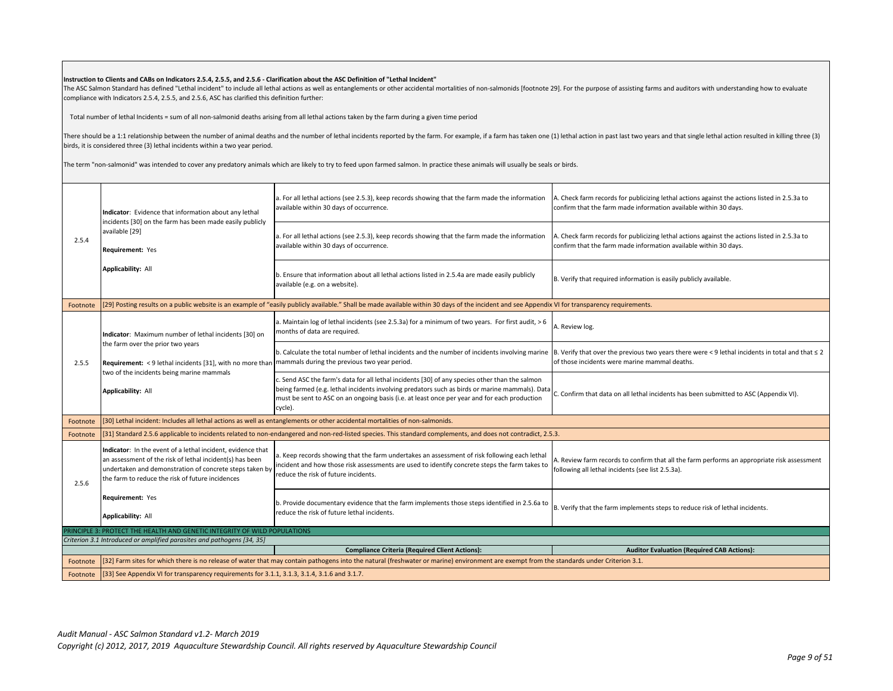**Instruction to Clients and CABs on Indicators 2.5.4, 2.5.5, and 2.5.6 - Clarification about the ASC Definition of "Lethal Incident"**

The ASC Salmon Standard has defined "Lethal incident" to include all lethal actions as well as entanglements or other accidental mortalities of non-salmonids [footnote 29]. For the purpose of assisting farms and auditors with understanding how to evaluate compliance with Indicators 2.5.4, 2.5.5, and 2.5.6, ASC has clarified this definition further:

Total number of lethal Incidents = sum of all non-salmonid deaths arising from all lethal actions taken by the farm during a given time period

There should be a 1:1 relationship between the number of animal deaths and the number of lethal incidents reported by the farm. For example, if a farm has taken one (1) lethal action in past last two years and that single lethal action resulted in killing three (3) birds, it is considered three (3) lethal incidents within a two year period.

The term "non-salmonid" was intended to cover any predatory animals which are likely to try to feed upon farmed salmon. In practice these animals will usually be seals or birds.

| | | | |
|---|---|---|---|
| 2.5.4 | **Indicator**: Evidence that information about any lethal incidents [30] on the farm has been made easily publicly available [29]<br><br>**Requirement:** Yes<br><br>**Applicability:** All | a. For all lethal actions (see 2.5.3), keep records showing that the farm made the information available within 30 days of occurrence. | A. Check farm records for publicizing lethal actions against the actions listed in 2.5.3a to confirm that the farm made information available within 30 days. |
| | | a. For all lethal actions (see 2.5.3), keep records showing that the farm made the information available within 30 days of occurrence. | A. Check farm records for publicizing lethal actions against the actions listed in 2.5.3a to confirm that the farm made information available within 30 days. |
| | | b. Ensure that information about all lethal actions listed in 2.5.4a are made easily publicly available (e.g. on a website). | B. Verify that required information is easily publicly available. |
| Footnote | [29] Posting results on a public website is an example of "easily publicly available." Shall be made available within 30 days of the incident and see Appendix VI for transparency requirements. | | |
| 2.5.5 | **Indicator**: Maximum number of lethal incidents [30] on the farm over the prior two years<br><br>**Requirement:** < 9 lethal incidents [31], with no more than two of the incidents being marine mammals<br><br>**Applicability:** All | a. Maintain log of lethal incidents (see 2.5.3a) for a minimum of two years. For first audit, > 6 months of data are required. | A. Review log. |
| | | b. Calculate the total number of lethal incidents and the number of incidents involving marine mammals during the previous two year period. | B. Verify that over the previous two years there were < 9 lethal incidents in total and that ≤ 2 of those incidents were marine mammal deaths. |
| | | c. Send ASC the farm's data for all lethal incidents [30] of any species other than the salmon being farmed (e.g. lethal incidents involving predators such as birds or marine mammals). Data must be sent to ASC on an ongoing basis (i.e. at least once per year and for each production cycle). | C. Confirm that data on all lethal incidents has been submitted to ASC (Appendix VI). |
| Footnote | [30] Lethal incident: Includes all lethal actions as well as entanglements or other accidental mortalities of non-salmonids. | | |
| Footnote | [31] Standard 2.5.6 applicable to incidents related to non-endangered and non-red-listed species. This standard complements, and does not contradict, 2.5.3. | | |
| 2.5.6 | **Indicator**: In the event of a lethal incident, evidence that an assessment of the risk of lethal incident(s) has been undertaken and demonstration of concrete steps taken by the farm to reduce the risk of future incidences<br><br>**Requirement:** Yes<br><br>**Applicability:** All | a. Keep records showing that the farm undertakes an assessment of risk following each lethal incident and how those risk assessments are used to identify concrete steps the farm takes to reduce the risk of future incidents. | A. Review farm records to confirm that all the farm performs an appropriate risk assessment following all lethal incidents (see list 2.5.3a). |
| | | b. Provide documentary evidence that the farm implements those steps identified in 2.5.6a to reduce the risk of future lethal incidents. | B. Verify that the farm implements steps to reduce risk of lethal incidents. |
| PRINCIPLE 3: PROTECT THE HEALTH AND GENETIC INTEGRITY OF WILD POPULATIONS | | | |
| *Criterion 3.1 Introduced or amplified parasites and pathogens [34, 35]* | | | |
| | | **Compliance Criteria (Required Client Actions):** | **Auditor Evaluation (Required CAB Actions):** |
| Footnote | [32] Farm sites for which there is no release of water that may contain pathogens into the natural (freshwater or marine) environment are exempt from the standards under Criterion 3.1. | | |
| Footnote | [33] See Appendix VI for transparency requirements for 3.1.1, 3.1.3, 3.1.4, 3.1.6 and 3.1.7. | | |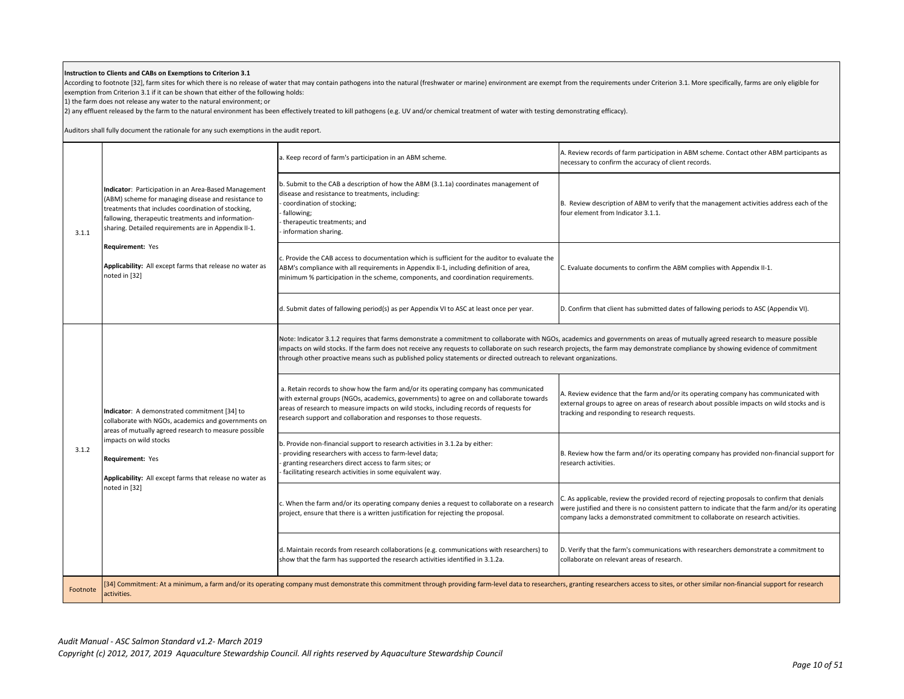**Instruction to Clients and CABs on Exemptions to Criterion 3.1**

According to footnote [32], farm sites for which there is no release of water that may contain pathogens into the natural (freshwater or marine) environment are exempt from the requirements under Criterion 3.1. More specifically, farms are only eligible for exemption from Criterion 3.1 if it can be shown that either of the following holds:

1) the farm does not release any water to the natural environment; or

2) any effluent released by the farm to the natural environment has been effectively treated to kill pathogens (e.g. UV and/or chemical treatment of water with testing demonstrating efficacy).

Auditors shall fully document the rationale for any such exemptions in the audit report.

| | | | |
|---|---|---|---|
| 3.1.1 | **Indicator**: Participation in an Area-Based Management (ABM) scheme for managing disease and resistance to treatments that includes coordination of stocking, fallowing, therapeutic treatments and information-sharing. Detailed requirements are in Appendix II-1.<br><br>**Requirement:** Yes<br><br>**Applicability:** All except farms that release no water as noted in [32] | a. Keep record of farm's participation in an ABM scheme. | A. Review records of farm participation in ABM scheme. Contact other ABM participants as necessary to confirm the accuracy of client records. |
| | | b. Submit to the CAB a description of how the ABM (3.1.1a) coordinates management of disease and resistance to treatments, including:<br>- coordination of stocking;<br>- fallowing;<br>- therapeutic treatments; and<br>- information sharing. | B. Review description of ABM to verify that the management activities address each of the four element from Indicator 3.1.1. |
| | | c. Provide the CAB access to documentation which is sufficient for the auditor to evaluate the ABM's compliance with all requirements in Appendix II-1, including definition of area, minimum % participation in the scheme, components, and coordination requirements. | C. Evaluate documents to confirm the ABM complies with Appendix II-1. |
| | | d. Submit dates of fallowing period(s) as per Appendix VI to ASC at least once per year. | D. Confirm that client has submitted dates of fallowing periods to ASC (Appendix VI). |
| 3.1.2 | **Indicator**: A demonstrated commitment [34] to collaborate with NGOs, academics and governments on areas of mutually agreed research to measure possible impacts on wild stocks<br><br>**Requirement:** Yes<br><br>**Applicability:** All except farms that release no water as noted in [32] | Note: Indicator 3.1.2 requires that farms demonstrate a commitment to collaborate with NGOs, academics and governments on areas of mutually agreed research to measure possible impacts on wild stocks. If the farm does not receive any requests to collaborate on such research projects, the farm may demonstrate compliance by showing evidence of commitment through other proactive means such as published policy statements or directed outreach to relevant organizations. | |
| | | a. Retain records to show how the farm and/or its operating company has communicated with external groups (NGOs, academics, governments) to agree on and collaborate towards areas of research to measure impacts on wild stocks, including records of requests for research support and collaboration and responses to those requests. | A. Review evidence that the farm and/or its operating company has communicated with external groups to agree on areas of research about possible impacts on wild stocks and is tracking and responding to research requests. |
| | | b. Provide non-financial support to research activities in 3.1.2a by either:<br>- providing researchers with access to farm-level data;<br>- granting researchers direct access to farm sites; or<br>- facilitating research activities in some equivalent way. | B. Review how the farm and/or its operating company has provided non-financial support for research activities. |
| | | c. When the farm and/or its operating company denies a request to collaborate on a research project, ensure that there is a written justification for rejecting the proposal. | C. As applicable, review the provided record of rejecting proposals to confirm that denials were justified and there is no consistent pattern to indicate that the farm and/or its operating company lacks a demonstrated commitment to collaborate on research activities. |
| | | d. Maintain records from research collaborations (e.g. communications with researchers) to show that the farm has supported the research activities identified in 3.1.2a. | D. Verify that the farm's communications with researchers demonstrate a commitment to collaborate on relevant areas of research. |
| Footnote | [34] Commitment: At a minimum, a farm and/or its operating company must demonstrate this commitment through providing farm-level data to researchers, granting researchers access to sites, or other similar non-financial support for research activities. | | |

*Audit Manual - ASC Salmon Standard v1.2- March 2019*

*Copyright (c) 2012, 2017, 2019 Aquaculture Stewardship Council. All rights reserved by Aquaculture Stewardship Council*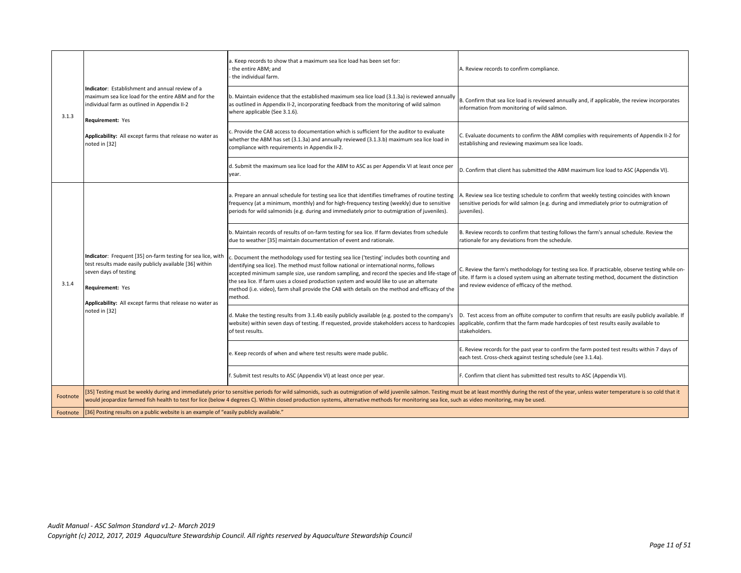| | | | |
|---|---|---|---|
| 3.1.3 | **Indicator**: Establishment and annual review of a maximum sea lice load for the entire ABM and for the individual farm as outlined in Appendix II-2<br><br>**Requirement:** Yes<br><br>**Applicability:** All except farms that release no water as noted in [32] | a. Keep records to show that a maximum sea lice load has been set for:<br>- the entire ABM; and<br>- the individual farm. | A. Review records to confirm compliance. |
| | | b. Maintain evidence that the established maximum sea lice load (3.1.3a) is reviewed annually as outlined in Appendix II-2, incorporating feedback from the monitoring of wild salmon where applicable (See 3.1.6). | B. Confirm that sea lice load is reviewed annually and, if applicable, the review incorporates information from monitoring of wild salmon. |
| | | c. Provide the CAB access to documentation which is sufficient for the auditor to evaluate whether the ABM has set (3.1.3a) and annually reviewed (3.1.3.b) maximum sea lice load in compliance with requirements in Appendix II-2. | C. Evaluate documents to confirm the ABM complies with requirements of Appendix II-2 for establishing and reviewing maximum sea lice loads. |
| | | d. Submit the maximum sea lice load for the ABM to ASC as per Appendix VI at least once per year. | D. Confirm that client has submitted the ABM maximum lice load to ASC (Appendix VI). |
| 3.1.4 | **Indicator**: Frequent [35] on-farm testing for sea lice, with test results made easily publicly available [36] within seven days of testing<br><br>**Requirement:** Yes<br><br>**Applicability:** All except farms that release no water as noted in [32] | a. Prepare an annual schedule for testing sea lice that identifies timeframes of routine testing frequency (at a minimum, monthly) and for high-frequency testing (weekly) due to sensitive periods for wild salmonids (e.g. during and immediately prior to outmigration of juveniles). | A. Review sea lice testing schedule to confirm that weekly testing coincides with known sensitive periods for wild salmon (e.g. during and immediately prior to outmigration of juveniles). |
| | | b. Maintain records of results of on-farm testing for sea lice. If farm deviates from schedule due to weather [35] maintain documentation of event and rationale. | B. Review records to confirm that testing follows the farm's annual schedule. Review the rationale for any deviations from the schedule. |
| | | c. Document the methodology used for testing sea lice ('testing' includes both counting and identifying sea lice). The method must follow national or international norms, follows accepted minimum sample size, use random sampling, and record the species and life-stage of the sea lice. If farm uses a closed production system and would like to use an alternate method (i.e. video), farm shall provide the CAB with details on the method and efficacy of the method. | C. Review the farm's methodology for testing sea lice. If practicable, observe testing while on-site. If farm is a closed system using an alternate testing method, document the distinction and review evidence of efficacy of the method. |
| | | d. Make the testing results from 3.1.4b easily publicly available (e.g. posted to the company's website) within seven days of testing. If requested, provide stakeholders access to hardcopies of test results. | D. Test access from an offsite computer to confirm that results are easily publicly available. If applicable, confirm that the farm made hardcopies of test results easily available to stakeholders. |
| | | e. Keep records of when and where test results were made public. | E. Review records for the past year to confirm the farm posted test results within 7 days of each test. Cross-check against testing schedule (see 3.1.4a). |
| | | f. Submit test results to ASC (Appendix VI) at least once per year. | F. Confirm that client has submitted test results to ASC (Appendix VI). |
| Footnote | [35] Testing must be weekly during and immediately prior to sensitive periods for wild salmonids, such as outmigration of wild juvenile salmon. Testing must be at least monthly during the rest of the year, unless water temperature is so cold that it would jeopardize farmed fish health to test for lice (below 4 degrees C). Within closed production systems, alternative methods for monitoring sea lice, such as video monitoring, may be used. | | |
| Footnote | [36] Posting results on a public website is an example of "easily publicly available." | | |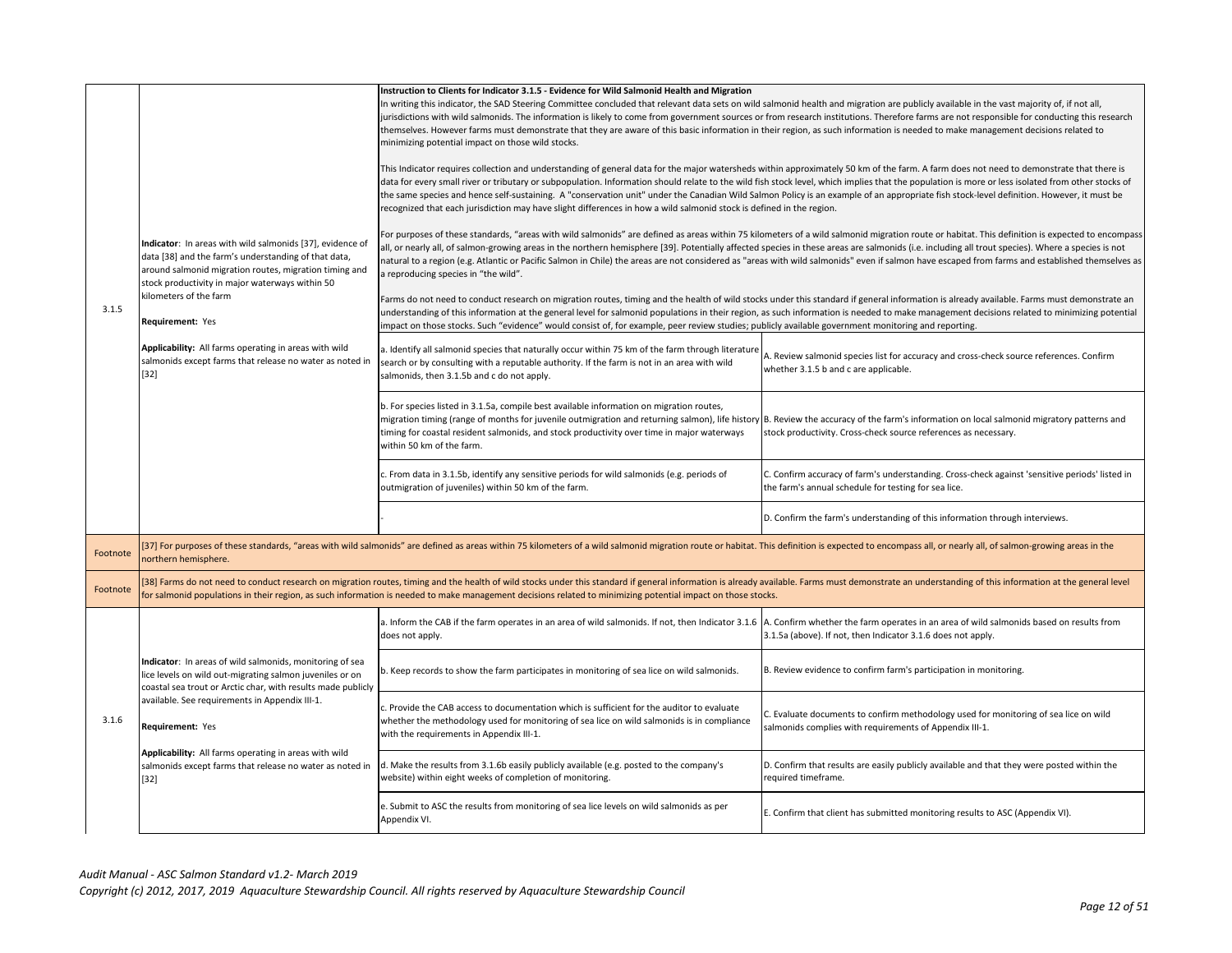| | | | |
|---|---|---|---|
| 3.1.5 | **Indicator**: In areas with wild salmonids [37], evidence of data [38] and the farm's understanding of that data, around salmonid migration routes, migration timing and stock productivity in major waterways within 50 kilometers of the farm<br><br>**Requirement:** Yes<br><br>**Applicability:** All farms operating in areas with wild salmonids except farms that release no water as noted in [32] | **Instruction to Clients for Indicator 3.1.5 - Evidence for Wild Salmonid Health and Migration**<br>In writing this indicator, the SAD Steering Committee concluded that relevant data sets on wild salmonid health and migration are publicly available in the vast majority of, if not all, jurisdictions with wild salmonids. The information is likely to come from government sources or from research institutions. Therefore farms are not responsible for conducting this research themselves. However farms must demonstrate that they are aware of this basic information in their region, as such information is needed to make management decisions related to minimizing potential impact on those wild stocks.<br><br>This Indicator requires collection and understanding of general data for the major watersheds within approximately 50 km of the farm. A farm does not need to demonstrate that there is data for every small river or tributary or subpopulation. Information should relate to the wild fish stock level, which implies that the population is more or less isolated from other stocks of the same species and hence self-sustaining. A "conservation unit" under the Canadian Wild Salmon Policy is an example of an appropriate fish stock-level definition. However, it must be recognized that each jurisdiction may have slight differences in how a wild salmonid stock is defined in the region.<br><br>For purposes of these standards, "areas with wild salmonids" are defined as areas within 75 kilometers of a wild salmonid migration route or habitat. This definition is expected to encompass all, or nearly all, of salmon-growing areas in the northern hemisphere [39]. Potentially affected species in these areas are salmonids (i.e. including all trout species). Where a species is not natural to a region (e.g. Atlantic or Pacific Salmon in Chile) the areas are not considered as "areas with wild salmonids" even if salmon have escaped from farms and established themselves as a reproducing species in "the wild".<br><br>Farms do not need to conduct research on migration routes, timing and the health of wild stocks under this standard if general information is already available. Farms must demonstrate an understanding of this information at the general level for salmonid populations in their region, as such information is needed to make management decisions related to minimizing potential impact on those stocks. Such "evidence" would consist of, for example, peer review studies; publicly available government monitoring and reporting. | |
| | | a. Identify all salmonid species that naturally occur within 75 km of the farm through literature search or by consulting with a reputable authority. If the farm is not in an area with wild salmonids, then 3.1.5b and c do not apply. | A. Review salmonid species list for accuracy and cross-check source references. Confirm whether 3.1.5 b and c are applicable. |
| | | b. For species listed in 3.1.5a, compile best available information on migration routes, migration timing (range of months for juvenile outmigration and returning salmon), life history timing for coastal resident salmonids, and stock productivity over time in major waterways within 50 km of the farm. | B. Review the accuracy of the farm's information on local salmonid migratory patterns and stock productivity. Cross-check source references as necessary. |
| | | c. From data in 3.1.5b, identify any sensitive periods for wild salmonids (e.g. periods of outmigration of juveniles) within 50 km of the farm. | C. Confirm accuracy of farm's understanding. Cross-check against 'sensitive periods' listed in the farm's annual schedule for testing for sea lice. |
| | | - | D. Confirm the farm's understanding of this information through interviews. |
| Footnote | [37] For purposes of these standards, "areas with wild salmonids" are defined as areas within 75 kilometers of a wild salmonid migration route or habitat. This definition is expected to encompass all, or nearly all, of salmon-growing areas in the northern hemisphere. | | |
| Footnote | [38] Farms do not need to conduct research on migration routes, timing and the health of wild stocks under this standard if general information is already available. Farms must demonstrate an understanding of this information at the general level for salmonid populations in their region, as such information is needed to make management decisions related to minimizing potential impact on those stocks. | | |
| 3.1.6 | **Indicator**: In areas of wild salmonids, monitoring of sea lice levels on wild out-migrating salmon juveniles or on coastal sea trout or Arctic char, with results made publicly available. See requirements in Appendix III-1.<br><br>**Requirement:** Yes<br><br>**Applicability:** All farms operating in areas with wild salmonids except farms that release no water as noted in [32] | a. Inform the CAB if the farm operates in an area of wild salmonids. If not, then Indicator 3.1.6 does not apply. | A. Confirm whether the farm operates in an area of wild salmonids based on results from 3.1.5a (above). If not, then Indicator 3.1.6 does not apply. |
| | | b. Keep records to show the farm participates in monitoring of sea lice on wild salmonids. | B. Review evidence to confirm farm's participation in monitoring. |
| | | c. Provide the CAB access to documentation which is sufficient for the auditor to evaluate whether the methodology used for monitoring of sea lice on wild salmonids is in compliance with the requirements in Appendix III-1. | C. Evaluate documents to confirm methodology used for monitoring of sea lice on wild salmonids complies with requirements of Appendix III-1. |
| | | d. Make the results from 3.1.6b easily publicly available (e.g. posted to the company's website) within eight weeks of completion of monitoring. | D. Confirm that results are easily publicly available and that they were posted within the required timeframe. |
| | | e. Submit to ASC the results from monitoring of sea lice levels on wild salmonids as per Appendix VI. | E. Confirm that client has submitted monitoring results to ASC (Appendix VI). |

*Audit Manual - ASC Salmon Standard v1.2- March 2019*
*Copyright (c) 2012, 2017, 2019 Aquaculture Stewardship Council. All rights reserved by Aquaculture Stewardship Council*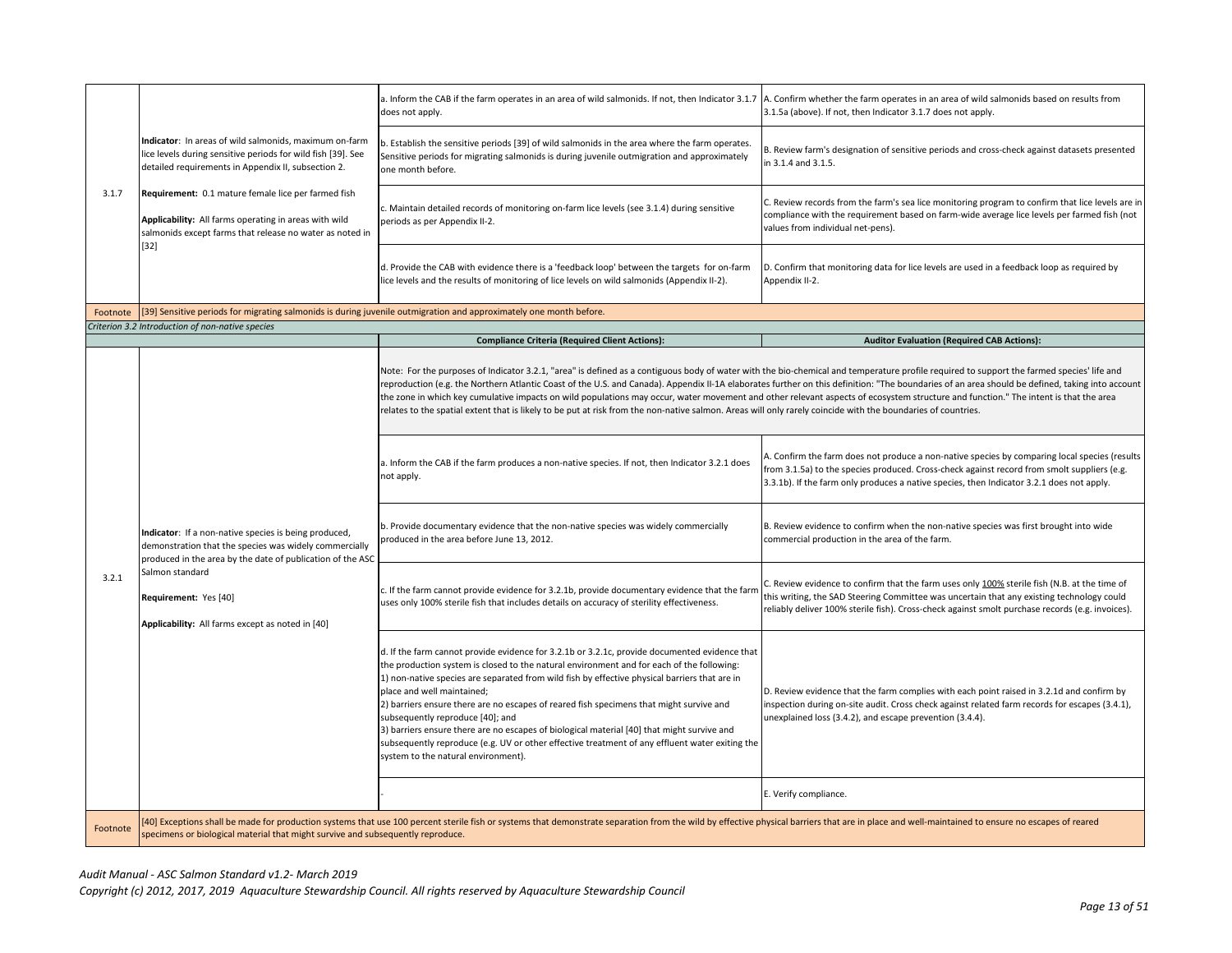| | | | |
|---|---|---|---|
| 3.1.7 | **Indicator**: In areas of wild salmonids, maximum on-farm lice levels during sensitive periods for wild fish [39]. See detailed requirements in Appendix II, subsection 2.<br><br>**Requirement:** 0.1 mature female lice per farmed fish<br><br>**Applicability:** All farms operating in areas with wild salmonids except farms that release no water as noted in [32] | a. Inform the CAB if the farm operates in an area of wild salmonids. If not, then Indicator 3.1.7 does not apply. | A. Confirm whether the farm operates in an area of wild salmonids based on results from 3.1.5a (above). If not, then Indicator 3.1.7 does not apply. |
| | | b. Establish the sensitive periods [39] of wild salmonids in the area where the farm operates. Sensitive periods for migrating salmonids is during juvenile outmigration and approximately one month before. | B. Review farm's designation of sensitive periods and cross-check against datasets presented in 3.1.4 and 3.1.5. |
| | | c. Maintain detailed records of monitoring on-farm lice levels (see 3.1.4) during sensitive periods as per Appendix II-2. | C. Review records from the farm's sea lice monitoring program to confirm that lice levels are in compliance with the requirement based on farm-wide average lice levels per farmed fish (not values from individual net-pens). |
| | | d. Provide the CAB with evidence there is a 'feedback loop' between the targets for on-farm lice levels and the results of monitoring of lice levels on wild salmonids (Appendix II-2). | D. Confirm that monitoring data for lice levels are used in a feedback loop as required by Appendix II-2. |
| Footnote | [39] Sensitive periods for migrating salmonids is during juvenile outmigration and approximately one month before. | | |
| *Criterion 3.2 Introduction of non-native species* | | | |
| | | **Compliance Criteria (Required Client Actions):** | **Auditor Evaluation (Required CAB Actions):** |
| 3.2.1 | **Indicator**: If a non-native species is being produced, demonstration that the species was widely commercially produced in the area by the date of publication of the ASC Salmon standard<br><br>**Requirement:** Yes [40]<br><br>**Applicability:** All farms except as noted in [40] | Note: For the purposes of Indicator 3.2.1, "area" is defined as a contiguous body of water with the bio-chemical and temperature profile required to support the farmed species' life and reproduction (e.g. the Northern Atlantic Coast of the U.S. and Canada). Appendix II-1A elaborates further on this definition: "The boundaries of an area should be defined, taking into account the zone in which key cumulative impacts on wild populations may occur, water movement and other relevant aspects of ecosystem structure and function." The intent is that the area relates to the spatial extent that is likely to be put at risk from the non-native salmon. Areas will only rarely coincide with the boundaries of countries. | |
| | | a. Inform the CAB if the farm produces a non-native species. If not, then Indicator 3.2.1 does not apply. | A. Confirm the farm does not produce a non-native species by comparing local species (results from 3.1.5a) to the species produced. Cross-check against record from smolt suppliers (e.g. 3.3.1b). If the farm only produces a native species, then Indicator 3.2.1 does not apply. |
| | | b. Provide documentary evidence that the non-native species was widely commercially produced in the area before June 13, 2012. | B. Review evidence to confirm when the non-native species was first brought into wide commercial production in the area of the farm. |
| | | c. If the farm cannot provide evidence for 3.2.1b, provide documentary evidence that the farm uses only 100% sterile fish that includes details on accuracy of sterility effectiveness. | C. Review evidence to confirm that the farm uses only 100% sterile fish (N.B. at the time of this writing, the SAD Steering Committee was uncertain that any existing technology could reliably deliver 100% sterile fish). Cross-check against smolt purchase records (e.g. invoices). |
| | | d. If the farm cannot provide evidence for 3.2.1b or 3.2.1c, provide documented evidence that the production system is closed to the natural environment and for each of the following:<br>1) non-native species are separated from wild fish by effective physical barriers that are in place and well maintained;<br>2) barriers ensure there are no escapes of reared fish specimens that might survive and subsequently reproduce [40]; and<br>3) barriers ensure there are no escapes of biological material [40] that might survive and subsequently reproduce (e.g. UV or other effective treatment of any effluent water exiting the system to the natural environment). | D. Review evidence that the farm complies with each point raised in 3.2.1d and confirm by inspection during on-site audit. Cross check against related farm records for escapes (3.4.1), unexplained loss (3.4.2), and escape prevention (3.4.4). |
| | | - | E. Verify compliance. |
| Footnote | [40] Exceptions shall be made for production systems that use 100 percent sterile fish or systems that demonstrate separation from the wild by effective physical barriers that are in place and well-maintained to ensure no escapes of reared specimens or biological material that might survive and subsequently reproduce. | | |

*Audit Manual - ASC Salmon Standard v1.2- March 2019*
*Copyright (c) 2012, 2017, 2019 Aquaculture Stewardship Council. All rights reserved by Aquaculture Stewardship Council*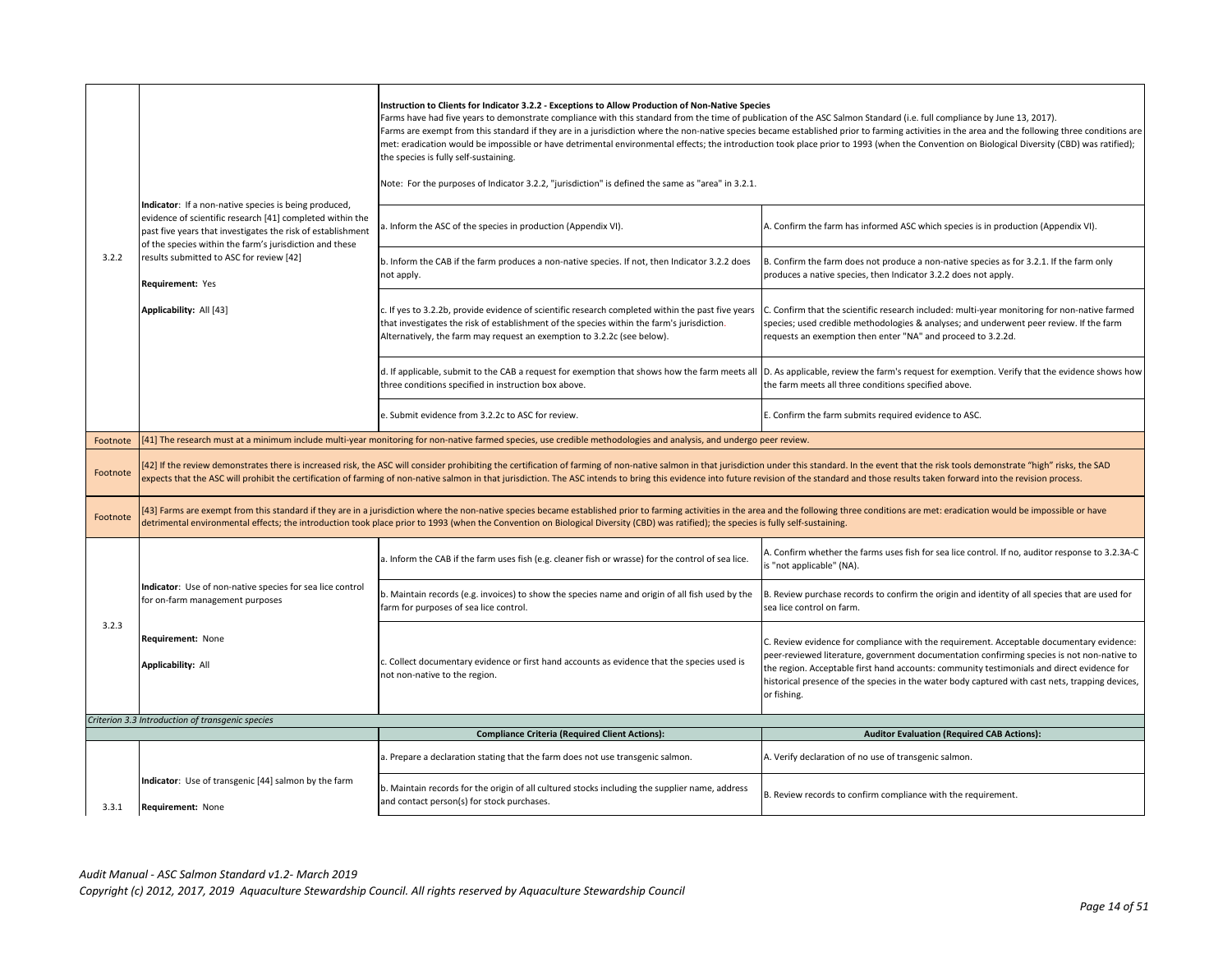| | | | |
|---|---|---|---|
| 3.2.2 | **Indicator**: If a non-native species is being produced, evidence of scientific research [41] completed within the past five years that investigates the risk of establishment of the species within the farm's jurisdiction and these results submitted to ASC for review [42]<br><br>**Requirement:** Yes<br><br>**Applicability:** All [43] | **Instruction to Clients for Indicator 3.2.2 - Exceptions to Allow Production of Non-Native Species**<br>Farms have had five years to demonstrate compliance with this standard from the time of publication of the ASC Salmon Standard (i.e. full compliance by June 13, 2017).<br>Farms are exempt from this standard if they are in a jurisdiction where the non-native species became established prior to farming activities in the area and the following three conditions are met: eradication would be impossible or have detrimental environmental effects; the introduction took place prior to 1993 (when the Convention on Biological Diversity (CBD) was ratified); the species is fully self-sustaining.<br><br>Note: For the purposes of Indicator 3.2.2, "jurisdiction" is defined the same as "area" in 3.2.1. | |
| | | a. Inform the ASC of the species in production (Appendix VI). | A. Confirm the farm has informed ASC which species is in production (Appendix VI). |
| | | b. Inform the CAB if the farm produces a non-native species. If not, then Indicator 3.2.2 does not apply. | B. Confirm the farm does not produce a non-native species as for 3.2.1. If the farm only produces a native species, then Indicator 3.2.2 does not apply. |
| | | c. If yes to 3.2.2b, provide evidence of scientific research completed within the past five years that investigates the risk of establishment of the species within the farm's jurisdiction. Alternatively, the farm may request an exemption to 3.2.2c (see below). | C. Confirm that the scientific research included: multi-year monitoring for non-native farmed species; used credible methodologies & analyses; and underwent peer review. If the farm requests an exemption then enter "NA" and proceed to 3.2.2d. |
| | | d. If applicable, submit to the CAB a request for exemption that shows how the farm meets all three conditions specified in instruction box above. | D. As applicable, review the farm's request for exemption. Verify that the evidence shows how the farm meets all three conditions specified above. |
| | | e. Submit evidence from 3.2.2c to ASC for review. | E. Confirm the farm submits required evidence to ASC. |
| Footnote | [41] The research must at a minimum include multi-year monitoring for non-native farmed species, use credible methodologies and analysis, and undergo peer review. | | |
| Footnote | [42] If the review demonstrates there is increased risk, the ASC will consider prohibiting the certification of farming of non-native salmon in that jurisdiction under this standard. In the event that the risk tools demonstrate "high" risks, the SAD expects that the ASC will prohibit the certification of farming of non-native salmon in that jurisdiction. The ASC intends to bring this evidence into future revision of the standard and those results taken forward into the revision process. | | |
| Footnote | [43] Farms are exempt from this standard if they are in a jurisdiction where the non-native species became established prior to farming activities in the area and the following three conditions are met: eradication would be impossible or have detrimental environmental effects; the introduction took place prior to 1993 (when the Convention on Biological Diversity (CBD) was ratified); the species is fully self-sustaining. | | |
| 3.2.3 | **Indicator**: Use of non-native species for sea lice control for on-farm management purposes<br><br>**Requirement:** None<br><br>**Applicability:** All | a. Inform the CAB if the farm uses fish (e.g. cleaner fish or wrasse) for the control of sea lice. | A. Confirm whether the farms uses fish for sea lice control. If no, auditor response to 3.2.3A-C is "not applicable" (NA). |
| | | b. Maintain records (e.g. invoices) to show the species name and origin of all fish used by the farm for purposes of sea lice control. | B. Review purchase records to confirm the origin and identity of all species that are used for sea lice control on farm. |
| | | c. Collect documentary evidence or first hand accounts as evidence that the species used is not non-native to the region. | C. Review evidence for compliance with the requirement. Acceptable documentary evidence: peer-reviewed literature, government documentation confirming species is not non-native to the region. Acceptable first hand accounts: community testimonials and direct evidence for historical presence of the species in the water body captured with cast nets, trapping devices, or fishing. |
| *Criterion 3.3 Introduction of transgenic species* | | | |
| | | **Compliance Criteria (Required Client Actions):** | **Auditor Evaluation (Required CAB Actions):** |
| 3.3.1 | **Indicator**: Use of transgenic [44] salmon by the farm<br><br>**Requirement:** None | a. Prepare a declaration stating that the farm does not use transgenic salmon. | A. Verify declaration of no use of transgenic salmon. |
| | | b. Maintain records for the origin of all cultured stocks including the supplier name, address and contact person(s) for stock purchases. | B. Review records to confirm compliance with the requirement. |

*Audit Manual - ASC Salmon Standard v1.2- March 2019*
*Copyright (c) 2012, 2017, 2019 Aquaculture Stewardship Council. All rights reserved by Aquaculture Stewardship Council*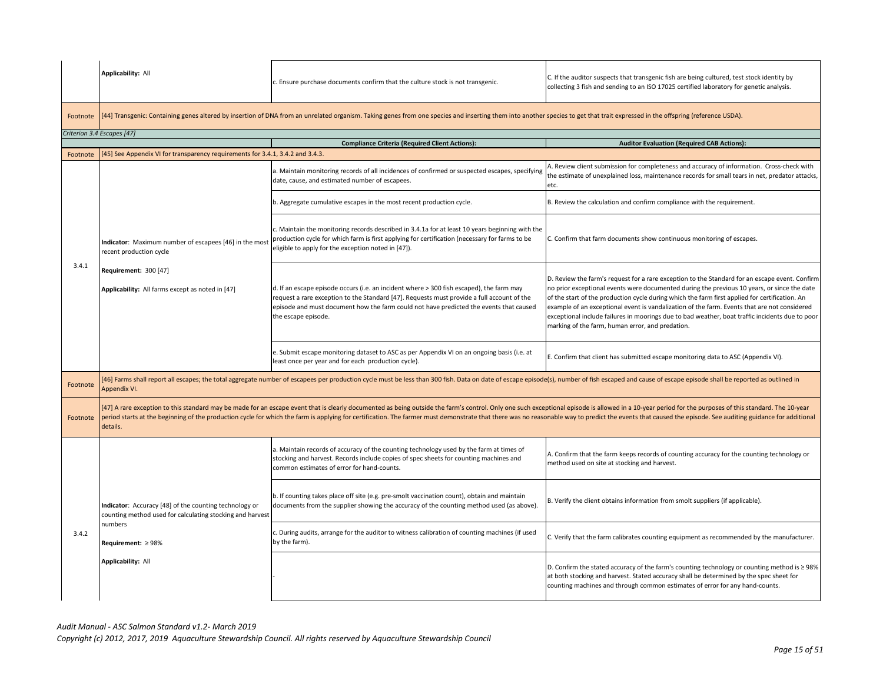| | | | |
|---|---|---|---|
| | **Applicability:** All | c. Ensure purchase documents confirm that the culture stock is not transgenic. | C. If the auditor suspects that transgenic fish are being cultured, test stock identity by collecting 3 fish and sending to an ISO 17025 certified laboratory for genetic analysis. |
| Footnote | [44] Transgenic: Containing genes altered by insertion of DNA from an unrelated organism. Taking genes from one species and inserting them into another species to get that trait expressed in the offspring (reference USDA). | | |
| *Criterion 3.4 Escapes [47]* | | | |
| | | **Compliance Criteria (Required Client Actions):** | **Auditor Evaluation (Required CAB Actions):** |
| Footnote | [45] See Appendix VI for transparency requirements for 3.4.1, 3.4.2 and 3.4.3. | | |
| 3.4.1 | **Indicator**: Maximum number of escapees [46] in the most recent production cycle<br><br>**Requirement:** 300 [47]<br><br>**Applicability:** All farms except as noted in [47] | a. Maintain monitoring records of all incidences of confirmed or suspected escapes, specifying date, cause, and estimated number of escapees. | A. Review client submission for completeness and accuracy of information. Cross-check with the estimate of unexplained loss, maintenance records for small tears in net, predator attacks, etc. |
| | | b. Aggregate cumulative escapes in the most recent production cycle. | B. Review the calculation and confirm compliance with the requirement. |
| | | c. Maintain the monitoring records described in 3.4.1a for at least 10 years beginning with the production cycle for which farm is first applying for certification (necessary for farms to be eligible to apply for the exception noted in [47]). | C. Confirm that farm documents show continuous monitoring of escapes. |
| | | d. If an escape episode occurs (i.e. an incident where > 300 fish escaped), the farm may request a rare exception to the Standard [47]. Requests must provide a full account of the episode and must document how the farm could not have predicted the events that caused the escape episode. | D. Review the farm's request for a rare exception to the Standard for an escape event. Confirm no prior exceptional events were documented during the previous 10 years, or since the date of the start of the production cycle during which the farm first applied for certification. An example of an exceptional event is vandalization of the farm. Events that are not considered exceptional include failures in moorings due to bad weather, boat traffic incidents due to poor marking of the farm, human error, and predation. |
| | | e. Submit escape monitoring dataset to ASC as per Appendix VI on an ongoing basis (i.e. at least once per year and for each production cycle). | E. Confirm that client has submitted escape monitoring data to ASC (Appendix VI). |
| Footnote | [46] Farms shall report all escapes; the total aggregate number of escapees per production cycle must be less than 300 fish. Data on date of escape episode(s), number of fish escaped and cause of escape episode shall be reported as outlined in Appendix VI. | | |
| Footnote | [47] A rare exception to this standard may be made for an escape event that is clearly documented as being outside the farm's control. Only one such exceptional episode is allowed in a 10-year period for the purposes of this standard. The 10-year period starts at the beginning of the production cycle for which the farm is applying for certification. The farmer must demonstrate that there was no reasonable way to predict the events that caused the episode. See auditing guidance for additional details. | | |
| 3.4.2 | **Indicator**: Accuracy [48] of the counting technology or counting method used for calculating stocking and harvest numbers<br><br>**Requirement:** ≥ 98%<br><br>**Applicability:** All | a. Maintain records of accuracy of the counting technology used by the farm at times of stocking and harvest. Records include copies of spec sheets for counting machines and common estimates of error for hand-counts. | A. Confirm that the farm keeps records of counting accuracy for the counting technology or method used on site at stocking and harvest. |
| | | b. If counting takes place off site (e.g. pre-smolt vaccination count), obtain and maintain documents from the supplier showing the accuracy of the counting method used (as above). | B. Verify the client obtains information from smolt suppliers (if applicable). |
| | | c. During audits, arrange for the auditor to witness calibration of counting machines (if used by the farm). | C. Verify that the farm calibrates counting equipment as recommended by the manufacturer. |
| | | - | D. Confirm the stated accuracy of the farm's counting technology or counting method is ≥ 98% at both stocking and harvest. Stated accuracy shall be determined by the spec sheet for counting machines and through common estimates of error for any hand-counts. |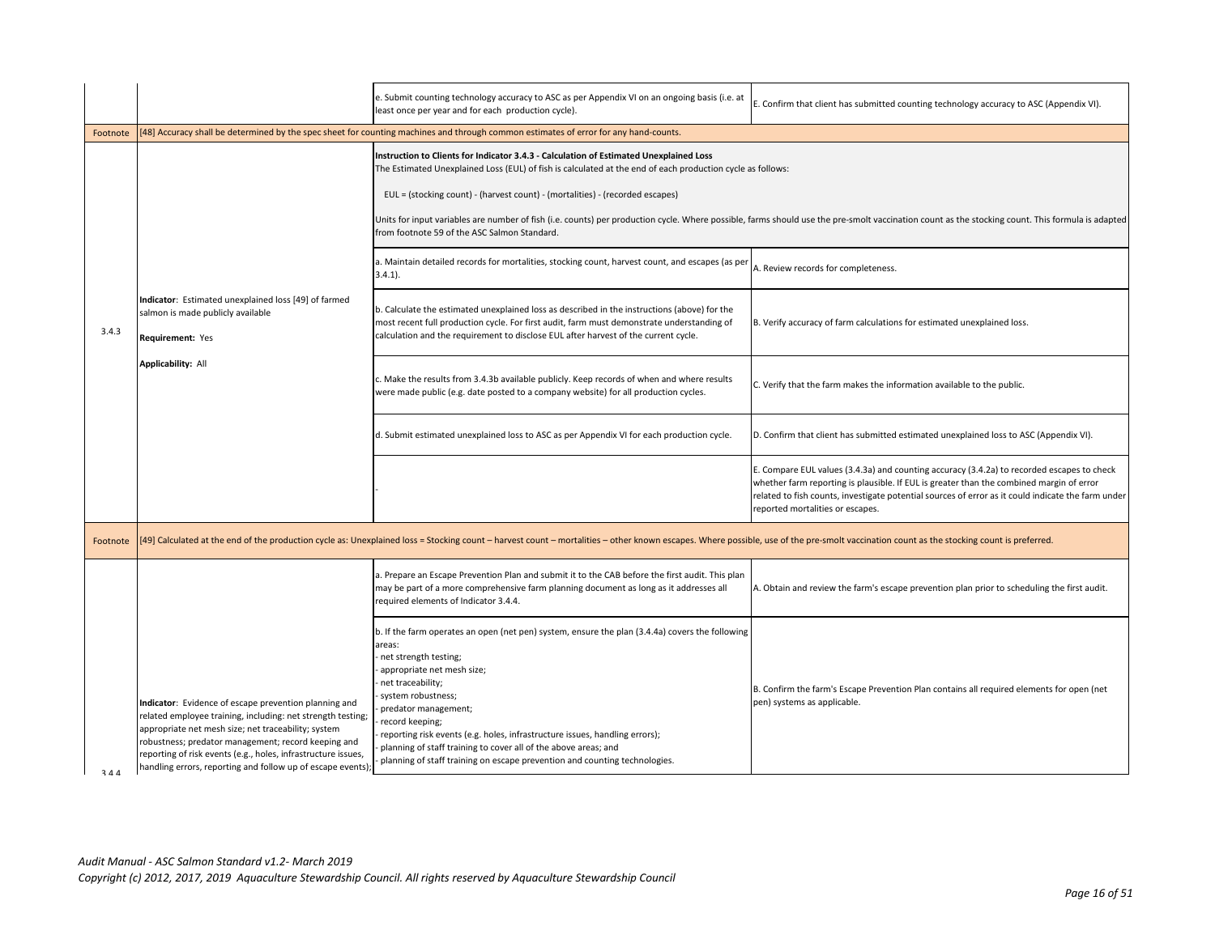| | | | |
|---|---|---|---|
| | | e. Submit counting technology accuracy to ASC as per Appendix VI on an ongoing basis (i.e. at least once per year and for each production cycle). | E. Confirm that client has submitted counting technology accuracy to ASC (Appendix VI). |
| Footnote | [48] Accuracy shall be determined by the spec sheet for counting machines and through common estimates of error for any hand-counts. | | |
| 3.4.3 | **Indicator**: Estimated unexplained loss [49] of farmed salmon is made publicly available<br><br>**Requirement:** Yes<br><br>**Applicability:** All | **Instruction to Clients for Indicator 3.4.3 - Calculation of Estimated Unexplained Loss**<br>The Estimated Unexplained Loss (EUL) of fish is calculated at the end of each production cycle as follows:<br><br>EUL = (stocking count) - (harvest count) - (mortalities) - (recorded escapes)<br><br>Units for input variables are number of fish (i.e. counts) per production cycle. Where possible, farms should use the pre-smolt vaccination count as the stocking count. This formula is adapted from footnote 59 of the ASC Salmon Standard. | |
| | | a. Maintain detailed records for mortalities, stocking count, harvest count, and escapes (as per 3.4.1). | A. Review records for completeness. |
| | | b. Calculate the estimated unexplained loss as described in the instructions (above) for the most recent full production cycle. For first audit, farm must demonstrate understanding of calculation and the requirement to disclose EUL after harvest of the current cycle. | B. Verify accuracy of farm calculations for estimated unexplained loss. |
| | | c. Make the results from 3.4.3b available publicly. Keep records of when and where results were made public (e.g. date posted to a company website) for all production cycles. | C. Verify that the farm makes the information available to the public. |
| | | d. Submit estimated unexplained loss to ASC as per Appendix VI for each production cycle. | D. Confirm that client has submitted estimated unexplained loss to ASC (Appendix VI). |
| | | - | E. Compare EUL values (3.4.3a) and counting accuracy (3.4.2a) to recorded escapes to check whether farm reporting is plausible. If EUL is greater than the combined margin of error related to fish counts, investigate potential sources of error as it could indicate the farm under reported mortalities or escapes. |
| Footnote | [49] Calculated at the end of the production cycle as: Unexplained loss = Stocking count – harvest count – mortalities – other known escapes. Where possible, use of the pre-smolt vaccination count as the stocking count is preferred. | | |
| 3.4.4 | **Indicator**: Evidence of escape prevention planning and related employee training, including: net strength testing; appropriate net mesh size; net traceability; system robustness; predator management; record keeping and reporting of risk events (e.g., holes, infrastructure issues, handling errors, reporting and follow up of escape events); | a. Prepare an Escape Prevention Plan and submit it to the CAB before the first audit. This plan may be part of a more comprehensive farm planning document as long as it addresses all required elements of Indicator 3.4.4. | A. Obtain and review the farm's escape prevention plan prior to scheduling the first audit. |
| | | b. If the farm operates an open (net pen) system, ensure the plan (3.4.4a) covers the following areas:<br>- net strength testing;<br>- appropriate net mesh size;<br>- net traceability;<br>- system robustness;<br>- predator management;<br>- record keeping;<br>- reporting risk events (e.g. holes, infrastructure issues, handling errors);<br>- planning of staff training to cover all of the above areas; and<br>- planning of staff training on escape prevention and counting technologies. | B. Confirm the farm's Escape Prevention Plan contains all required elements for open (net pen) systems as applicable. |

*Audit Manual - ASC Salmon Standard v1.2- March 2019*
*Copyright (c) 2012, 2017, 2019 Aquaculture Stewardship Council. All rights reserved by Aquaculture Stewardship Council*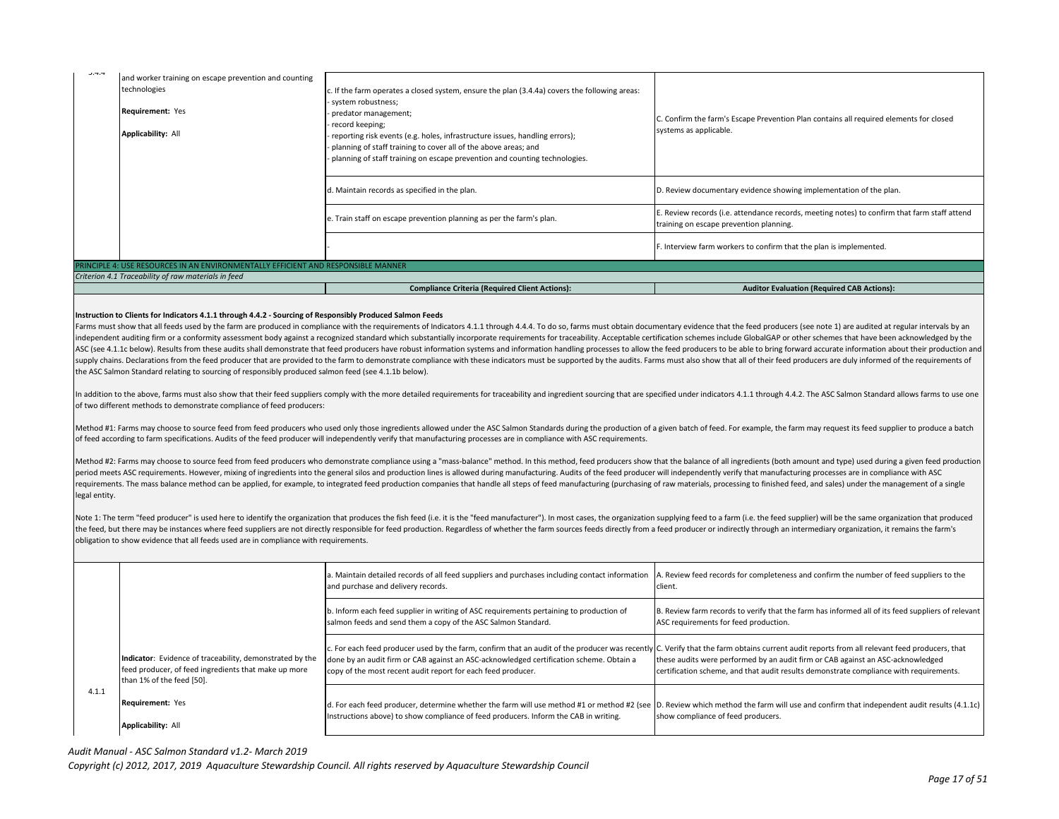| | | | |
|---|---|---|---|
| 3.4.4 | and worker training on escape prevention and counting technologies<br><br>**Requirement:** Yes<br><br>**Applicability:** All | c. If the farm operates a closed system, ensure the plan (3.4.4a) covers the following areas:<br>- system robustness;<br>- predator management;<br>- record keeping;<br>- reporting risk events (e.g. holes, infrastructure issues, handling errors);<br>- planning of staff training to cover all of the above areas; and<br>- planning of staff training on escape prevention and counting technologies. | C. Confirm the farm's Escape Prevention Plan contains all required elements for closed systems as applicable. |
| | | d. Maintain records as specified in the plan. | D. Review documentary evidence showing implementation of the plan. |
| | | e. Train staff on escape prevention planning as per the farm's plan. | E. Review records (i.e. attendance records, meeting notes) to confirm that farm staff attend training on escape prevention planning. |
| | | - | F. Interview farm workers to confirm that the plan is implemented. |

PRINCIPLE 4: USE RESOURCES IN AN ENVIRONMENTALLY EFFICIENT AND RESPONSIBLE MANNER

*Criterion 4.1 Traceability of raw materials in feed*

| | | **Compliance Criteria (Required Client Actions):** | **Auditor Evaluation (Required CAB Actions):** |
|---|---|---|---|

**Instruction to Clients for Indicators 4.1.1 through 4.4.2 - Sourcing of Responsibly Produced Salmon Feeds**

Farms must show that all feeds used by the farm are produced in compliance with the requirements of Indicators 4.1.1 through 4.4.4. To do so, farms must obtain documentary evidence that the feed producers (see note 1) are audited at regular intervals by an independent auditing firm or a conformity assessment body against a recognized standard which substantially incorporate requirements for traceability. Acceptable certification schemes include GlobalGAP or other schemes that have been acknowledged by the ASC (see 4.1.1c below). Results from these audits shall demonstrate that feed producers have robust information systems and information handling processes to allow the feed producers to be able to bring forward accurate information about their production and supply chains. Declarations from the feed producer that are provided to the farm to demonstrate compliance with these indicators must be supported by the audits. Farms must also show that all of their feed producers are duly informed of the requirements of the ASC Salmon Standard relating to sourcing of responsibly produced salmon feed (see 4.1.1b below).

In addition to the above, farms must also show that their feed suppliers comply with the more detailed requirements for traceability and ingredient sourcing that are specified under indicators 4.1.1 through 4.4.2. The ASC Salmon Standard allows farms to use one of two different methods to demonstrate compliance of feed producers:

Method #1: Farms may choose to source feed from feed producers who used only those ingredients allowed under the ASC Salmon Standards during the production of a given batch of feed. For example, the farm may request its feed supplier to produce a batch of feed according to farm specifications. Audits of the feed producer will independently verify that manufacturing processes are in compliance with ASC requirements.

Method #2: Farms may choose to source feed from feed producers who demonstrate compliance using a "mass-balance" method. In this method, feed producers show that the balance of all ingredients (both amount and type) used during a given feed production period meets ASC requirements. However, mixing of ingredients into the general silos and production lines is allowed during manufacturing. Audits of the feed producer will independently verify that manufacturing processes are in compliance with ASC requirements. The mass balance method can be applied, for example, to integrated feed production companies that handle all steps of feed manufacturing (purchasing of raw materials, processing to finished feed, and sales) under the management of a single legal entity.

Note 1: The term "feed producer" is used here to identify the organization that produces the fish feed (i.e. it is the "feed manufacturer"). In most cases, the organization supplying feed to a farm (i.e. the feed supplier) will be the same organization that produced the feed, but there may be instances where feed suppliers are not directly responsible for feed production. Regardless of whether the farm sources feeds directly from a feed producer or indirectly through an intermediary organization, it remains the farm's obligation to show evidence that all feeds used are in compliance with requirements.

| | | | |
|---|---|---|---|
| 4.1.1 | **Indicator**: Evidence of traceability, demonstrated by the feed producer, of feed ingredients that make up more than 1% of the feed [50].<br><br>**Requirement:** Yes<br><br>**Applicability:** All | a. Maintain detailed records of all feed suppliers and purchases including contact information and purchase and delivery records. | A. Review feed records for completeness and confirm the number of feed suppliers to the client. |
| | | b. Inform each feed supplier in writing of ASC requirements pertaining to production of salmon feeds and send them a copy of the ASC Salmon Standard. | B. Review farm records to verify that the farm has informed all of its feed suppliers of relevant ASC requirements for feed production. |
| | | c. For each feed producer used by the farm, confirm that an audit of the producer was recently done by an audit firm or CAB against an ASC-acknowledged certification scheme. Obtain a copy of the most recent audit report for each feed producer. | C. Verify that the farm obtains current audit reports from all relevant feed producers, that these audits were performed by an audit firm or CAB against an ASC-acknowledged certification scheme, and that audit results demonstrate compliance with requirements. |
| | | d. For each feed producer, determine whether the farm will use method #1 or method #2 (see Instructions above) to show compliance of feed producers. Inform the CAB in writing. | D. Review which method the farm will use and confirm that independent audit results (4.1.1c) show compliance of feed producers. |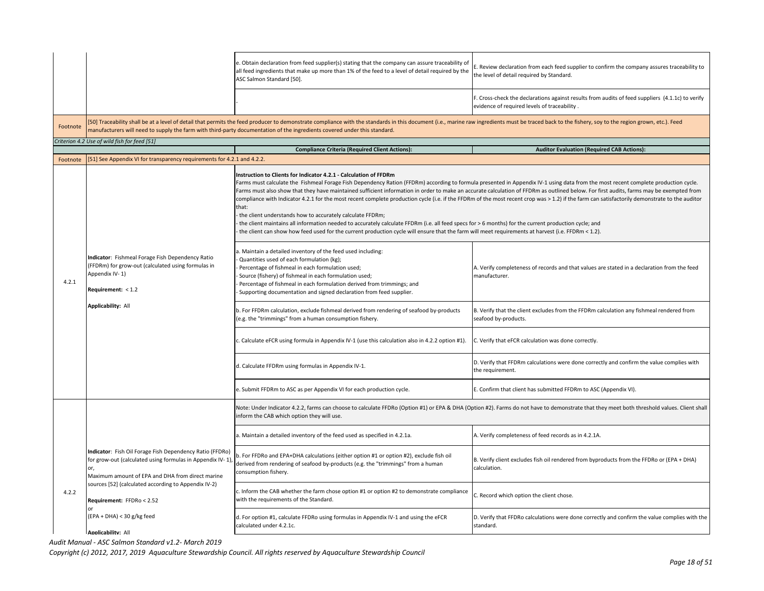| | | Compliance Criteria (Required Client Actions): | Auditor Evaluation (Required CAB Actions): |
|---|---|---|---|
| | | e. Obtain declaration from feed supplier(s) stating that the company can assure traceability of all feed ingredients that make up more than 1% of the feed to a level of detail required by the ASC Salmon Standard [50]. | E. Review declaration from each feed supplier to confirm the company assures traceability to the level of detail required by Standard. |
| | | - | F. Cross-check the declarations against results from audits of feed suppliers (4.1.1c) to verify evidence of required levels of traceability . |
| Footnote | [50] Traceability shall be at a level of detail that permits the feed producer to demonstrate compliance with the standards in this document (i.e., marine raw ingredients must be traced back to the fishery, soy to the region grown, etc.). Feed manufacturers will need to supply the farm with third-party documentation of the ingredients covered under this standard. | | |

*Criterion 4.2 Use of wild fish for feed [51]*

| | | Compliance Criteria (Required Client Actions): | Auditor Evaluation (Required CAB Actions): |
|---|---|---|---|
| Footnote | [51] See Appendix VI for transparency requirements for 4.2.1 and 4.2.2. | | |
| 4.2.1 | **Indicator**: Fishmeal Forage Fish Dependency Ratio (FFDRm) for grow-out (calculated using formulas in Appendix IV- 1)<br><br>**Requirement:** < 1.2<br><br>**Applicability:** All | **Instruction to Clients for Indicator 4.2.1 - Calculation of FFDRm**<br>Farms must calculate the Fishmeal Forage Fish Dependency Ration (FFDRm) according to formula presented in Appendix IV-1 using data from the most recent complete production cycle. Farms must also show that they have maintained sufficient information in order to make an accurate calculation of FFDRm as outlined below. For first audits, farms may be exempted from compliance with Indicator 4.2.1 for the most recent complete production cycle (i.e. if the FFDRm of the most recent crop was > 1.2) if the farm can satisfactorily demonstrate to the auditor that:<br>- the client understands how to accurately calculate FFDRm;<br>- the client maintains all information needed to accurately calculate FFDRm (i.e. all feed specs for > 6 months) for the current production cycle; and<br>- the client can show how feed used for the current production cycle will ensure that the farm will meet requirements at harvest (i.e. FFDRm < 1.2). | |
| | | a. Maintain a detailed inventory of the feed used including:<br>- Quantities used of each formulation (kg);<br>- Percentage of fishmeal in each formulation used;<br>- Source (fishery) of fishmeal in each formulation used;<br>- Percentage of fishmeal in each formulation derived from trimmings; and<br>- Supporting documentation and signed declaration from feed supplier. | A. Verify completeness of records and that values are stated in a declaration from the feed manufacturer. |
| | | b. For FFDRm calculation, exclude fishmeal derived from rendering of seafood by-products (e.g. the "trimmings" from a human consumption fishery. | B. Verify that the client excludes from the FFDRm calculation any fishmeal rendered from seafood by-products. |
| | | c. Calculate eFCR using formula in Appendix IV-1 (use this calculation also in 4.2.2 option #1). | C. Verify that eFCR calculation was done correctly. |
| | | d. Calculate FFDRm using formulas in Appendix IV-1. | D. Verify that FFDRm calculations were done correctly and confirm the value complies with the requirement. |
| | | e. Submit FFDRm to ASC as per Appendix VI for each production cycle. | E. Confirm that client has submitted FFDRm to ASC (Appendix VI). |
| 4.2.2 | **Indicator**: Fish Oil Forage Fish Dependency Ratio (FFDRo) for grow-out (calculated using formulas in Appendix IV- 1),<br>or,<br>Maximum amount of EPA and DHA from direct marine sources [52] (calculated according to Appendix IV-2)<br><br>**Requirement:** FFDRo < 2.52<br>or<br>(EPA + DHA) < 30 g/kg feed<br><br>**Applicability:** All | Note: Under Indicator 4.2.2, farms can choose to calculate FFDRo (Option #1) or EPA & DHA (Option #2). Farms do not have to demonstrate that they meet both threshold values. Client shall inform the CAB which option they will use. | |
| | | a. Maintain a detailed inventory of the feed used as specified in 4.2.1a. | A. Verify completeness of feed records as in 4.2.1A. |
| | | b. For FFDRo and EPA+DHA calculations (either option #1 or option #2), exclude fish oil derived from rendering of seafood by-products (e.g. the "trimmings" from a human consumption fishery. | B. Verify client excludes fish oil rendered from byproducts from the FFDRo or (EPA + DHA) calculation. |
| | | c. Inform the CAB whether the farm chose option #1 or option #2 to demonstrate compliance with the requirements of the Standard. | C. Record which option the client chose. |
| | | d. For option #1, calculate FFDRo using formulas in Appendix IV-1 and using the eFCR calculated under 4.2.1c. | D. Verify that FFDRo calculations were done correctly and confirm the value complies with the standard. |

*Audit Manual - ASC Salmon Standard v1.2- March 2019*

*Copyright (c) 2012, 2017, 2019 Aquaculture Stewardship Council. All rights reserved by Aquaculture Stewardship Council*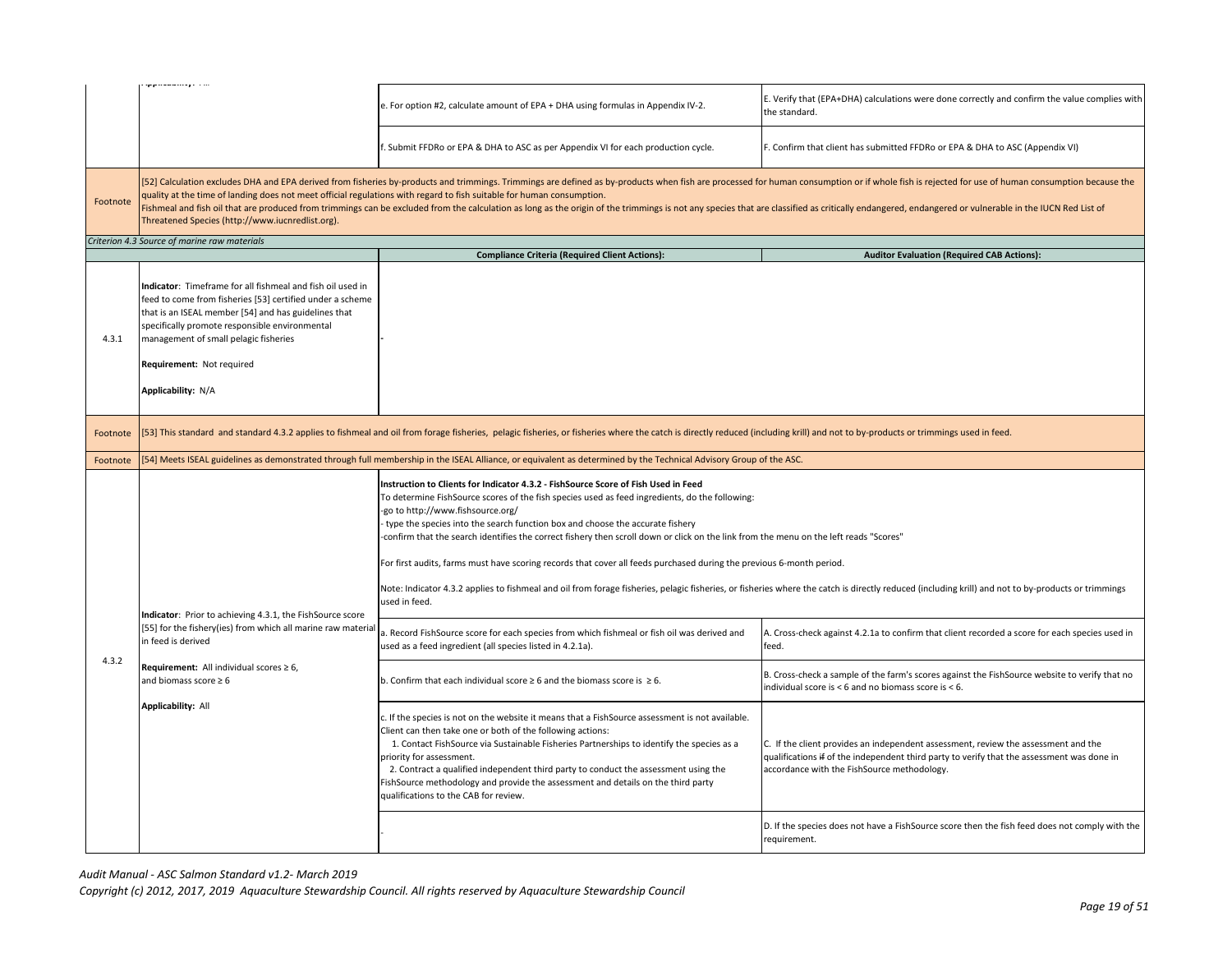| | | | |
|---|---|---|---|
| | Applicability: All | e. For option #2, calculate amount of EPA + DHA using formulas in Appendix IV-2. | E. Verify that (EPA+DHA) calculations were done correctly and confirm the value complies with the standard. |
| | | f. Submit FFDRo or EPA & DHA to ASC as per Appendix VI for each production cycle. | F. Confirm that client has submitted FFDRo or EPA & DHA to ASC (Appendix VI) |
| Footnote | [52] Calculation excludes DHA and EPA derived from fisheries by-products and trimmings. Trimmings are defined as by-products when fish are processed for human consumption or if whole fish is rejected for use of human consumption because the quality at the time of landing does not meet official regulations with regard to fish suitable for human consumption.<br>Fishmeal and fish oil that are produced from trimmings can be excluded from the calculation as long as the origin of the trimmings is not any species that are classified as critically endangered, endangered or vulnerable in the IUCN Red List of Threatened Species (http://www.iucnredlist.org). | | |
| *Criterion 4.3 Source of marine raw materials* | | | |
| | | **Compliance Criteria (Required Client Actions):** | **Auditor Evaluation (Required CAB Actions):** |
| 4.3.1 | **Indicator**: Timeframe for all fishmeal and fish oil used in feed to come from fisheries [53] certified under a scheme that is an ISEAL member [54] and has guidelines that specifically promote responsible environmental management of small pelagic fisheries<br><br>**Requirement:** Not required<br><br>**Applicability:** N/A | - | |
| Footnote | [53] This standard and standard 4.3.2 applies to fishmeal and oil from forage fisheries, pelagic fisheries, or fisheries where the catch is directly reduced (including krill) and not to by-products or trimmings used in feed. | | |
| Footnote | [54] Meets ISEAL guidelines as demonstrated through full membership in the ISEAL Alliance, or equivalent as determined by the Technical Advisory Group of the ASC. | | |
| 4.3.2 | **Indicator**: Prior to achieving 4.3.1, the FishSource score [55] for the fishery(ies) from which all marine raw material in feed is derived<br><br>**Requirement:** All individual scores ≥ 6, and biomass score ≥ 6<br><br>**Applicability:** All | **Instruction to Clients for Indicator 4.3.2 - FishSource Score of Fish Used in Feed**<br>To determine FishSource scores of the fish species used as feed ingredients, do the following:<br>-go to http://www.fishsource.org/<br>- type the species into the search function box and choose the accurate fishery<br>-confirm that the search identifies the correct fishery then scroll down or click on the link from the menu on the left reads "Scores"<br><br>For first audits, farms must have scoring records that cover all feeds purchased during the previous 6-month period.<br><br>Note: Indicator 4.3.2 applies to fishmeal and oil from forage fisheries, pelagic fisheries, or fisheries where the catch is directly reduced (including krill) and not to by-products or trimmings used in feed. | |
| | | a. Record FishSource score for each species from which fishmeal or fish oil was derived and used as a feed ingredient (all species listed in 4.2.1a). | A. Cross-check against 4.2.1a to confirm that client recorded a score for each species used in feed. |
| | | b. Confirm that each individual score ≥ 6 and the biomass score is ≥ 6. | B. Cross-check a sample of the farm's scores against the FishSource website to verify that no individual score is < 6 and no biomass score is < 6. |
| | | c. If the species is not on the website it means that a FishSource assessment is not available. Client can then take one or both of the following actions:<br>1. Contact FishSource via Sustainable Fisheries Partnerships to identify the species as a priority for assessment.<br>2. Contract a qualified independent third party to conduct the assessment using the FishSource methodology and provide the assessment and details on the third party qualifications to the CAB for review. | C. If the client provides an independent assessment, review the assessment and the qualifications ~~if~~ of the independent third party to verify that the assessment was done in accordance with the FishSource methodology. |
| | | - | D. If the species does not have a FishSource score then the fish feed does not comply with the requirement. |

*Audit Manual - ASC Salmon Standard v1.2- March 2019*
*Copyright (c) 2012, 2017, 2019 Aquaculture Stewardship Council. All rights reserved by Aquaculture Stewardship Council*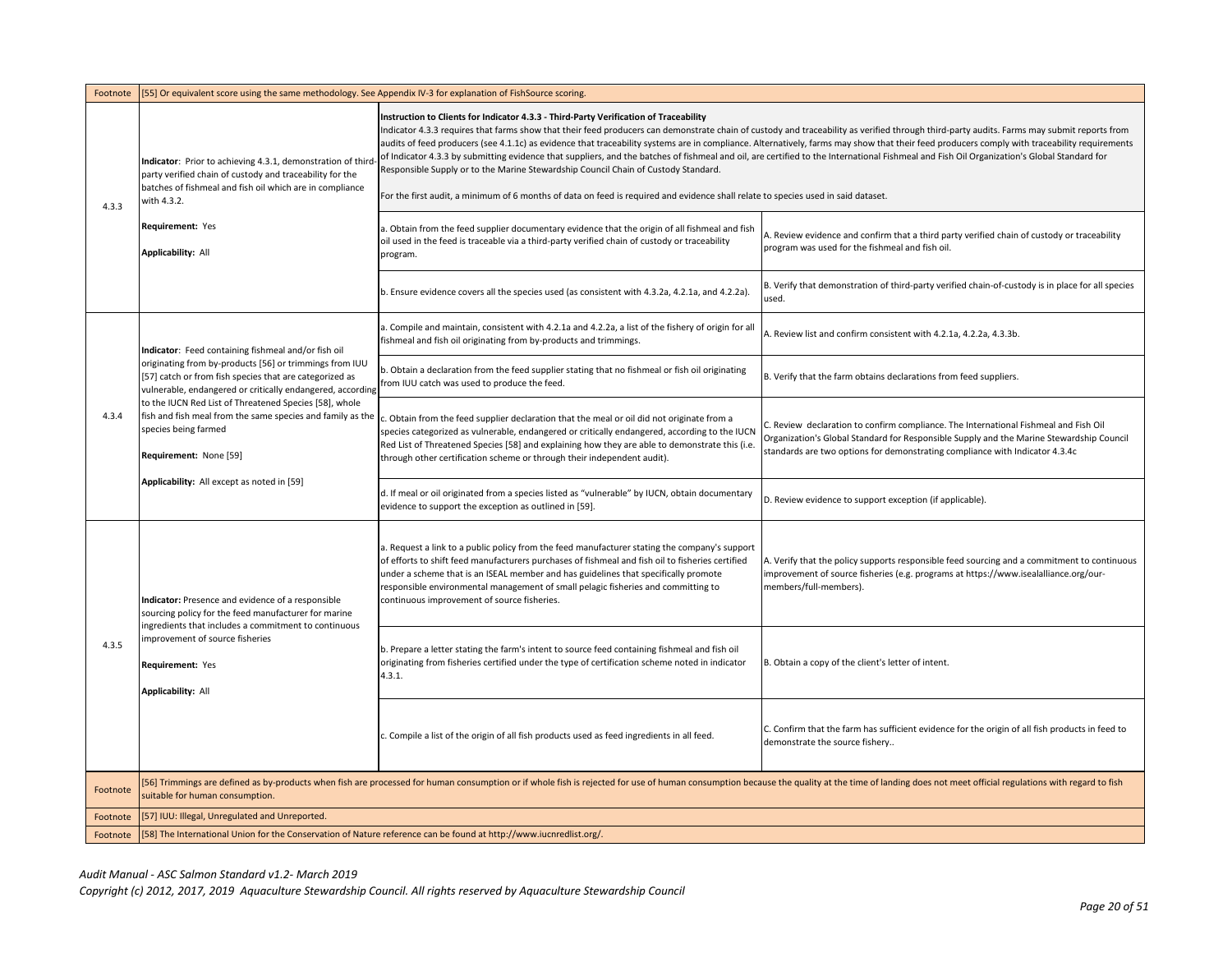| | | | |
|---|---|---|---|
| Footnote | [55] Or equivalent score using the same methodology. See Appendix IV-3 for explanation of FishSource scoring. | | |
| 4.3.3 | **Indicator**: Prior to achieving 4.3.1, demonstration of third-party verified chain of custody and traceability for the batches of fishmeal and fish oil which are in compliance with 4.3.2.<br><br>**Requirement:** Yes<br><br>**Applicability:** All | **Instruction to Clients for Indicator 4.3.3 - Third-Party Verification of Traceability**<br>Indicator 4.3.3 requires that farms show that their feed producers can demonstrate chain of custody and traceability as verified through third-party audits. Farms may submit reports from audits of feed producers (see 4.1.1c) as evidence that traceability systems are in compliance. Alternatively, farms may show that their feed producers comply with traceability requirements of Indicator 4.3.3 by submitting evidence that suppliers, and the batches of fishmeal and oil, are certified to the International Fishmeal and Fish Oil Organization's Global Standard for Responsible Supply or to the Marine Stewardship Council Chain of Custody Standard.<br><br>For the first audit, a minimum of 6 months of data on feed is required and evidence shall relate to species used in said dataset. | |
| | | a. Obtain from the feed supplier documentary evidence that the origin of all fishmeal and fish oil used in the feed is traceable via a third-party verified chain of custody or traceability program. | A. Review evidence and confirm that a third party verified chain of custody or traceability program was used for the fishmeal and fish oil. |
| | | b. Ensure evidence covers all the species used (as consistent with 4.3.2a, 4.2.1a, and 4.2.2a). | B. Verify that demonstration of third-party verified chain-of-custody is in place for all species used. |
| 4.3.4 | **Indicator**: Feed containing fishmeal and/or fish oil originating from by-products [56] or trimmings from IUU [57] catch or from fish species that are categorized as vulnerable, endangered or critically endangered, according to the IUCN Red List of Threatened Species [58], whole fish and fish meal from the same species and family as the species being farmed<br><br>**Requirement:** None [59]<br><br>**Applicability:** All except as noted in [59] | a. Compile and maintain, consistent with 4.2.1a and 4.2.2a, a list of the fishery of origin for all fishmeal and fish oil originating from by-products and trimmings. | A. Review list and confirm consistent with 4.2.1a, 4.2.2a, 4.3.3b. |
| | | b. Obtain a declaration from the feed supplier stating that no fishmeal or fish oil originating from IUU catch was used to produce the feed. | B. Verify that the farm obtains declarations from feed suppliers. |
| | | c. Obtain from the feed supplier declaration that the meal or oil did not originate from a species categorized as vulnerable, endangered or critically endangered, according to the IUCN Red List of Threatened Species [58] and explaining how they are able to demonstrate this (i.e. through other certification scheme or through their independent audit). | C. Review declaration to confirm compliance. The International Fishmeal and Fish Oil Organization's Global Standard for Responsible Supply and the Marine Stewardship Council standards are two options for demonstrating compliance with Indicator 4.3.4c |
| | | d. If meal or oil originated from a species listed as "vulnerable" by IUCN, obtain documentary evidence to support the exception as outlined in [59]. | D. Review evidence to support exception (if applicable). |
| 4.3.5 | **Indicator:** Presence and evidence of a responsible sourcing policy for the feed manufacturer for marine ingredients that includes a commitment to continuous improvement of source fisheries<br><br>**Requirement:** Yes<br><br>**Applicability:** All | a. Request a link to a public policy from the feed manufacturer stating the company's support of efforts to shift feed manufacturers purchases of fishmeal and fish oil to fisheries certified under a scheme that is an ISEAL member and has guidelines that specifically promote responsible environmental management of small pelagic fisheries and committing to continuous improvement of source fisheries. | A. Verify that the policy supports responsible feed sourcing and a commitment to continuous improvement of source fisheries (e.g. programs at https://www.isealalliance.org/our-members/full-members). |
| | | b. Prepare a letter stating the farm's intent to source feed containing fishmeal and fish oil originating from fisheries certified under the type of certification scheme noted in indicator 4.3.1. | B. Obtain a copy of the client's letter of intent. |
| | | c. Compile a list of the origin of all fish products used as feed ingredients in all feed. | C. Confirm that the farm has sufficient evidence for the origin of all fish products in feed to demonstrate the source fishery.. |
| Footnote | [56] Trimmings are defined as by-products when fish are processed for human consumption or if whole fish is rejected for use of human consumption because the quality at the time of landing does not meet official regulations with regard to fish suitable for human consumption. | | |
| Footnote | [57] IUU: Illegal, Unregulated and Unreported. | | |
| Footnote | [58] The International Union for the Conservation of Nature reference can be found at http://www.iucnredlist.org/. | | |

*Audit Manual - ASC Salmon Standard v1.2- March 2019*
*Copyright (c) 2012, 2017, 2019 Aquaculture Stewardship Council. All rights reserved by Aquaculture Stewardship Council*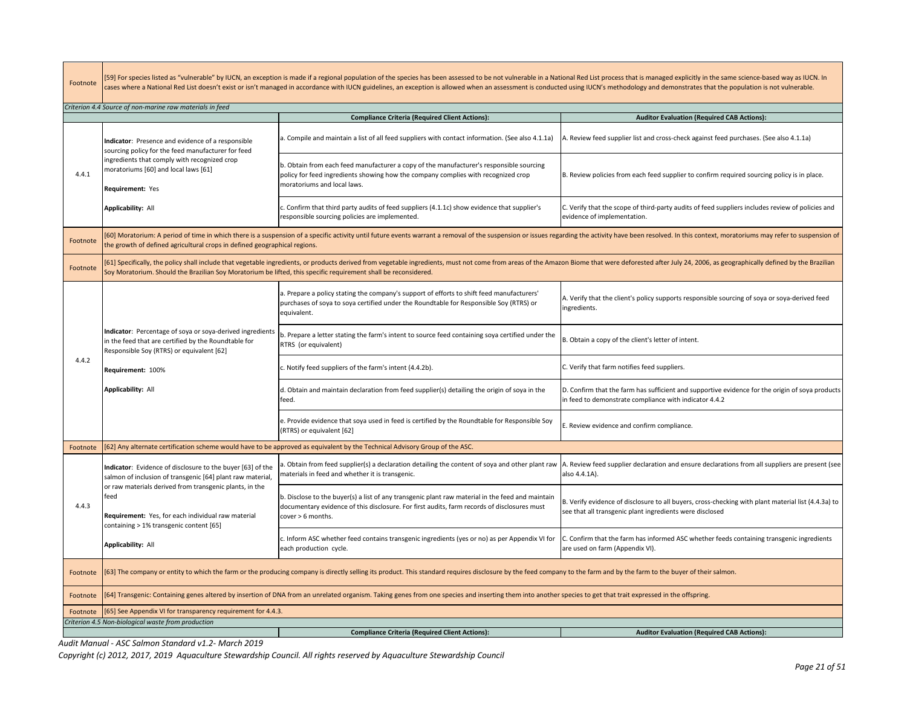| | | | |
|---|---|---|---|
| Footnote | [59] For species listed as "vulnerable" by IUCN, an exception is made if a regional population of the species has been assessed to be not vulnerable in a National Red List process that is managed explicitly in the same science-based way as IUCN. In cases where a National Red List doesn't exist or isn't managed in accordance with IUCN guidelines, an exception is allowed when an assessment is conducted using IUCN's methodology and demonstrates that the population is not vulnerable. | | |
| *Criterion 4.4 Source of non-marine raw materials in feed* | | | |
| | | **Compliance Criteria (Required Client Actions):** | **Auditor Evaluation (Required CAB Actions):** |
| 4.4.1 | **Indicator**: Presence and evidence of a responsible sourcing policy for the feed manufacturer for feed ingredients that comply with recognized crop moratoriums [60] and local laws [61]<br><br>**Requirement:** Yes<br><br>**Applicability:** All | a. Compile and maintain a list of all feed suppliers with contact information. (See also 4.1.1a) | A. Review feed supplier list and cross-check against feed purchases. (See also 4.1.1a) |
| | | b. Obtain from each feed manufacturer a copy of the manufacturer's responsible sourcing policy for feed ingredients showing how the company complies with recognized crop moratoriums and local laws. | B. Review policies from each feed supplier to confirm required sourcing policy is in place. |
| | | c. Confirm that third party audits of feed suppliers (4.1.1c) show evidence that supplier's responsible sourcing policies are implemented. | C. Verify that the scope of third-party audits of feed suppliers includes review of policies and evidence of implementation. |
| Footnote | [60] Moratorium: A period of time in which there is a suspension of a specific activity until future events warrant a removal of the suspension or issues regarding the activity have been resolved. In this context, moratoriums may refer to suspension of the growth of defined agricultural crops in defined geographical regions. | | |
| Footnote | [61] Specifically, the policy shall include that vegetable ingredients, or products derived from vegetable ingredients, must not come from areas of the Amazon Biome that were deforested after July 24, 2006, as geographically defined by the Brazilian Soy Moratorium. Should the Brazilian Soy Moratorium be lifted, this specific requirement shall be reconsidered. | | |
| 4.4.2 | **Indicator**: Percentage of soya or soya-derived ingredients in the feed that are certified by the Roundtable for Responsible Soy (RTRS) or equivalent [62]<br><br>**Requirement:** 100%<br><br>**Applicability:** All | a. Prepare a policy stating the company's support of efforts to shift feed manufacturers' purchases of soya to soya certified under the Roundtable for Responsible Soy (RTRS) or equivalent. | A. Verify that the client's policy supports responsible sourcing of soya or soya-derived feed ingredients. |
| | | b. Prepare a letter stating the farm's intent to source feed containing soya certified under the RTRS (or equivalent) | B. Obtain a copy of the client's letter of intent. |
| | | c. Notify feed suppliers of the farm's intent (4.4.2b). | C. Verify that farm notifies feed suppliers. |
| | | d. Obtain and maintain declaration from feed supplier(s) detailing the origin of soya in the feed. | D. Confirm that the farm has sufficient and supportive evidence for the origin of soya products in feed to demonstrate compliance with indicator 4.4.2 |
| | | e. Provide evidence that soya used in feed is certified by the Roundtable for Responsible Soy (RTRS) or equivalent [62] | E. Review evidence and confirm compliance. |
| Footnote | [62] Any alternate certification scheme would have to be approved as equivalent by the Technical Advisory Group of the ASC. | | |
| 4.4.3 | **Indicator**: Evidence of disclosure to the buyer [63] of the salmon of inclusion of transgenic [64] plant raw material, or raw materials derived from transgenic plants, in the feed<br><br>**Requirement:** Yes, for each individual raw material containing > 1% transgenic content [65]<br><br>**Applicability:** All | a. Obtain from feed supplier(s) a declaration detailing the content of soya and other plant raw materials in feed and whether it is transgenic. | A. Review feed supplier declaration and ensure declarations from all suppliers are present (see also 4.4.1A). |
| | | b. Disclose to the buyer(s) a list of any transgenic plant raw material in the feed and maintain documentary evidence of this disclosure. For first audits, farm records of disclosures must cover > 6 months. | B. Verify evidence of disclosure to all buyers, cross-checking with plant material list (4.4.3a) to see that all transgenic plant ingredients were disclosed |
| | | c. Inform ASC whether feed contains transgenic ingredients (yes or no) as per Appendix VI for each production cycle. | C. Confirm that the farm has informed ASC whether feeds containing transgenic ingredients are used on farm (Appendix VI). |
| Footnote | [63] The company or entity to which the farm or the producing company is directly selling its product. This standard requires disclosure by the feed company to the farm and by the farm to the buyer of their salmon. | | |
| Footnote | [64] Transgenic: Containing genes altered by insertion of DNA from an unrelated organism. Taking genes from one species and inserting them into another species to get that trait expressed in the offspring. | | |
| Footnote | [65] See Appendix VI for transparency requirement for 4.4.3. | | |
| *Criterion 4.5 Non-biological waste from production* | | | |
| | | **Compliance Criteria (Required Client Actions):** | **Auditor Evaluation (Required CAB Actions):** |

*Audit Manual - ASC Salmon Standard v1.2- March 2019*

*Copyright (c) 2012, 2017, 2019 Aquaculture Stewardship Council. All rights reserved by Aquaculture Stewardship Council*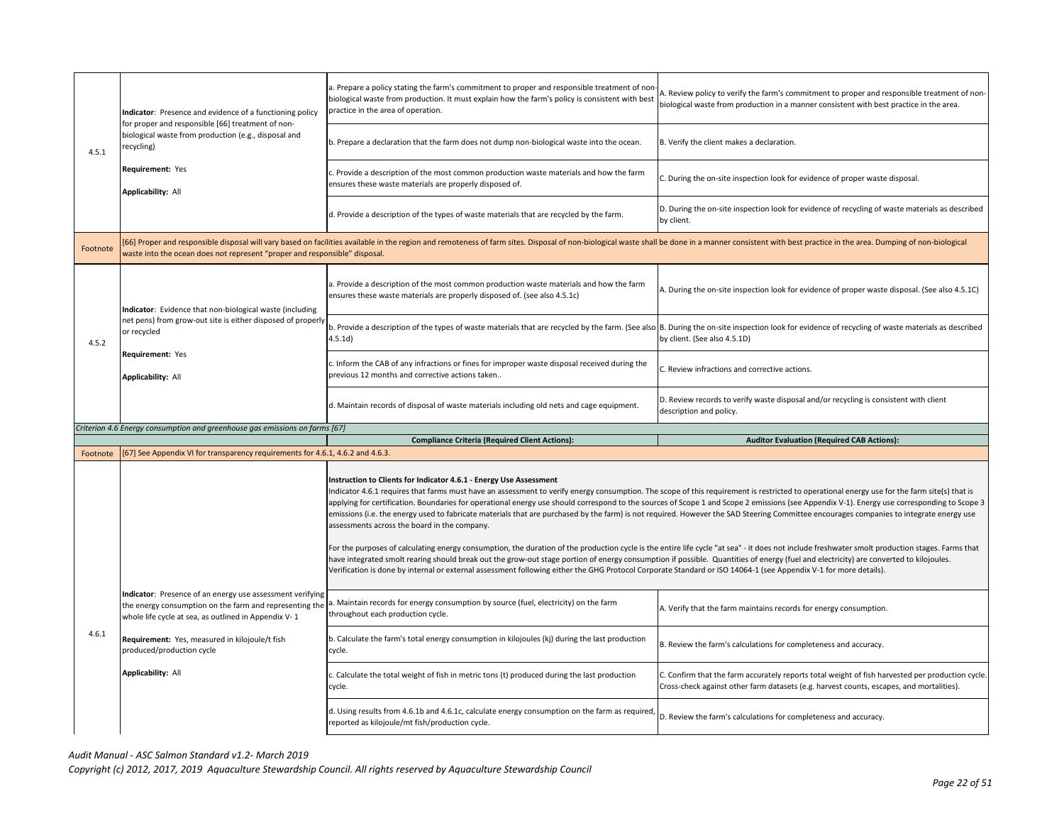| | | | |
|---|---|---|---|
| 4.5.1 | **Indicator**: Presence and evidence of a functioning policy for proper and responsible [66] treatment of non-biological waste from production (e.g., disposal and recycling)<br><br>**Requirement:** Yes<br><br>**Applicability:** All | a. Prepare a policy stating the farm's commitment to proper and responsible treatment of non-biological waste from production. It must explain how the farm's policy is consistent with best practice in the area of operation. | A. Review policy to verify the farm's commitment to proper and responsible treatment of non-biological waste from production in a manner consistent with best practice in the area. |
| | | b. Prepare a declaration that the farm does not dump non-biological waste into the ocean. | B. Verify the client makes a declaration. |
| | | c. Provide a description of the most common production waste materials and how the farm ensures these waste materials are properly disposed of. | C. During the on-site inspection look for evidence of proper waste disposal. |
| | | d. Provide a description of the types of waste materials that are recycled by the farm. | D. During the on-site inspection look for evidence of recycling of waste materials as described by client. |
| Footnote | [66] Proper and responsible disposal will vary based on facilities available in the region and remoteness of farm sites. Disposal of non-biological waste shall be done in a manner consistent with best practice in the area. Dumping of non-biological waste into the ocean does not represent "proper and responsible" disposal. | | |
| 4.5.2 | **Indicator**: Evidence that non-biological waste (including net pens) from grow-out site is either disposed of properly or recycled<br><br>**Requirement:** Yes<br><br>**Applicability:** All | a. Provide a description of the most common production waste materials and how the farm ensures these waste materials are properly disposed of. (see also 4.5.1c) | A. During the on-site inspection look for evidence of proper waste disposal. (See also 4.5.1C) |
| | | b. Provide a description of the types of waste materials that are recycled by the farm. (See also 4.5.1d) | B. During the on-site inspection look for evidence of recycling of waste materials as described by client. (See also 4.5.1D) |
| | | c. Inform the CAB of any infractions or fines for improper waste disposal received during the previous 12 months and corrective actions taken.. | C. Review infractions and corrective actions. |
| | | d. Maintain records of disposal of waste materials including old nets and cage equipment. | D. Review records to verify waste disposal and/or recycling is consistent with client description and policy. |
| | *Criterion 4.6 Energy consumption and greenhouse gas emissions on farms [67]* | | |
| | | **Compliance Criteria (Required Client Actions):** | **Auditor Evaluation (Required CAB Actions):** |
| Footnote | [67] See Appendix VI for transparency requirements for 4.6.1, 4.6.2 and 4.6.3. | | |
| 4.6.1 | **Indicator**: Presence of an energy use assessment verifying the energy consumption on the farm and representing the whole life cycle at sea, as outlined in Appendix V- 1<br><br>**Requirement:** Yes, measured in kilojoule/t fish produced/production cycle<br><br>**Applicability:** All | **Instruction to Clients for Indicator 4.6.1 - Energy Use Assessment**<br>Indicator 4.6.1 requires that farms must have an assessment to verify energy consumption. The scope of this requirement is restricted to operational energy use for the farm site(s) that is applying for certification. Boundaries for operational energy use should correspond to the sources of Scope 1 and Scope 2 emissions (see Appendix V-1). Energy use corresponding to Scope 3 emissions (i.e. the energy used to fabricate materials that are purchased by the farm) is not required. However the SAD Steering Committee encourages companies to integrate energy use assessments across the board in the company.<br><br>For the purposes of calculating energy consumption, the duration of the production cycle is the entire life cycle "at sea" - it does not include freshwater smolt production stages. Farms that have integrated smolt rearing should break out the grow-out stage portion of energy consumption if possible. Quantities of energy (fuel and electricity) are converted to kilojoules. Verification is done by internal or external assessment following either the GHG Protocol Corporate Standard or ISO 14064-1 (see Appendix V-1 for more details). | |
| | | a. Maintain records for energy consumption by source (fuel, electricity) on the farm throughout each production cycle. | A. Verify that the farm maintains records for energy consumption. |
| | | b. Calculate the farm's total energy consumption in kilojoules (kj) during the last production cycle. | B. Review the farm's calculations for completeness and accuracy. |
| | | c. Calculate the total weight of fish in metric tons (t) produced during the last production cycle. | C. Confirm that the farm accurately reports total weight of fish harvested per production cycle. Cross-check against other farm datasets (e.g. harvest counts, escapes, and mortalities). |
| | | d. Using results from 4.6.1b and 4.6.1c, calculate energy consumption on the farm as required, reported as kilojoule/mt fish/production cycle. | D. Review the farm's calculations for completeness and accuracy. |

*Audit Manual - ASC Salmon Standard v1.2- March 2019*
*Copyright (c) 2012, 2017, 2019 Aquaculture Stewardship Council. All rights reserved by Aquaculture Stewardship Council*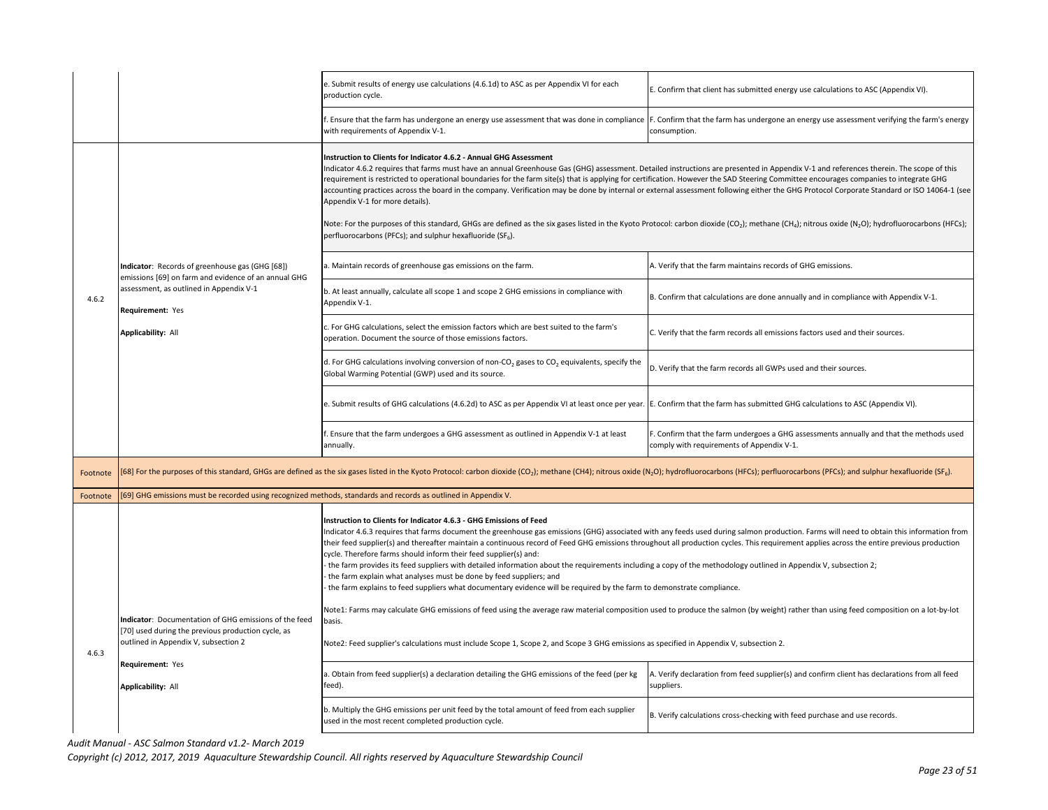| | | | |
|---|---|---|---|
| | | e. Submit results of energy use calculations (4.6.1d) to ASC as per Appendix VI for each production cycle. | E. Confirm that client has submitted energy use calculations to ASC (Appendix VI). |
| | | f. Ensure that the farm has undergone an energy use assessment that was done in compliance with requirements of Appendix V-1. | F. Confirm that the farm has undergone an energy use assessment verifying the farm's energy consumption. |
| 4.6.2 | **Indicator**: Records of greenhouse gas (GHG [68]) emissions [69] on farm and evidence of an annual GHG assessment, as outlined in Appendix V-1<br><br>**Requirement:** Yes<br><br>**Applicability:** All | **Instruction to Clients for Indicator 4.6.2 - Annual GHG Assessment**<br>Indicator 4.6.2 requires that farms must have an annual Greenhouse Gas (GHG) assessment. Detailed instructions are presented in Appendix V-1 and references therein. The scope of this requirement is restricted to operational boundaries for the farm site(s) that is applying for certification. However the SAD Steering Committee encourages companies to integrate GHG accounting practices across the board in the company. Verification may be done by internal or external assessment following either the GHG Protocol Corporate Standard or ISO 14064-1 (see Appendix V-1 for more details).<br><br>Note: For the purposes of this standard, GHGs are defined as the six gases listed in the Kyoto Protocol: carbon dioxide ($CO_2$); methane ($CH_4$); nitrous oxide ($N_2O$); hydrofluorocarbons (HFCs); perfluorocarbons (PFCs); and sulphur hexafluoride ($SF_6$). | |
| | | a. Maintain records of greenhouse gas emissions on the farm. | A. Verify that the farm maintains records of GHG emissions. |
| | | b. At least annually, calculate all scope 1 and scope 2 GHG emissions in compliance with Appendix V-1. | B. Confirm that calculations are done annually and in compliance with Appendix V-1. |
| | | c. For GHG calculations, select the emission factors which are best suited to the farm's operation. Document the source of those emissions factors. | C. Verify that the farm records all emissions factors used and their sources. |
| | | d. For GHG calculations involving conversion of non-$CO_2$ gases to $CO_2$ equivalents, specify the Global Warming Potential (GWP) used and its source. | D. Verify that the farm records all GWPs used and their sources. |
| | | e. Submit results of GHG calculations (4.6.2d) to ASC as per Appendix VI at least once per year. | E. Confirm that the farm has submitted GHG calculations to ASC (Appendix VI). |
| | | f. Ensure that the farm undergoes a GHG assessment as outlined in Appendix V-1 at least annually. | F. Confirm that the farm undergoes a GHG assessments annually and that the methods used comply with requirements of Appendix V-1. |
| Footnote | [68] For the purposes of this standard, GHGs are defined as the six gases listed in the Kyoto Protocol: carbon dioxide ($CO_2$); methane (CH4); nitrous oxide ($N_2O$); hydrofluorocarbons (HFCs); perfluorocarbons (PFCs); and sulphur hexafluoride ($SF_6$). | | |
| Footnote | [69] GHG emissions must be recorded using recognized methods, standards and records as outlined in Appendix V. | | |
| 4.6.3 | **Indicator**: Documentation of GHG emissions of the feed [70] used during the previous production cycle, as outlined in Appendix V, subsection 2<br><br>**Requirement:** Yes<br><br>**Applicability:** All | **Instruction to Clients for Indicator 4.6.3 - GHG Emissions of Feed**<br>Indicator 4.6.3 requires that farms document the greenhouse gas emissions (GHG) associated with any feeds used during salmon production. Farms will need to obtain this information from their feed supplier(s) and thereafter maintain a continuous record of Feed GHG emissions throughout all production cycles. This requirement applies across the entire previous production cycle. Therefore farms should inform their feed supplier(s) and:<br>- the farm provides its feed suppliers with detailed information about the requirements including a copy of the methodology outlined in Appendix V, subsection 2;<br>- the farm explain what analyses must be done by feed suppliers; and<br>- the farm explains to feed suppliers what documentary evidence will be required by the farm to demonstrate compliance.<br><br>Note1: Farms may calculate GHG emissions of feed using the average raw material composition used to produce the salmon (by weight) rather than using feed composition on a lot-by-lot basis.<br><br>Note2: Feed supplier's calculations must include Scope 1, Scope 2, and Scope 3 GHG emissions as specified in Appendix V, subsection 2. | |
| | | a. Obtain from feed supplier(s) a declaration detailing the GHG emissions of the feed (per kg feed). | A. Verify declaration from feed supplier(s) and confirm client has declarations from all feed suppliers. |
| | | b. Multiply the GHG emissions per unit feed by the total amount of feed from each supplier used in the most recent completed production cycle. | B. Verify calculations cross-checking with feed purchase and use records. |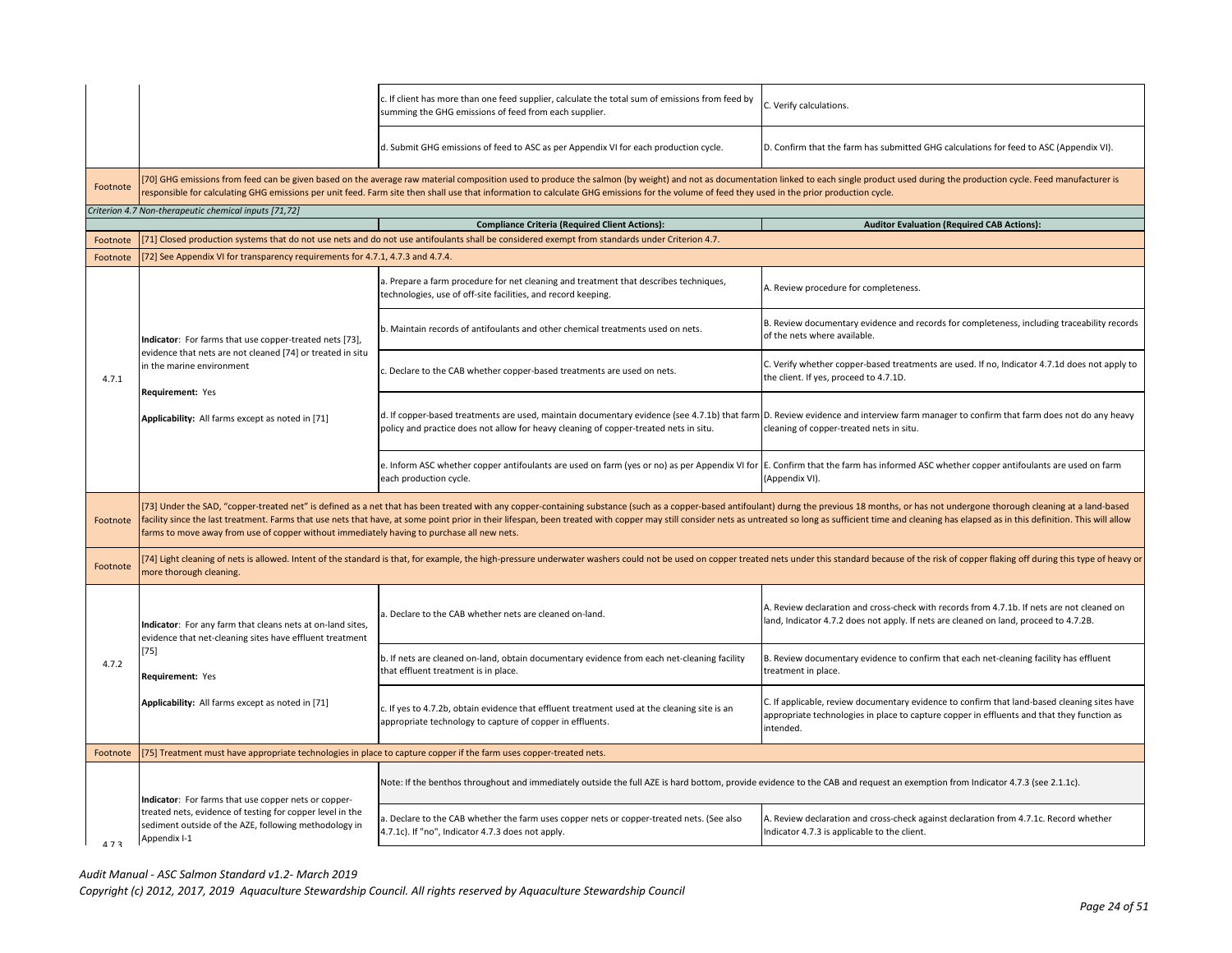| | | | |
|---|---|---|---|
| | | c. If client has more than one feed supplier, calculate the total sum of emissions from feed by summing the GHG emissions of feed from each supplier. | C. Verify calculations. |
| | | d. Submit GHG emissions of feed to ASC as per Appendix VI for each production cycle. | D. Confirm that the farm has submitted GHG calculations for feed to ASC (Appendix VI). |
| Footnote | [70] GHG emissions from feed can be given based on the average raw material composition used to produce the salmon (by weight) and not as documentation linked to each single product used during the production cycle. Feed manufacturer is responsible for calculating GHG emissions per unit feed. Farm site then shall use that information to calculate GHG emissions for the volume of feed they used in the prior production cycle. | | |
| *Criterion 4.7 Non-therapeutic chemical inputs [71,72]* | | | |
| | | **Compliance Criteria (Required Client Actions):** | **Auditor Evaluation (Required CAB Actions):** |
| Footnote | [71] Closed production systems that do not use nets and do not use antifoulants shall be considered exempt from standards under Criterion 4.7. | | |
| Footnote | [72] See Appendix VI for transparency requirements for 4.7.1, 4.7.3 and 4.7.4. | | |
| 4.7.1 | **Indicator**: For farms that use copper-treated nets [73], evidence that nets are not cleaned [74] or treated in situ in the marine environment<br><br>**Requirement:** Yes<br><br>**Applicability:** All farms except as noted in [71] | a. Prepare a farm procedure for net cleaning and treatment that describes techniques, technologies, use of off-site facilities, and record keeping. | A. Review procedure for completeness. |
| | | b. Maintain records of antifoulants and other chemical treatments used on nets. | B. Review documentary evidence and records for completeness, including traceability records of the nets where available. |
| | | c. Declare to the CAB whether copper-based treatments are used on nets. | C. Verify whether copper-based treatments are used. If no, Indicator 4.7.1d does not apply to the client. If yes, proceed to 4.7.1D. |
| | | d. If copper-based treatments are used, maintain documentary evidence (see 4.7.1b) that farm policy and practice does not allow for heavy cleaning of copper-treated nets in situ. | D. Review evidence and interview farm manager to confirm that farm does not do any heavy cleaning of copper-treated nets in situ. |
| | | e. Inform ASC whether copper antifoulants are used on farm (yes or no) as per Appendix VI for each production cycle. | E. Confirm that the farm has informed ASC whether copper antifoulants are used on farm (Appendix VI). |
| Footnote | [73] Under the SAD, "copper-treated net" is defined as a net that has been treated with any copper-containing substance (such as a copper-based antifoulant) durng the previous 18 months, or has not undergone thorough cleaning at a land-based facility since the last treatment. Farms that use nets that have, at some point prior in their lifespan, been treated with copper may still consider nets as untreated so long as sufficient time and cleaning has elapsed as in this definition. This will allow farms to move away from use of copper without immediately having to purchase all new nets. | | |
| Footnote | [74] Light cleaning of nets is allowed. Intent of the standard is that, for example, the high-pressure underwater washers could not be used on copper treated nets under this standard because of the risk of copper flaking off during this type of heavy or more thorough cleaning. | | |
| 4.7.2 | **Indicator**: For any farm that cleans nets at on-land sites, evidence that net-cleaning sites have effluent treatment [75]<br><br>**Requirement:** Yes<br><br>**Applicability:** All farms except as noted in [71] | a. Declare to the CAB whether nets are cleaned on-land. | A. Review declaration and cross-check with records from 4.7.1b. If nets are not cleaned on land, Indicator 4.7.2 does not apply. If nets are cleaned on land, proceed to 4.7.2B. |
| | | b. If nets are cleaned on-land, obtain documentary evidence from each net-cleaning facility that effluent treatment is in place. | B. Review documentary evidence to confirm that each net-cleaning facility has effluent treatment in place. |
| | | c. If yes to 4.7.2b, obtain evidence that effluent treatment used at the cleaning site is an appropriate technology to capture of copper in effluents. | C. If applicable, review documentary evidence to confirm that land-based cleaning sites have appropriate technologies in place to capture copper in effluents and that they function as intended. |
| Footnote | [75] Treatment must have appropriate technologies in place to capture copper if the farm uses copper-treated nets. | | |
| 4.7.3 | **Indicator**: For farms that use copper nets or copper-treated nets, evidence of testing for copper level in the sediment outside of the AZE, following methodology in Appendix I-1 | Note: If the benthos throughout and immediately outside the full AZE is hard bottom, provide evidence to the CAB and request an exemption from Indicator 4.7.3 (see 2.1.1c). | |
| | | a. Declare to the CAB whether the farm uses copper nets or copper-treated nets. (See also 4.7.1c). If "no", Indicator 4.7.3 does not apply. | A. Review declaration and cross-check against declaration from 4.7.1c. Record whether Indicator 4.7.3 is applicable to the client. |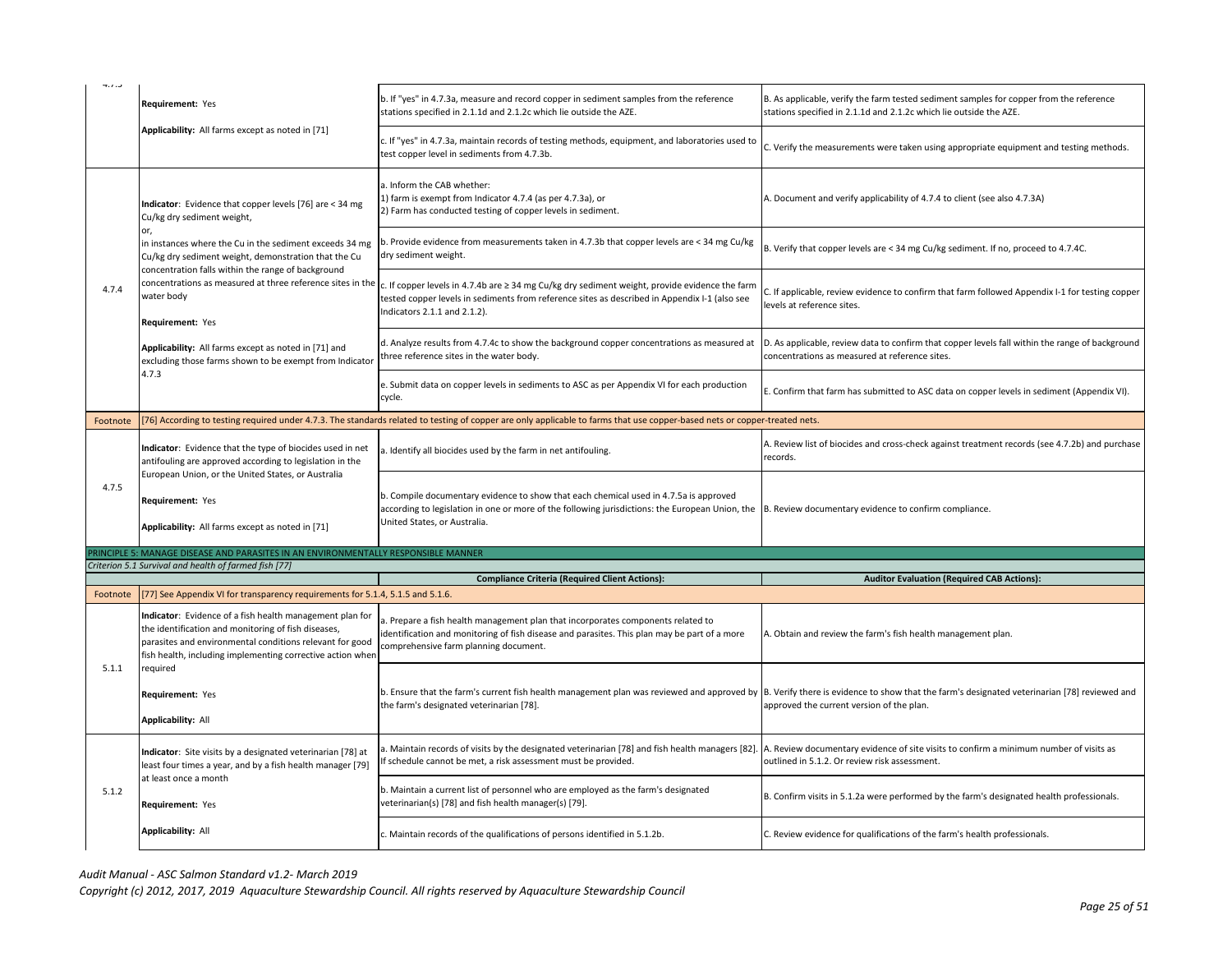| | | | |
|---|---|---|---|
| 4.7.3 | **Requirement:** Yes<br><br>**Applicability:** All farms except as noted in [71] | b. If "yes" in 4.7.3a, measure and record copper in sediment samples from the reference stations specified in 2.1.1d and 2.1.2c which lie outside the AZE. | B. As applicable, verify the farm tested sediment samples for copper from the reference stations specified in 2.1.1d and 2.1.2c which lie outside the AZE. |
| | | c. If "yes" in 4.7.3a, maintain records of testing methods, equipment, and laboratories used to test copper level in sediments from 4.7.3b. | C. Verify the measurements were taken using appropriate equipment and testing methods. |
| 4.7.4 | **Indicator**: Evidence that copper levels [76] are < 34 mg Cu/kg dry sediment weight,<br>or,<br>in instances where the Cu in the sediment exceeds 34 mg Cu/kg dry sediment weight, demonstration that the Cu concentration falls within the range of background concentrations as measured at three reference sites in the water body<br><br>**Requirement:** Yes<br><br>**Applicability:** All farms except as noted in [71] and excluding those farms shown to be exempt from Indicator 4.7.3 | a. Inform the CAB whether:<br>1) farm is exempt from Indicator 4.7.4 (as per 4.7.3a), or<br>2) Farm has conducted testing of copper levels in sediment. | A. Document and verify applicability of 4.7.4 to client (see also 4.7.3A) |
| | | b. Provide evidence from measurements taken in 4.7.3b that copper levels are < 34 mg Cu/kg dry sediment weight. | B. Verify that copper levels are < 34 mg Cu/kg sediment. If no, proceed to 4.7.4C. |
| | | c. If copper levels in 4.7.4b are ≥ 34 mg Cu/kg dry sediment weight, provide evidence the farm tested copper levels in sediments from reference sites as described in Appendix I-1 (also see Indicators 2.1.1 and 2.1.2). | C. If applicable, review evidence to confirm that farm followed Appendix I-1 for testing copper levels at reference sites. |
| | | d. Analyze results from 4.7.4c to show the background copper concentrations as measured at three reference sites in the water body. | D. As applicable, review data to confirm that copper levels fall within the range of background concentrations as measured at reference sites. |
| | | e. Submit data on copper levels in sediments to ASC as per Appendix VI for each production cycle. | E. Confirm that farm has submitted to ASC data on copper levels in sediment (Appendix VI). |
| Footnote | [76] According to testing required under 4.7.3. The standards related to testing of copper are only applicable to farms that use copper-based nets or copper-treated nets. | | |
| 4.7.5 | **Indicator**: Evidence that the type of biocides used in net antifouling are approved according to legislation in the European Union, or the United States, or Australia<br><br>**Requirement:** Yes<br><br>**Applicability:** All farms except as noted in [71] | a. Identify all biocides used by the farm in net antifouling. | A. Review list of biocides and cross-check against treatment records (see 4.7.2b) and purchase records. |
| | | b. Compile documentary evidence to show that each chemical used in 4.7.5a is approved according to legislation in one or more of the following jurisdictions: the European Union, the United States, or Australia. | B. Review documentary evidence to confirm compliance. |

PRINCIPLE 5: MANAGE DISEASE AND PARASITES IN AN ENVIRONMENTALLY RESPONSIBLE MANNER

*Criterion 5.1 Survival and health of farmed fish [77]*

| | | **Compliance Criteria (Required Client Actions):** | **Auditor Evaluation (Required CAB Actions):** |
|---|---|---|---|
| Footnote | [77] See Appendix VI for transparency requirements for 5.1.4, 5.1.5 and 5.1.6. | | |
| 5.1.1 | **Indicator**: Evidence of a fish health management plan for the identification and monitoring of fish diseases, parasites and environmental conditions relevant for good fish health, including implementing corrective action when required<br><br>**Requirement:** Yes<br><br>**Applicability:** All | a. Prepare a fish health management plan that incorporates components related to identification and monitoring of fish disease and parasites. This plan may be part of a more comprehensive farm planning document. | A. Obtain and review the farm's fish health management plan. |
| | | b. Ensure that the farm's current fish health management plan was reviewed and approved by the farm's designated veterinarian [78]. | B. Verify there is evidence to show that the farm's designated veterinarian [78] reviewed and approved the current version of the plan. |
| 5.1.2 | **Indicator**: Site visits by a designated veterinarian [78] at least four times a year, and by a fish health manager [79] at least once a month<br><br>**Requirement:** Yes<br><br>**Applicability:** All | a. Maintain records of visits by the designated veterinarian [78] and fish health managers [82]. If schedule cannot be met, a risk assessment must be provided. | A. Review documentary evidence of site visits to confirm a minimum number of visits as outlined in 5.1.2. Or review risk assessment. |
| | | b. Maintain a current list of personnel who are employed as the farm's designated veterinarian(s) [78] and fish health manager(s) [79]. | B. Confirm visits in 5.1.2a were performed by the farm's designated health professionals. |
| | | c. Maintain records of the qualifications of persons identified in 5.1.2b. | C. Review evidence for qualifications of the farm's health professionals. |

*Audit Manual - ASC Salmon Standard v1.2- March 2019*
*Copyright (c) 2012, 2017, 2019 Aquaculture Stewardship Council. All rights reserved by Aquaculture Stewardship Council*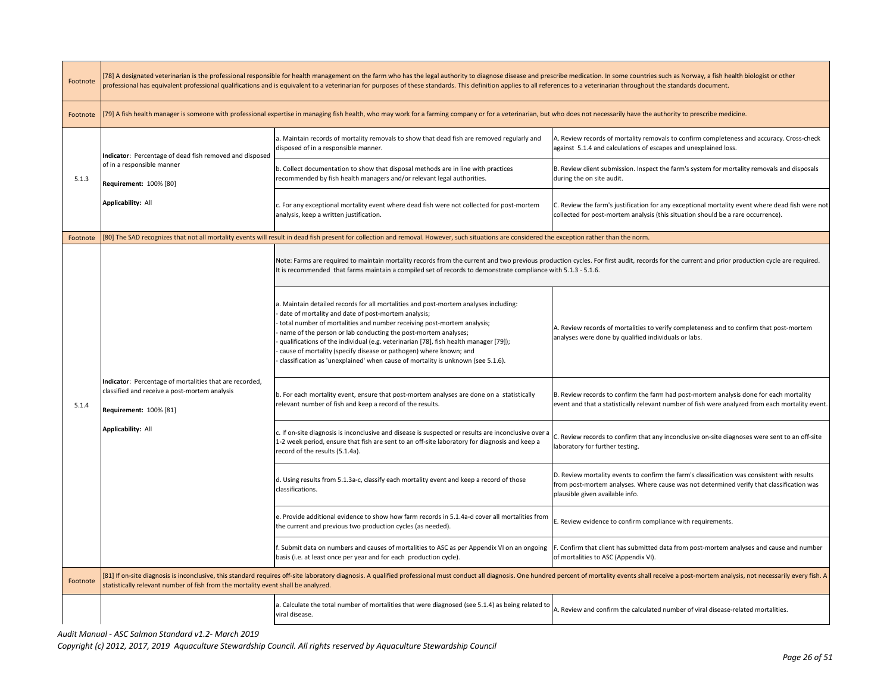| | | | |
|---|---|---|---|
| Footnote | [78] A designated veterinarian is the professional responsible for health management on the farm who has the legal authority to diagnose disease and prescribe medication. In some countries such as Norway, a fish health biologist or other professional has equivalent professional qualifications and is equivalent to a veterinarian for purposes of these standards. This definition applies to all references to a veterinarian throughout the standards document. | | |
| Footnote | [79] A fish health manager is someone with professional expertise in managing fish health, who may work for a farming company or for a veterinarian, but who does not necessarily have the authority to prescribe medicine. | | |
| 5.1.3 | **Indicator**: Percentage of dead fish removed and disposed of in a responsible manner<br><br>**Requirement:** 100% [80]<br><br>**Applicability:** All | a. Maintain records of mortality removals to show that dead fish are removed regularly and disposed of in a responsible manner. | A. Review records of mortality removals to confirm completeness and accuracy. Cross-check against 5.1.4 and calculations of escapes and unexplained loss. |
| | | b. Collect documentation to show that disposal methods are in line with practices recommended by fish health managers and/or relevant legal authorities. | B. Review client submission. Inspect the farm's system for mortality removals and disposals during the on site audit. |
| | | c. For any exceptional mortality event where dead fish were not collected for post-mortem analysis, keep a written justification. | C. Review the farm's justification for any exceptional mortality event where dead fish were not collected for post-mortem analysis (this situation should be a rare occurrence). |
| Footnote | [80] The SAD recognizes that not all mortality events will result in dead fish present for collection and removal. However, such situations are considered the exception rather than the norm. | | |
| 5.1.4 | **Indicator**: Percentage of mortalities that are recorded, classified and receive a post-mortem analysis<br><br>**Requirement:** 100% [81]<br><br>**Applicability:** All | Note: Farms are required to maintain mortality records from the current and two previous production cycles. For first audit, records for the current and prior production cycle are required. It is recommended that farms maintain a compiled set of records to demonstrate compliance with 5.1.3 - 5.1.6. | |
| | | a. Maintain detailed records for all mortalities and post-mortem analyses including:<br>- date of mortality and date of post-mortem analysis;<br>- total number of mortalities and number receiving post-mortem analysis;<br>- name of the person or lab conducting the post-mortem analyses;<br>- qualifications of the individual (e.g. veterinarian [78], fish health manager [79]);<br>- cause of mortality (specify disease or pathogen) where known; and<br>- classification as 'unexplained' when cause of mortality is unknown (see 5.1.6). | A. Review records of mortalities to verify completeness and to confirm that post-mortem analyses were done by qualified individuals or labs. |
| | | b. For each mortality event, ensure that post-mortem analyses are done on a statistically relevant number of fish and keep a record of the results. | B. Review records to confirm the farm had post-mortem analysis done for each mortality event and that a statistically relevant number of fish were analyzed from each mortality event. |
| | | c. If on-site diagnosis is inconclusive and disease is suspected or results are inconclusive over a 1-2 week period, ensure that fish are sent to an off-site laboratory for diagnosis and keep a record of the results (5.1.4a). | C. Review records to confirm that any inconclusive on-site diagnoses were sent to an off-site laboratory for further testing. |
| | | d. Using results from 5.1.3a-c, classify each mortality event and keep a record of those classifications. | D. Review mortality events to confirm the farm's classification was consistent with results from post-mortem analyses. Where cause was not determined verify that classification was plausible given available info. |
| | | e. Provide additional evidence to show how farm records in 5.1.4a-d cover all mortalities from the current and previous two production cycles (as needed). | E. Review evidence to confirm compliance with requirements. |
| | | f. Submit data on numbers and causes of mortalities to ASC as per Appendix VI on an ongoing basis (i.e. at least once per year and for each production cycle). | F. Confirm that client has submitted data from post-mortem analyses and cause and number of mortalities to ASC (Appendix VI). |
| Footnote | [81] If on-site diagnosis is inconclusive, this standard requires off-site laboratory diagnosis. A qualified professional must conduct all diagnosis. One hundred percent of mortality events shall receive a post-mortem analysis, not necessarily every fish. A statistically relevant number of fish from the mortality event shall be analyzed. | | |
| | | a. Calculate the total number of mortalities that were diagnosed (see 5.1.4) as being related to viral disease. | A. Review and confirm the calculated number of viral disease-related mortalities. |

*Audit Manual - ASC Salmon Standard v1.2- March 2019*

*Copyright (c) 2012, 2017, 2019 Aquaculture Stewardship Council. All rights reserved by Aquaculture Stewardship Council*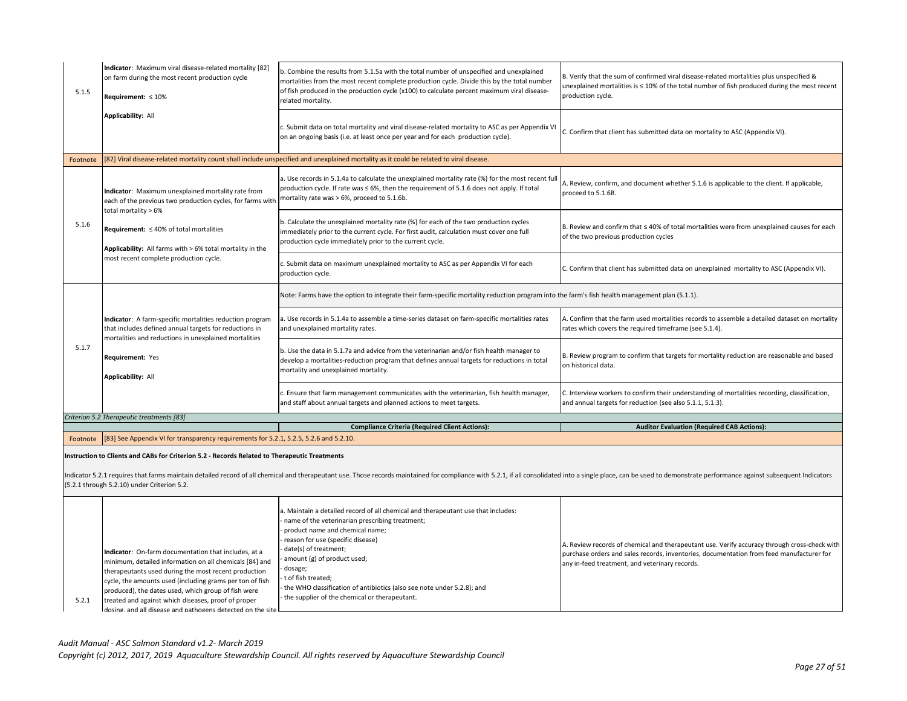| | | | |
|---|---|---|---|
| 5.1.5 | **Indicator**: Maximum viral disease-related mortality [82] on farm during the most recent production cycle<br><br>**Requirement:** ≤ 10%<br><br>**Applicability:** All | b. Combine the results from 5.1.5a with the total number of unspecified and unexplained mortalities from the most recent complete production cycle. Divide this by the total number of fish produced in the production cycle (x100) to calculate percent maximum viral disease-related mortality. | B. Verify that the sum of confirmed viral disease-related mortalities plus unspecified & unexplained mortalities is ≤ 10% of the total number of fish produced during the most recent production cycle. |
| | | c. Submit data on total mortality and viral disease-related mortality to ASC as per Appendix VI on an ongoing basis (i.e. at least once per year and for each production cycle). | C. Confirm that client has submitted data on mortality to ASC (Appendix VI). |
| Footnote | [82] Viral disease-related mortality count shall include unspecified and unexplained mortality as it could be related to viral disease. | | |
| 5.1.6 | **Indicator**: Maximum unexplained mortality rate from each of the previous two production cycles, for farms with total mortality > 6%<br><br>**Requirement:** ≤ 40% of total mortalities<br><br>**Applicability:** All farms with > 6% total mortality in the most recent complete production cycle. | a. Use records in 5.1.4a to calculate the unexplained mortality rate (%) for the most recent full production cycle. If rate was ≤ 6%, then the requirement of 5.1.6 does not apply. If total mortality rate was > 6%, proceed to 5.1.6b. | A. Review, confirm, and document whether 5.1.6 is applicable to the client. If applicable, proceed to 5.1.6B. |
| | | b. Calculate the unexplained mortality rate (%) for each of the two production cycles immediately prior to the current cycle. For first audit, calculation must cover one full production cycle immediately prior to the current cycle. | B. Review and confirm that ≤ 40% of total mortalities were from unexplained causes for each of the two previous production cycles |
| | | c. Submit data on maximum unexplained mortality to ASC as per Appendix VI for each production cycle. | C. Confirm that client has submitted data on unexplained mortality to ASC (Appendix VI). |
| 5.1.7 | **Indicator**: A farm-specific mortalities reduction program that includes defined annual targets for reductions in mortalities and reductions in unexplained mortalities<br><br>**Requirement:** Yes<br><br>**Applicability:** All | Note: Farms have the option to integrate their farm-specific mortality reduction program into the farm's fish health management plan (5.1.1). | |
| | | a. Use records in 5.1.4a to assemble a time-series dataset on farm-specific mortalities rates and unexplained mortality rates. | A. Confirm that the farm used mortalities records to assemble a detailed dataset on mortality rates which covers the required timeframe (see 5.1.4). |
| | | b. Use the data in 5.1.7a and advice from the veterinarian and/or fish health manager to develop a mortalities-reduction program that defines annual targets for reductions in total mortality and unexplained mortality. | B. Review program to confirm that targets for mortality reduction are reasonable and based on historical data. |
| | | c. Ensure that farm management communicates with the veterinarian, fish health manager, and staff about annual targets and planned actions to meet targets. | C. Interview workers to confirm their understanding of mortalities recording, classification, and annual targets for reduction (see also 5.1.1, 5.1.3). |

*Criterion 5.2 Therapeutic treatments [83]*

| | | **Compliance Criteria (Required Client Actions):** | **Auditor Evaluation (Required CAB Actions):** |
|---|---|---|---|
| Footnote | [83] See Appendix VI for transparency requirements for 5.2.1, 5.2.5, 5.2.6 and 5.2.10. | | |

**Instruction to Clients and CABs for Criterion 5.2 - Records Related to Therapeutic Treatments**

Indicator 5.2.1 requires that farms maintain detailed record of all chemical and therapeutant use. Those records maintained for compliance with 5.2.1, if all consolidated into a single place, can be used to demonstrate performance against subsequent Indicators (5.2.1 through 5.2.10) under Criterion 5.2.

| | | | |
|---|---|---|---|
| 5.2.1 | **Indicator**: On-farm documentation that includes, at a minimum, detailed information on all chemicals [84] and therapeutants used during the most recent production cycle, the amounts used (including grams per ton of fish produced), the dates used, which group of fish were treated and against which diseases, proof of proper dosing, and all disease and pathogens detected on the site | a. Maintain a detailed record of all chemical and therapeutant use that includes:<br>- name of the veterinarian prescribing treatment;<br>- product name and chemical name;<br>- reason for use (specific disease)<br>- date(s) of treatment;<br>- amount (g) of product used;<br>- dosage;<br>- t of fish treated;<br>- the WHO classification of antibiotics (also see note under 5.2.8); and<br>- the supplier of the chemical or therapeutant. | A. Review records of chemical and therapeutant use. Verify accuracy through cross-check with purchase orders and sales records, inventories, documentation from feed manufacturer for any in-feed treatment, and veterinary records. |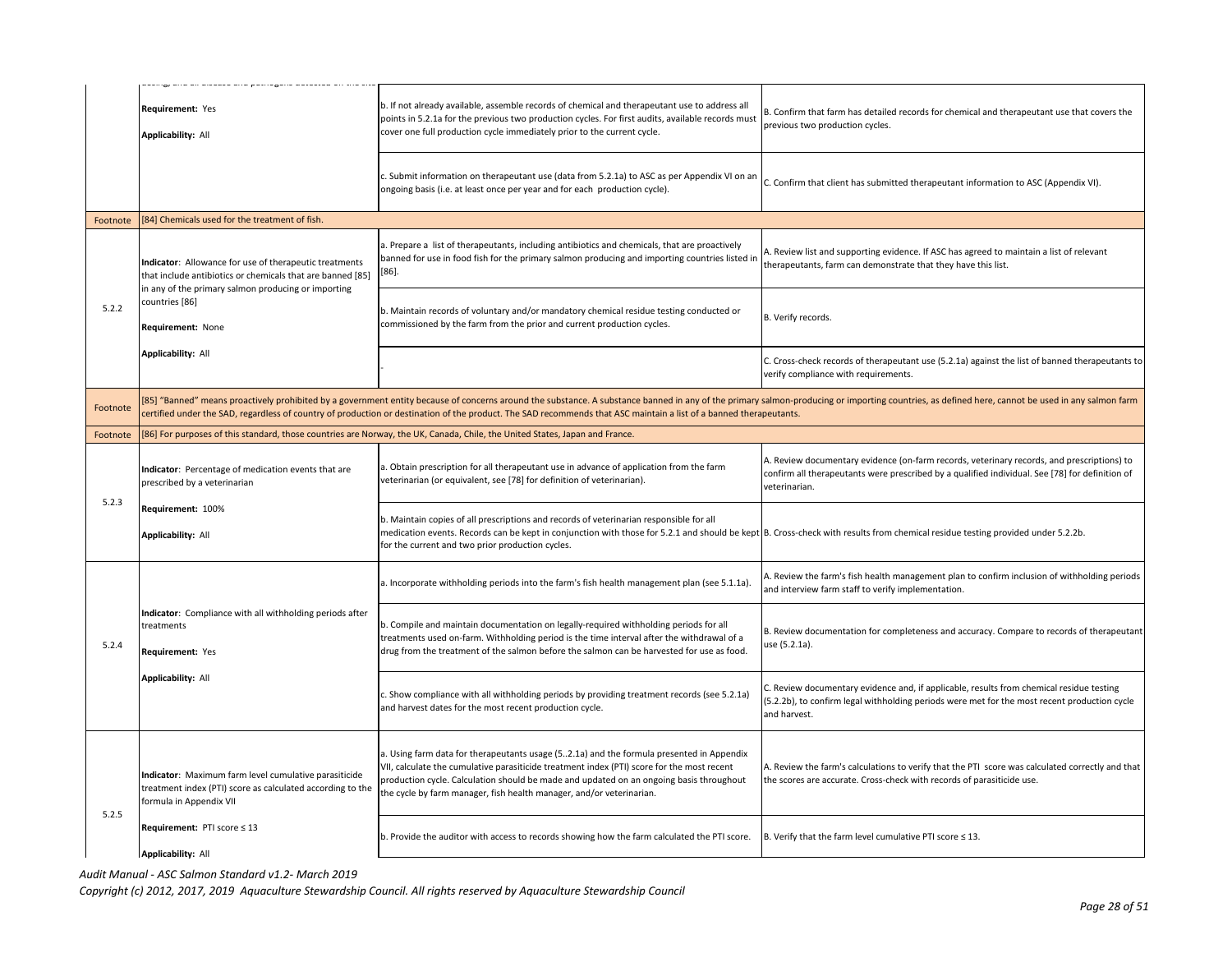| | | | |
|---|---|---|---|
| | Requirement: Yes<br><br>Applicability: All | b. If not already available, assemble records of chemical and therapeutant use to address all points in 5.2.1a for the previous two production cycles. For first audits, available records must cover one full production cycle immediately prior to the current cycle. | B. Confirm that farm has detailed records for chemical and therapeutant use that covers the previous two production cycles. |
| | | c. Submit information on therapeutant use (data from 5.2.1a) to ASC as per Appendix VI on an ongoing basis (i.e. at least once per year and for each production cycle). | C. Confirm that client has submitted therapeutant information to ASC (Appendix VI). |
| Footnote | [84] Chemicals used for the treatment of fish. | | |
| 5.2.2 | **Indicator**: Allowance for use of therapeutic treatments that include antibiotics or chemicals that are banned [85] in any of the primary salmon producing or importing countries [86]<br><br>**Requirement:** None<br><br>**Applicability:** All | a. Prepare a list of therapeutants, including antibiotics and chemicals, that are proactively banned for use in food fish for the primary salmon producing and importing countries listed in [86]. | A. Review list and supporting evidence. If ASC has agreed to maintain a list of relevant therapeutants, farm can demonstrate that they have this list. |
| | | b. Maintain records of voluntary and/or mandatory chemical residue testing conducted or commissioned by the farm from the prior and current production cycles. | B. Verify records. |
| | | - | C. Cross-check records of therapeutant use (5.2.1a) against the list of banned therapeutants to verify compliance with requirements. |
| Footnote | [85] "Banned" means proactively prohibited by a government entity because of concerns around the substance. A substance banned in any of the primary salmon-producing or importing countries, as defined here, cannot be used in any salmon farm certified under the SAD, regardless of country of production or destination of the product. The SAD recommends that ASC maintain a list of a banned therapeutants. | | |
| Footnote | [86] For purposes of this standard, those countries are Norway, the UK, Canada, Chile, the United States, Japan and France. | | |
| 5.2.3 | **Indicator**: Percentage of medication events that are prescribed by a veterinarian<br><br>**Requirement:** 100%<br><br>**Applicability:** All | a. Obtain prescription for all therapeutant use in advance of application from the farm veterinarian (or equivalent, see [78] for definition of veterinarian). | A. Review documentary evidence (on-farm records, veterinary records, and prescriptions) to confirm all therapeutants were prescribed by a qualified individual. See [78] for definition of veterinarian. |
| | | b. Maintain copies of all prescriptions and records of veterinarian responsible for all medication events. Records can be kept in conjunction with those for 5.2.1 and should be kept for the current and two prior production cycles. | B. Cross-check with results from chemical residue testing provided under 5.2.2b. |
| 5.2.4 | **Indicator**: Compliance with all withholding periods after treatments<br><br>**Requirement:** Yes<br><br>**Applicability:** All | a. Incorporate withholding periods into the farm's fish health management plan (see 5.1.1a). | A. Review the farm's fish health management plan to confirm inclusion of withholding periods and interview farm staff to verify implementation. |
| | | b. Compile and maintain documentation on legally-required withholding periods for all treatments used on-farm. Withholding period is the time interval after the withdrawal of a drug from the treatment of the salmon before the salmon can be harvested for use as food. | B. Review documentation for completeness and accuracy. Compare to records of therapeutant use (5.2.1a). |
| | | c. Show compliance with all withholding periods by providing treatment records (see 5.2.1a) and harvest dates for the most recent production cycle. | C. Review documentary evidence and, if applicable, results from chemical residue testing (5.2.2b), to confirm legal withholding periods were met for the most recent production cycle and harvest. |
| 5.2.5 | **Indicator**: Maximum farm level cumulative parasiticide treatment index (PTI) score as calculated according to the formula in Appendix VII<br><br>**Requirement:** PTI score ≤ 13<br><br>**Applicability:** All | a. Using farm data for therapeutants usage (5..2.1a) and the formula presented in Appendix VII, calculate the cumulative parasiticide treatment index (PTI) score for the most recent production cycle. Calculation should be made and updated on an ongoing basis throughout the cycle by farm manager, fish health manager, and/or veterinarian. | A. Review the farm's calculations to verify that the PTI score was calculated correctly and that the scores are accurate. Cross-check with records of parasiticide use. |
| | | b. Provide the auditor with access to records showing how the farm calculated the PTI score. | B. Verify that the farm level cumulative PTI score ≤ 13. |

*Audit Manual - ASC Salmon Standard v1.2- March 2019*

*Copyright (c) 2012, 2017, 2019 Aquaculture Stewardship Council. All rights reserved by Aquaculture Stewardship Council*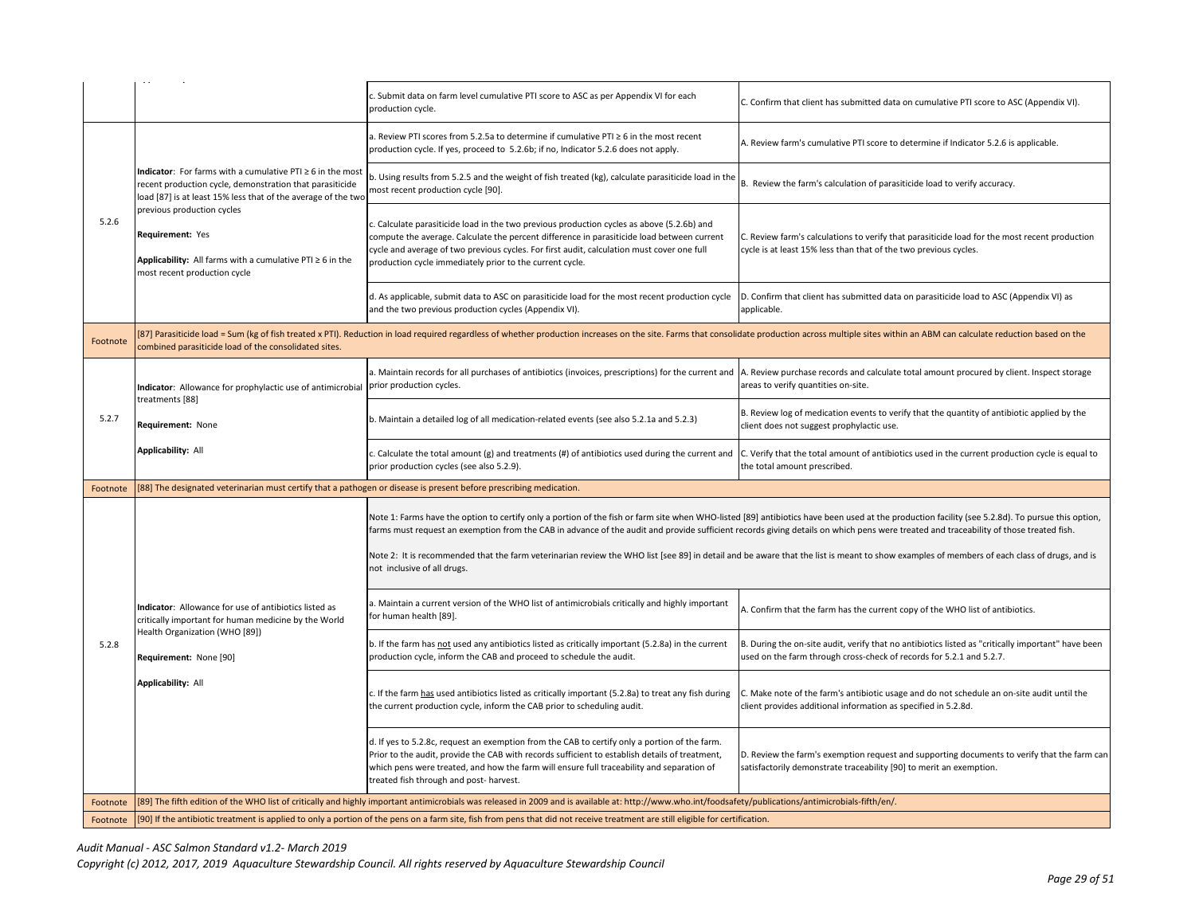| | | | |
|---|---|---|---|
| | | c. Submit data on farm level cumulative PTI score to ASC as per Appendix VI for each production cycle. | C. Confirm that client has submitted data on cumulative PTI score to ASC (Appendix VI). |
| 5.2.6 | **Indicator**: For farms with a cumulative PTI ≥ 6 in the most recent production cycle, demonstration that parasiticide load [87] is at least 15% less that of the average of the two previous production cycles<br><br>**Requirement:** Yes<br><br>**Applicability:** All farms with a cumulative PTI ≥ 6 in the most recent production cycle | a. Review PTI scores from 5.2.5a to determine if cumulative PTI ≥ 6 in the most recent production cycle. If yes, proceed to 5.2.6b; if no, Indicator 5.2.6 does not apply. | A. Review farm's cumulative PTI score to determine if Indicator 5.2.6 is applicable. |
| | | b. Using results from 5.2.5 and the weight of fish treated (kg), calculate parasiticide load in the most recent production cycle [90]. | B. Review the farm's calculation of parasiticide load to verify accuracy. |
| | | c. Calculate parasiticide load in the two previous production cycles as above (5.2.6b) and compute the average. Calculate the percent difference in parasiticide load between current cycle and average of two previous cycles. For first audit, calculation must cover one full production cycle immediately prior to the current cycle. | C. Review farm's calculations to verify that parasiticide load for the most recent production cycle is at least 15% less than that of the two previous cycles. |
| | | d. As applicable, submit data to ASC on parasiticide load for the most recent production cycle and the two previous production cycles (Appendix VI). | D. Confirm that client has submitted data on parasiticide load to ASC (Appendix VI) as applicable. |
| Footnote | [87] Parasiticide load = Sum (kg of fish treated x PTI). Reduction in load required regardless of whether production increases on the site. Farms that consolidate production across multiple sites within an ABM can calculate reduction based on the combined parasiticide load of the consolidated sites. | | |
| 5.2.7 | **Indicator**: Allowance for prophylactic use of antimicrobial treatments [88]<br><br>**Requirement:** None<br><br>**Applicability:** All | a. Maintain records for all purchases of antibiotics (invoices, prescriptions) for the current and prior production cycles. | A. Review purchase records and calculate total amount procured by client. Inspect storage areas to verify quantities on-site. |
| | | b. Maintain a detailed log of all medication-related events (see also 5.2.1a and 5.2.3) | B. Review log of medication events to verify that the quantity of antibiotic applied by the client does not suggest prophylactic use. |
| | | c. Calculate the total amount (g) and treatments (#) of antibiotics used during the current and prior production cycles (see also 5.2.9). | C. Verify that the total amount of antibiotics used in the current production cycle is equal to the total amount prescribed. |
| Footnote | [88] The designated veterinarian must certify that a pathogen or disease is present before prescribing medication. | | |
| 5.2.8 | **Indicator**: Allowance for use of antibiotics listed as critically important for human medicine by the World Health Organization (WHO [89])<br><br>**Requirement:** None [90]<br><br>**Applicability:** All | Note 1: Farms have the option to certify only a portion of the fish or farm site when WHO-listed [89] antibiotics have been used at the production facility (see 5.2.8d). To pursue this option, farms must request an exemption from the CAB in advance of the audit and provide sufficient records giving details on which pens were treated and traceability of those treated fish.<br><br>Note 2: It is recommended that the farm veterinarian review the WHO list [see 89] in detail and be aware that the list is meant to show examples of members of each class of drugs, and is not inclusive of all drugs. | |
| | | a. Maintain a current version of the WHO list of antimicrobials critically and highly important for human health [89]. | A. Confirm that the farm has the current copy of the WHO list of antibiotics. |
| | | b. If the farm has not used any antibiotics listed as critically important (5.2.8a) in the current production cycle, inform the CAB and proceed to schedule the audit. | B. During the on-site audit, verify that no antibiotics listed as "critically important" have been used on the farm through cross-check of records for 5.2.1 and 5.2.7. |
| | | c. If the farm has used antibiotics listed as critically important (5.2.8a) to treat any fish during the current production cycle, inform the CAB prior to scheduling audit. | C. Make note of the farm's antibiotic usage and do not schedule an on-site audit until the client provides additional information as specified in 5.2.8d. |
| | | d. If yes to 5.2.8c, request an exemption from the CAB to certify only a portion of the farm. Prior to the audit, provide the CAB with records sufficient to establish details of treatment, which pens were treated, and how the farm will ensure full traceability and separation of treated fish through and post- harvest. | D. Review the farm's exemption request and supporting documents to verify that the farm can satisfactorily demonstrate traceability [90] to merit an exemption. |
| Footnote | [89] The fifth edition of the WHO list of critically and highly important antimicrobials was released in 2009 and is available at: http://www.who.int/foodsafety/publications/antimicrobials-fifth/en/. | | |
| Footnote | [90] If the antibiotic treatment is applied to only a portion of the pens on a farm site, fish from pens that did not receive treatment are still eligible for certification. | | |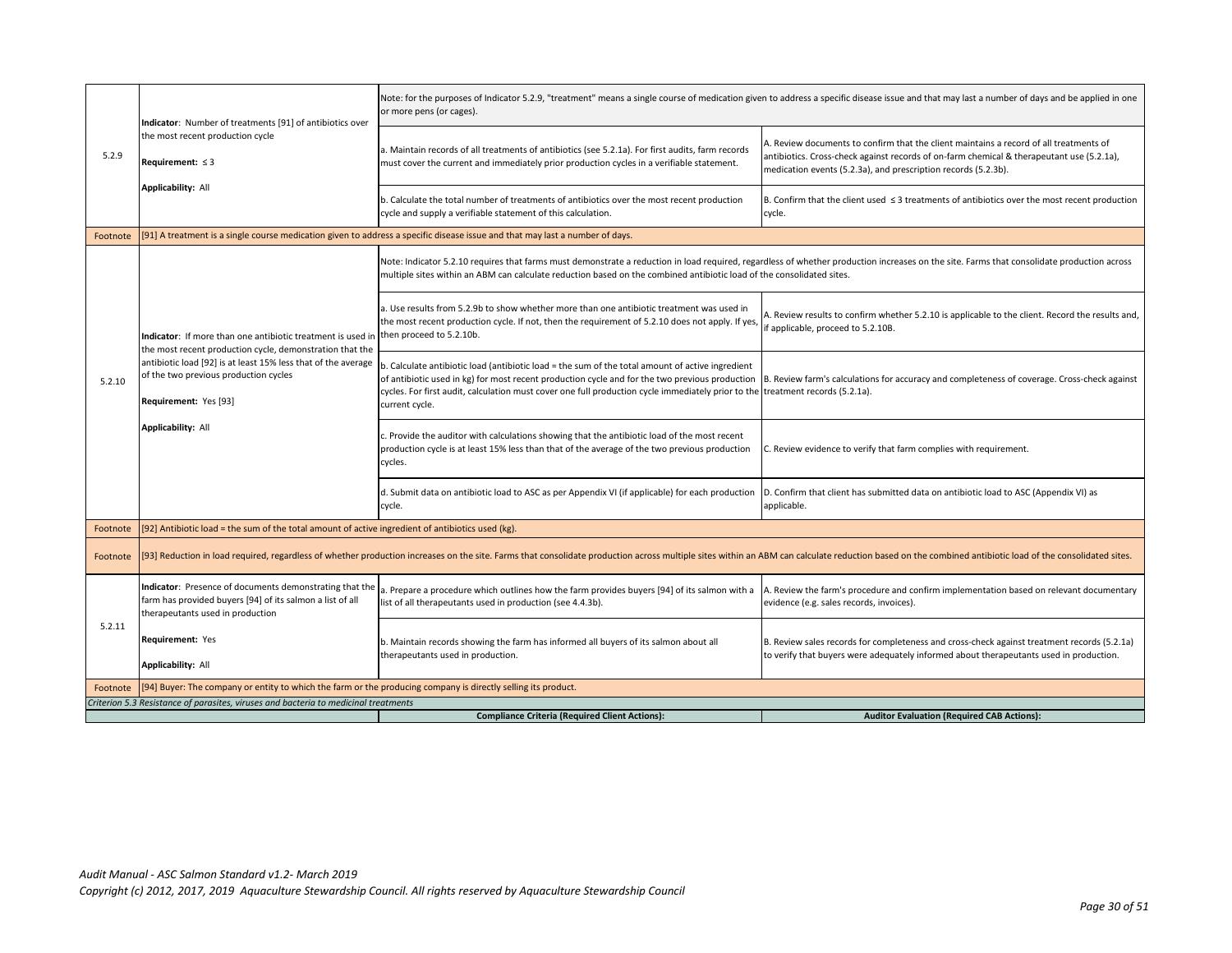| | | | |
|---|---|---|---|
| 5.2.9 | **Indicator**: Number of treatments [91] of antibiotics over the most recent production cycle<br><br>**Requirement:** ≤ 3<br><br>**Applicability:** All | Note: for the purposes of Indicator 5.2.9, "treatment" means a single course of medication given to address a specific disease issue and that may last a number of days and be applied in one or more pens (or cages). | |
| | | a. Maintain records of all treatments of antibiotics (see 5.2.1a). For first audits, farm records must cover the current and immediately prior production cycles in a verifiable statement. | A. Review documents to confirm that the client maintains a record of all treatments of antibiotics. Cross-check against records of on-farm chemical & therapeutant use (5.2.1a), medication events (5.2.3a), and prescription records (5.2.3b). |
| | | b. Calculate the total number of treatments of antibiotics over the most recent production cycle and supply a verifiable statement of this calculation. | B. Confirm that the client used ≤ 3 treatments of antibiotics over the most recent production cycle. |
| Footnote | [91] A treatment is a single course medication given to address a specific disease issue and that may last a number of days. | | |
| 5.2.10 | **Indicator**: If more than one antibiotic treatment is used in the most recent production cycle, demonstration that the antibiotic load [92] is at least 15% less that of the average of the two previous production cycles<br><br>**Requirement:** Yes [93]<br><br>**Applicability:** All | Note: Indicator 5.2.10 requires that farms must demonstrate a reduction in load required, regardless of whether production increases on the site. Farms that consolidate production across multiple sites within an ABM can calculate reduction based on the combined antibiotic load of the consolidated sites. | |
| | | a. Use results from 5.2.9b to show whether more than one antibiotic treatment was used in the most recent production cycle. If not, then the requirement of 5.2.10 does not apply. If yes, then proceed to 5.2.10b. | A. Review results to confirm whether 5.2.10 is applicable to the client. Record the results and, if applicable, proceed to 5.2.10B. |
| | | b. Calculate antibiotic load (antibiotic load = the sum of the total amount of active ingredient of antibiotic used in kg) for most recent production cycle and for the two previous production cycles. For first audit, calculation must cover one full production cycle immediately prior to the current cycle. | B. Review farm's calculations for accuracy and completeness of coverage. Cross-check against treatment records (5.2.1a). |
| | | c. Provide the auditor with calculations showing that the antibiotic load of the most recent production cycle is at least 15% less than that of the average of the two previous production cycles. | C. Review evidence to verify that farm complies with requirement. |
| | | d. Submit data on antibiotic load to ASC as per Appendix VI (if applicable) for each production cycle. | D. Confirm that client has submitted data on antibiotic load to ASC (Appendix VI) as applicable. |
| Footnote | [92] Antibiotic load = the sum of the total amount of active ingredient of antibiotics used (kg). | | |
| Footnote | [93] Reduction in load required, regardless of whether production increases on the site. Farms that consolidate production across multiple sites within an ABM can calculate reduction based on the combined antibiotic load of the consolidated sites. | | |
| 5.2.11 | **Indicator**: Presence of documents demonstrating that the farm has provided buyers [94] of its salmon a list of all therapeutants used in production<br><br>**Requirement:** Yes<br><br>**Applicability:** All | a. Prepare a procedure which outlines how the farm provides buyers [94] of its salmon with a list of all therapeutants used in production (see 4.4.3b). | A. Review the farm's procedure and confirm implementation based on relevant documentary evidence (e.g. sales records, invoices). |
| | | b. Maintain records showing the farm has informed all buyers of its salmon about all therapeutants used in production. | B. Review sales records for completeness and cross-check against treatment records (5.2.1a) to verify that buyers were adequately informed about therapeutants used in production. |
| Footnote | [94] Buyer: The company or entity to which the farm or the producing company is directly selling its product. | | |
| *Criterion 5.3 Resistance of parasites, viruses and bacteria to medicinal treatments* | | | |
| | | **Compliance Criteria (Required Client Actions):** | **Auditor Evaluation (Required CAB Actions):** |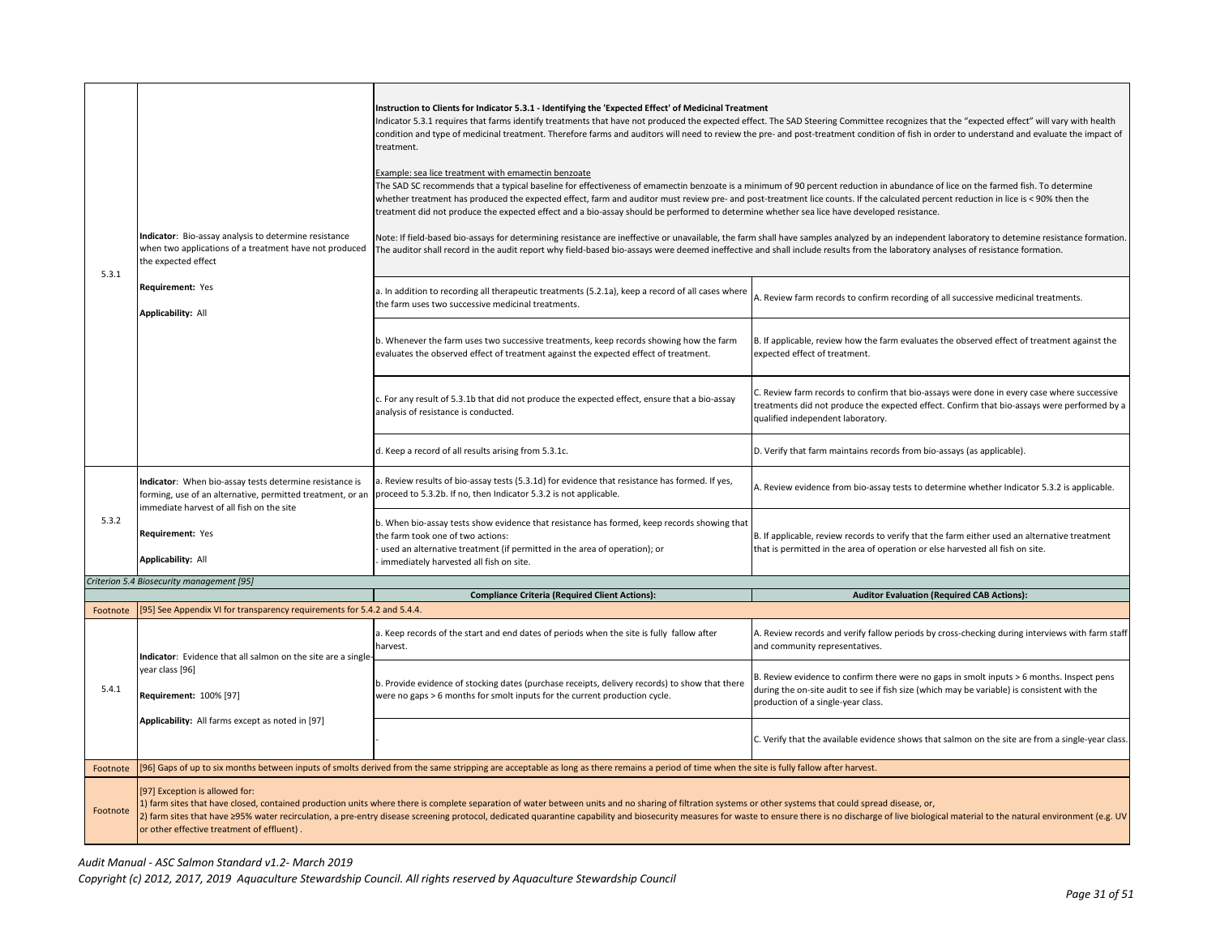| | | | |
|---|---|---|---|
| 5.3.1 | **Indicator**: Bio-assay analysis to determine resistance when two applications of a treatment have not produced the expected effect<br><br>**Requirement:** Yes<br><br>**Applicability:** All | **Instruction to Clients for Indicator 5.3.1 - Identifying the 'Expected Effect' of Medicinal Treatment**<br>Indicator 5.3.1 requires that farms identify treatments that have not produced the expected effect. The SAD Steering Committee recognizes that the "expected effect" will vary with health condition and type of medicinal treatment. Therefore farms and auditors will need to review the pre- and post-treatment condition of fish in order to understand and evaluate the impact of treatment.<br><br>Example: sea lice treatment with emamectin benzoate<br>The SAD SC recommends that a typical baseline for effectiveness of emamectin benzoate is a minimum of 90 percent reduction in abundance of lice on the farmed fish. To determine whether treatment has produced the expected effect, farm and auditor must review pre- and post-treatment lice counts. If the calculated percent reduction in lice is < 90% then the treatment did not produce the expected effect and a bio-assay should be performed to determine whether sea lice have developed resistance.<br><br>Note: If field-based bio-assays for determining resistance are ineffective or unavailable, the farm shall have samples analyzed by an independent laboratory to detemine resistance formation. The auditor shall record in the audit report why field-based bio-assays were deemed ineffective and shall include results from the laboratory analyses of resistance formation. | |
| | | a. In addition to recording all therapeutic treatments (5.2.1a), keep a record of all cases where the farm uses two successive medicinal treatments. | A. Review farm records to confirm recording of all successive medicinal treatments. |
| | | b. Whenever the farm uses two successive treatments, keep records showing how the farm evaluates the observed effect of treatment against the expected effect of treatment. | B. If applicable, review how the farm evaluates the observed effect of treatment against the expected effect of treatment. |
| | | c. For any result of 5.3.1b that did not produce the expected effect, ensure that a bio-assay analysis of resistance is conducted. | C. Review farm records to confirm that bio-assays were done in every case where successive treatments did not produce the expected effect. Confirm that bio-assays were performed by a qualified independent laboratory. |
| | | d. Keep a record of all results arising from 5.3.1c. | D. Verify that farm maintains records from bio-assays (as applicable). |
| 5.3.2 | **Indicator**: When bio-assay tests determine resistance is forming, use of an alternative, permitted treatment, or an immediate harvest of all fish on the site<br><br>**Requirement:** Yes<br><br>**Applicability:** All | a. Review results of bio-assay tests (5.3.1d) for evidence that resistance has formed. If yes, proceed to 5.3.2b. If no, then Indicator 5.3.2 is not applicable. | A. Review evidence from bio-assay tests to determine whether Indicator 5.3.2 is applicable. |
| | | b. When bio-assay tests show evidence that resistance has formed, keep records showing that the farm took one of two actions:<br>- used an alternative treatment (if permitted in the area of operation); or<br>- immediately harvested all fish on site. | B. If applicable, review records to verify that the farm either used an alternative treatment that is permitted in the area of operation or else harvested all fish on site. |
| *Criterion 5.4 Biosecurity management [95]* | | | |
| | | **Compliance Criteria (Required Client Actions):** | **Auditor Evaluation (Required CAB Actions):** |
| Footnote | [95] See Appendix VI for transparency requirements for 5.4.2 and 5.4.4. | | |
| 5.4.1 | **Indicator**: Evidence that all salmon on the site are a single-year class [96]<br><br>**Requirement:** 100% [97]<br><br>**Applicability:** All farms except as noted in [97] | a. Keep records of the start and end dates of periods when the site is fully fallow after harvest. | A. Review records and verify fallow periods by cross-checking during interviews with farm staff and community representatives. |
| | | b. Provide evidence of stocking dates (purchase receipts, delivery records) to show that there were no gaps > 6 months for smolt inputs for the current production cycle. | B. Review evidence to confirm there were no gaps in smolt inputs > 6 months. Inspect pens during the on-site audit to see if fish size (which may be variable) is consistent with the production of a single-year class. |
| | | - | C. Verify that the available evidence shows that salmon on the site are from a single-year class. |
| Footnote | [96] Gaps of up to six months between inputs of smolts derived from the same stripping are acceptable as long as there remains a period of time when the site is fully fallow after harvest. | | |
| Footnote | [97] Exception is allowed for:<br>1) farm sites that have closed, contained production units where there is complete separation of water between units and no sharing of filtration systems or other systems that could spread disease, or,<br>2) farm sites that have ≥95% water recirculation, a pre-entry disease screening protocol, dedicated quarantine capability and biosecurity measures for waste to ensure there is no discharge of live biological material to the natural environment (e.g. UV or other effective treatment of effluent) . | | |

*Audit Manual - ASC Salmon Standard v1.2- March 2019*

*Copyright (c) 2012, 2017, 2019 Aquaculture Stewardship Council. All rights reserved by Aquaculture Stewardship Council*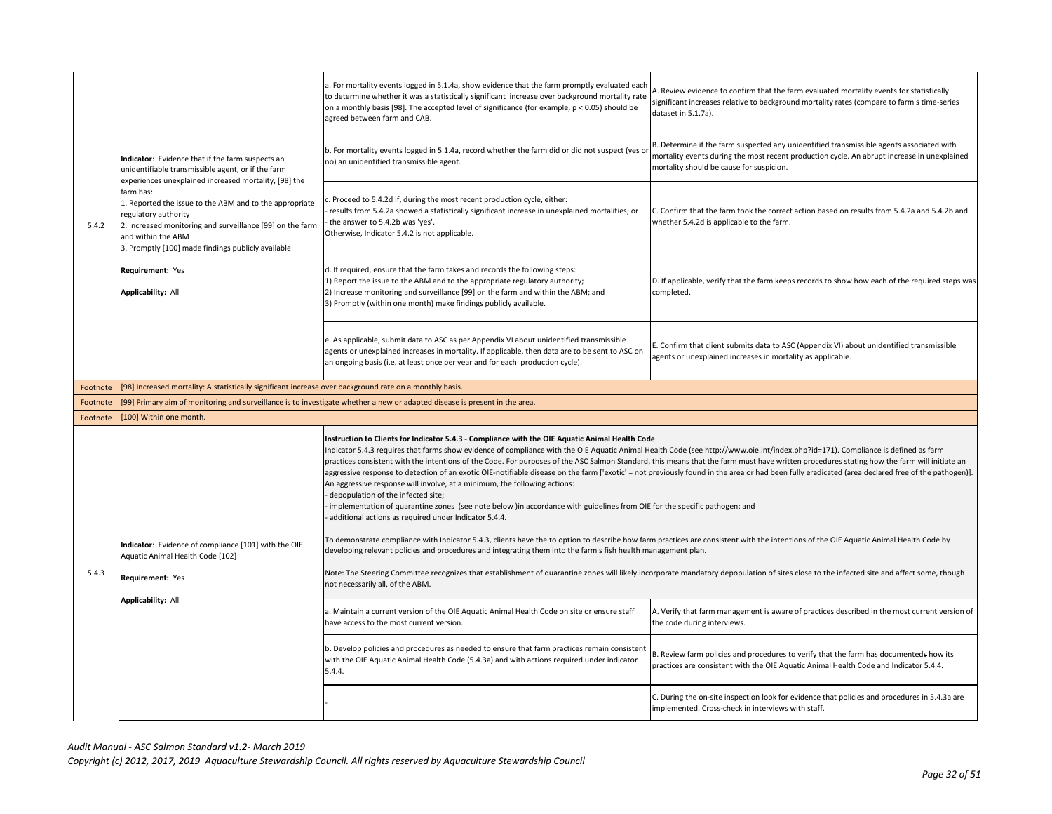| | | | |
|---|---|---|---|
| 5.4.2 | **Indicator**: Evidence that if the farm suspects an unidentifiable transmissible agent, or if the farm experiences unexplained increased mortality, [98] the farm has:<br>1. Reported the issue to the ABM and to the appropriate regulatory authority<br>2. Increased monitoring and surveillance [99] on the farm and within the ABM<br>3. Promptly [100] made findings publicly available<br><br>**Requirement:** Yes<br><br>**Applicability:** All | a. For mortality events logged in 5.1.4a, show evidence that the farm promptly evaluated each to determine whether it was a statistically significant increase over background mortality rate on a monthly basis [98]. The accepted level of significance (for example, $p < 0.05$) should be agreed between farm and CAB. | A. Review evidence to confirm that the farm evaluated mortality events for statistically significant increases relative to background mortality rates (compare to farm's time-series dataset in 5.1.7a). |
| | | b. For mortality events logged in 5.1.4a, record whether the farm did or did not suspect (yes or no) an unidentified transmissible agent. | B. Determine if the farm suspected any unidentified transmissible agents associated with mortality events during the most recent production cycle. An abrupt increase in unexplained mortality should be cause for suspicion. |
| | | c. Proceed to 5.4.2d if, during the most recent production cycle, either:<br>- results from 5.4.2a showed a statistically significant increase in unexplained mortalities; or<br>- the answer to 5.4.2b was 'yes'.<br>Otherwise, Indicator 5.4.2 is not applicable. | C. Confirm that the farm took the correct action based on results from 5.4.2a and 5.4.2b and whether 5.4.2d is applicable to the farm. |
| | | d. If required, ensure that the farm takes and records the following steps:<br>1) Report the issue to the ABM and to the appropriate regulatory authority;<br>2) Increase monitoring and surveillance [99] on the farm and within the ABM; and<br>3) Promptly (within one month) make findings publicly available. | D. If applicable, verify that the farm keeps records to show how each of the required steps was completed. |
| | | e. As applicable, submit data to ASC as per Appendix VI about unidentified transmissible agents or unexplained increases in mortality. If applicable, then data are to be sent to ASC on an ongoing basis (i.e. at least once per year and for each production cycle). | E. Confirm that client submits data to ASC (Appendix VI) about unidentified transmissible agents or unexplained increases in mortality as applicable. |
| Footnote | [98] Increased mortality: A statistically significant increase over background rate on a monthly basis. | | |
| Footnote | [99] Primary aim of monitoring and surveillance is to investigate whether a new or adapted disease is present in the area. | | |
| Footnote | [100] Within one month. | | |
| 5.4.3 | **Indicator**: Evidence of compliance [101] with the OIE Aquatic Animal Health Code [102]<br><br>**Requirement:** Yes<br><br>**Applicability:** All | **Instruction to Clients for Indicator 5.4.3 - Compliance with the OIE Aquatic Animal Health Code**<br>Indicator 5.4.3 requires that farms show evidence of compliance with the OIE Aquatic Animal Health Code (see http://www.oie.int/index.php?id=171). Compliance is defined as farm practices consistent with the intentions of the Code. For purposes of the ASC Salmon Standard, this means that the farm must have written procedures stating how the farm will initiate an aggressive response to detection of an exotic OIE-notifiable disease on the farm ['exotic' = not previously found in the area or had been fully eradicated (area declared free of the pathogen)]. An aggressive response will involve, at a minimum, the following actions:<br>- depopulation of the infected site;<br>- implementation of quarantine zones (see note below )in accordance with guidelines from OIE for the specific pathogen; and<br>- additional actions as required under Indicator 5.4.4.<br><br>To demonstrate compliance with Indicator 5.4.3, clients have the to option to describe how farm practices are consistent with the intentions of the OIE Aquatic Animal Health Code by developing relevant policies and procedures and integrating them into the farm's fish health management plan.<br><br>Note: The Steering Committee recognizes that establishment of quarantine zones will likely incorporate mandatory depopulation of sites close to the infected site and affect some, though not necessarily all, of the ABM. | |
| | | a. Maintain a current version of the OIE Aquatic Animal Health Code on site or ensure staff have access to the most current version. | A. Verify that farm management is aware of practices described in the most current version of the code during interviews. |
| | | b. Develop policies and procedures as needed to ensure that farm practices remain consistent with the OIE Aquatic Animal Health Code (5.4.3a) and with actions required under indicator 5.4.4. | B. Review farm policies and procedures to verify that the farm has documenteds how its practices are consistent with the OIE Aquatic Animal Health Code and Indicator 5.4.4. |
| | | - | C. During the on-site inspection look for evidence that policies and procedures in 5.4.3a are implemented. Cross-check in interviews with staff. |

*Audit Manual - ASC Salmon Standard v1.2- March 2019*
*Copyright (c) 2012, 2017, 2019 Aquaculture Stewardship Council. All rights reserved by Aquaculture Stewardship Council*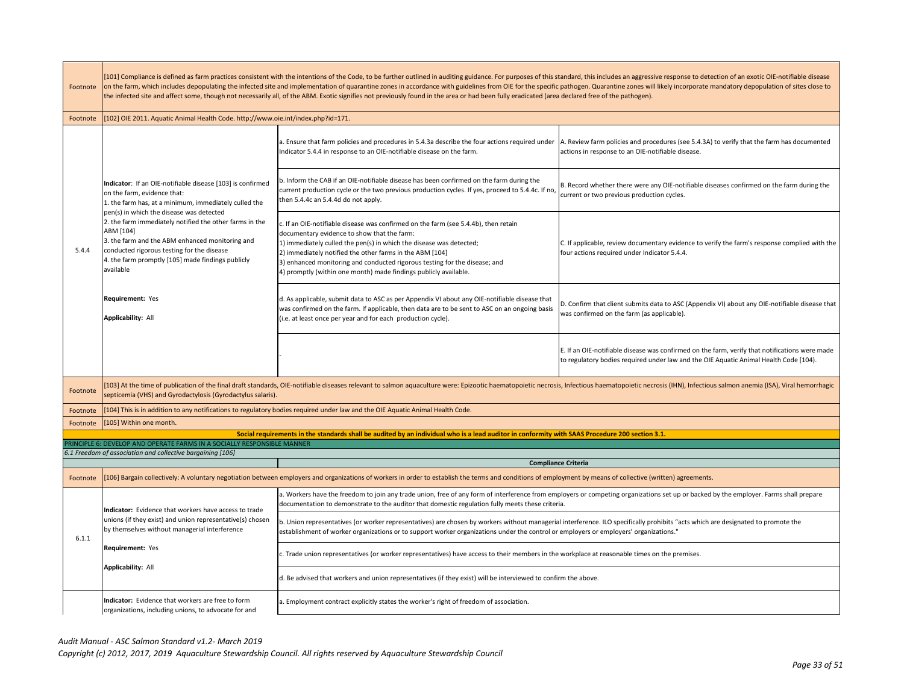| | | | |
|---|---|---|---|
| Footnote | [101] Compliance is defined as farm practices consistent with the intentions of the Code, to be further outlined in auditing guidance. For purposes of this standard, this includes an aggressive response to detection of an exotic OIE-notifiable disease on the farm, which includes depopulating the infected site and implementation of quarantine zones in accordance with guidelines from OIE for the specific pathogen. Quarantine zones will likely incorporate mandatory depopulation of sites close to the infected site and affect some, though not necessarily all, of the ABM. Exotic signifies not previously found in the area or had been fully eradicated (area declared free of the pathogen). | | |
| Footnote | [102] OIE 2011. Aquatic Animal Health Code. http://www.oie.int/index.php?id=171. | | |
| 5.4.4 | **Indicator**: If an OIE-notifiable disease [103] is confirmed on the farm, evidence that:<br>1. the farm has, at a minimum, immediately culled the pen(s) in which the disease was detected<br>2. the farm immediately notified the other farms in the ABM [104]<br>3. the farm and the ABM enhanced monitoring and conducted rigorous testing for the disease<br>4. the farm promptly [105] made findings publicly available<br><br>**Requirement:** Yes<br><br>**Applicability:** All | a. Ensure that farm policies and procedures in 5.4.3a describe the four actions required under Indicator 5.4.4 in response to an OIE-notifiable disease on the farm. | A. Review farm policies and procedures (see 5.4.3A) to verify that the farm has documented actions in response to an OIE-notifiable disease. |
| | | b. Inform the CAB if an OIE-notifiable disease has been confirmed on the farm during the current production cycle or the two previous production cycles. If yes, proceed to 5.4.4c. If no, then 5.4.4c an 5.4.4d do not apply. | B. Record whether there were any OIE-notifiable diseases confirmed on the farm during the current or two previous production cycles. |
| | | c. If an OIE-notifiable disease was confirmed on the farm (see 5.4.4b), then retain documentary evidence to show that the farm:<br>1) immediately culled the pen(s) in which the disease was detected;<br>2) immediately notified the other farms in the ABM [104]<br>3) enhanced monitoring and conducted rigorous testing for the disease; and<br>4) promptly (within one month) made findings publicly available. | C. If applicable, review documentary evidence to verify the farm's response complied with the four actions required under Indicator 5.4.4. |
| | | d. As applicable, submit data to ASC as per Appendix VI about any OIE-notifiable disease that was confirmed on the farm. If applicable, then data are to be sent to ASC on an ongoing basis (i.e. at least once per year and for each production cycle). | D. Confirm that client submits data to ASC (Appendix VI) about any OIE-notifiable disease that was confirmed on the farm (as applicable). |
| | | - | E. If an OIE-notifiable disease was confirmed on the farm, verify that notifications were made to regulatory bodies required under law and the OIE Aquatic Animal Health Code [104]. |
| Footnote | [103] At the time of publication of the final draft standards, OIE-notifiable diseases relevant to salmon aquaculture were: Epizootic haematopoietic necrosis, Infectious haematopoietic necrosis (IHN), Infectious salmon anemia (ISA), Viral hemorrhagic septicemia (VHS) and Gyrodactylosis (Gyrodactylus salaris). | | |
| Footnote | [104] This is in addition to any notifications to regulatory bodies required under law and the OIE Aquatic Animal Health Code. | | |
| Footnote | [105] Within one month. | | |

**Social requirements in the standards shall be audited by an individual who is a lead auditor in conformity with SAAS Procedure 200 section 3.1.**

PRINCIPLE 6: DEVELOP AND OPERATE FARMS IN A SOCIALLY RESPONSIBLE MANNER

*6.1 Freedom of association and collective bargaining [106]*

| | | **Compliance Criteria** |
|---|---|---|
| Footnote | [106] Bargain collectively: A voluntary negotiation between employers and organizations of workers in order to establish the terms and conditions of employment by means of collective (written) agreements. | |
| 6.1.1 | **Indicator:** Evidence that workers have access to trade unions (if they exist) and union representative(s) chosen by themselves without managerial interference<br><br>**Requirement:** Yes<br><br>**Applicability:** All | a. Workers have the freedom to join any trade union, free of any form of interference from employers or competing organizations set up or backed by the employer. Farms shall prepare documentation to demonstrate to the auditor that domestic regulation fully meets these criteria. |
| | | b. Union representatives (or worker representatives) are chosen by workers without managerial interference. ILO specifically prohibits "acts which are designated to promote the establishment of worker organizations or to support worker organizations under the control or employers or employers' organizations." |
| | | c. Trade union representatives (or worker representatives) have access to their members in the workplace at reasonable times on the premises. |
| | | d. Be advised that workers and union representatives (if they exist) will be interviewed to confirm the above. |
| | **Indicator:** Evidence that workers are free to form organizations, including unions, to advocate for and | a. Employment contract explicitly states the worker's right of freedom of association. |

*Audit Manual - ASC Salmon Standard v1.2- March 2019*

*Copyright (c) 2012, 2017, 2019 Aquaculture Stewardship Council. All rights reserved by Aquaculture Stewardship Council*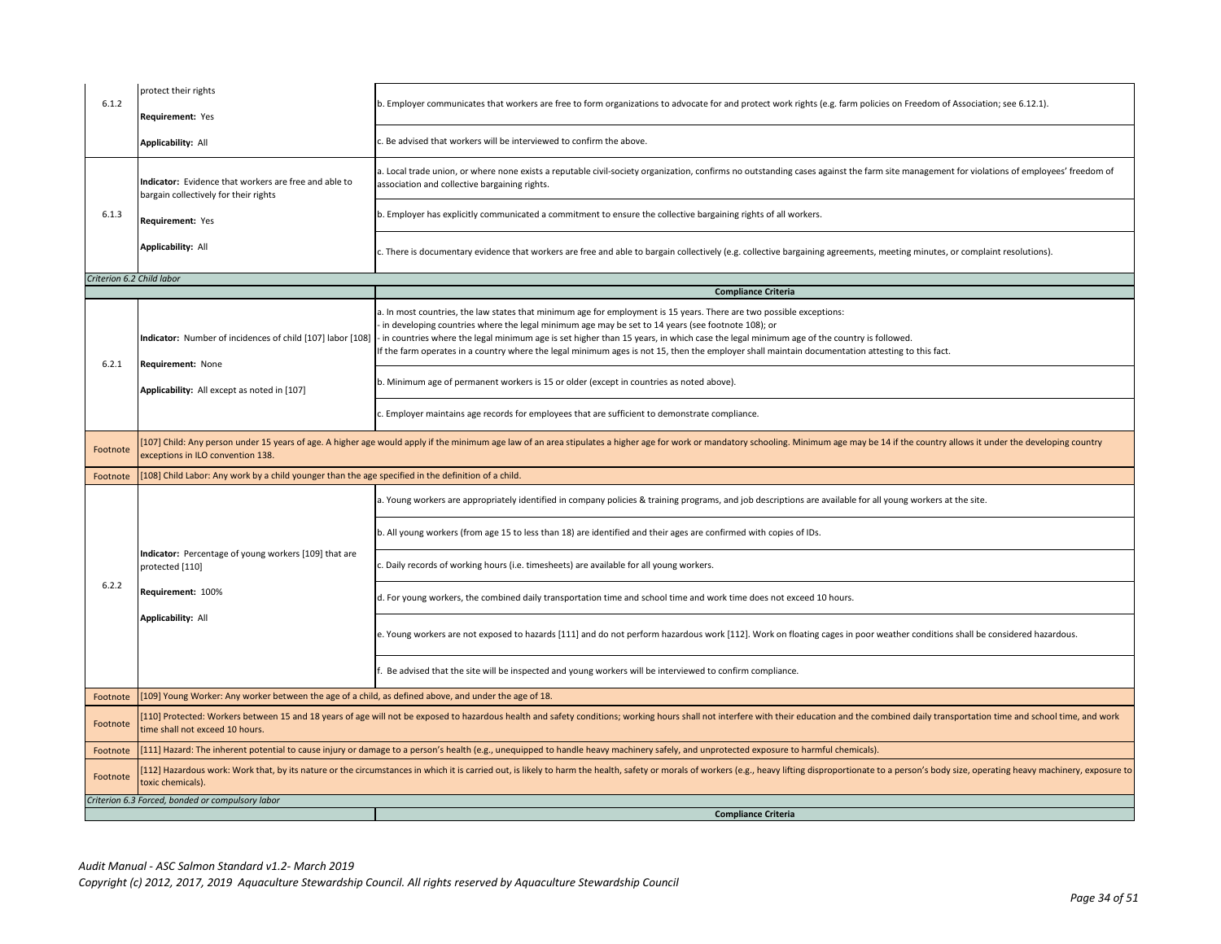| | | |
|---|---|---|
| 6.1.2 | protect their rights<br><br>**Requirement:** Yes<br><br>**Applicability:** All | b. Employer communicates that workers are free to form organizations to advocate for and protect work rights (e.g. farm policies on Freedom of Association; see 6.12.1). |
| | | c. Be advised that workers will be interviewed to confirm the above. |
| 6.1.3 | **Indicator:** Evidence that workers are free and able to bargain collectively for their rights<br><br>**Requirement:** Yes<br><br>**Applicability:** All | a. Local trade union, or where none exists a reputable civil-society organization, confirms no outstanding cases against the farm site management for violations of employees' freedom of association and collective bargaining rights. |
| | | b. Employer has explicitly communicated a commitment to ensure the collective bargaining rights of all workers. |
| | | c. There is documentary evidence that workers are free and able to bargain collectively (e.g. collective bargaining agreements, meeting minutes, or complaint resolutions). |
| *Criterion 6.2 Child labor* | | |
| | | **Compliance Criteria** |
| 6.2.1 | **Indicator:** Number of incidences of child [107] labor [108]<br><br>**Requirement:** None<br><br>**Applicability:** All except as noted in [107] | a. In most countries, the law states that minimum age for employment is 15 years. There are two possible exceptions:<br>- in developing countries where the legal minimum age may be set to 14 years (see footnote 108); or<br>- in countries where the legal minimum age is set higher than 15 years, in which case the legal minimum age of the country is followed.<br>If the farm operates in a country where the legal minimum ages is not 15, then the employer shall maintain documentation attesting to this fact. |
| | | b. Minimum age of permanent workers is 15 or older (except in countries as noted above). |
| | | c. Employer maintains age records for employees that are sufficient to demonstrate compliance. |
| Footnote | [107] Child: Any person under 15 years of age. A higher age would apply if the minimum age law of an area stipulates a higher age for work or mandatory schooling. Minimum age may be 14 if the country allows it under the developing country exceptions in ILO convention 138. | |
| Footnote | [108] Child Labor: Any work by a child younger than the age specified in the definition of a child. | |
| 6.2.2 | **Indicator:** Percentage of young workers [109] that are protected [110]<br><br>**Requirement:** 100%<br><br>**Applicability:** All | a. Young workers are appropriately identified in company policies & training programs, and job descriptions are available for all young workers at the site. |
| | | b. All young workers (from age 15 to less than 18) are identified and their ages are confirmed with copies of IDs. |
| | | c. Daily records of working hours (i.e. timesheets) are available for all young workers. |
| | | d. For young workers, the combined daily transportation time and school time and work time does not exceed 10 hours. |
| | | e. Young workers are not exposed to hazards [111] and do not perform hazardous work [112]. Work on floating cages in poor weather conditions shall be considered hazardous. |
| | | f. Be advised that the site will be inspected and young workers will be interviewed to confirm compliance. |
| Footnote | [109] Young Worker: Any worker between the age of a child, as defined above, and under the age of 18. | |
| Footnote | [110] Protected: Workers between 15 and 18 years of age will not be exposed to hazardous health and safety conditions; working hours shall not interfere with their education and the combined daily transportation time and school time, and work time shall not exceed 10 hours. | |
| Footnote | [111] Hazard: The inherent potential to cause injury or damage to a person's health (e.g., unequipped to handle heavy machinery safely, and unprotected exposure to harmful chemicals). | |
| Footnote | [112] Hazardous work: Work that, by its nature or the circumstances in which it is carried out, is likely to harm the health, safety or morals of workers (e.g., heavy lifting disproportionate to a person's body size, operating heavy machinery, exposure to toxic chemicals). | |
| *Criterion 6.3 Forced, bonded or compulsory labor* | | |
| | | **Compliance Criteria** |

*Audit Manual - ASC Salmon Standard v1.2- March 2019*
*Copyright (c) 2012, 2017, 2019 Aquaculture Stewardship Council. All rights reserved by Aquaculture Stewardship Council*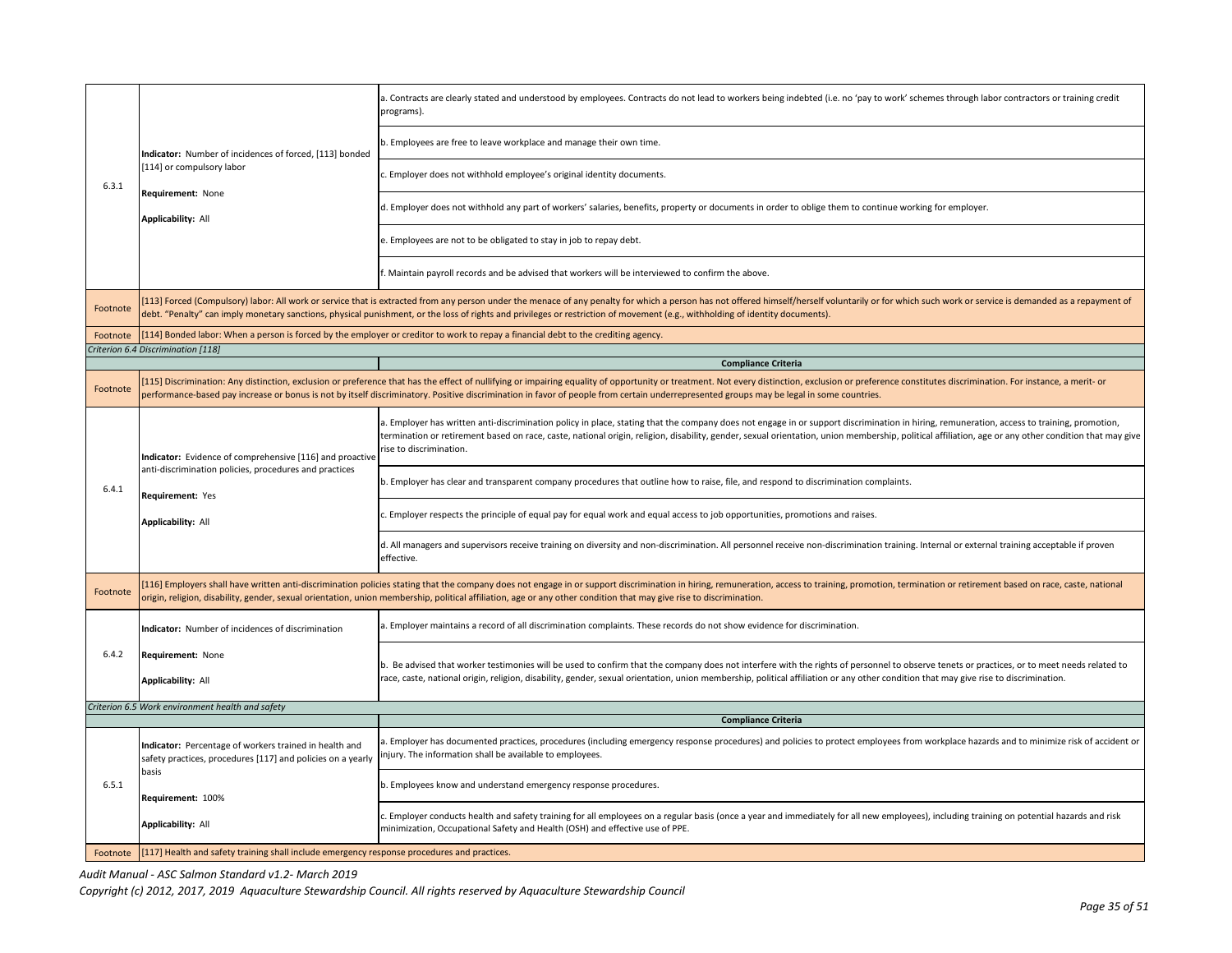| | | |
|---|---|---|
| 6.3.1 | **Indicator:** Number of incidences of forced, [113] bonded [114] or compulsory labor<br><br>**Requirement:** None<br><br>**Applicability:** All | a. Contracts are clearly stated and understood by employees. Contracts do not lead to workers being indebted (i.e. no 'pay to work' schemes through labor contractors or training credit programs). |
| | | b. Employees are free to leave workplace and manage their own time. |
| | | c. Employer does not withhold employee's original identity documents. |
| | | d. Employer does not withhold any part of workers' salaries, benefits, property or documents in order to oblige them to continue working for employer. |
| | | e. Employees are not to be obligated to stay in job to repay debt. |
| | | f. Maintain payroll records and be advised that workers will be interviewed to confirm the above. |
| Footnote | [113] Forced (Compulsory) labor: All work or service that is extracted from any person under the menace of any penalty for which a person has not offered himself/herself voluntarily or for which such work or service is demanded as a repayment of debt. "Penalty" can imply monetary sanctions, physical punishment, or the loss of rights and privileges or restriction of movement (e.g., withholding of identity documents). | |
| Footnote | [114] Bonded labor: When a person is forced by the employer or creditor to work to repay a financial debt to the crediting agency. | |
| *Criterion 6.4 Discrimination [118]* | | |
| | | **Compliance Criteria** |
| Footnote | [115] Discrimination: Any distinction, exclusion or preference that has the effect of nullifying or impairing equality of opportunity or treatment. Not every distinction, exclusion or preference constitutes discrimination. For instance, a merit- or performance-based pay increase or bonus is not by itself discriminatory. Positive discrimination in favor of people from certain underrepresented groups may be legal in some countries. | |
| 6.4.1 | **Indicator:** Evidence of comprehensive [116] and proactive anti-discrimination policies, procedures and practices<br><br>**Requirement:** Yes<br><br>**Applicability:** All | a. Employer has written anti-discrimination policy in place, stating that the company does not engage in or support discrimination in hiring, remuneration, access to training, promotion, termination or retirement based on race, caste, national origin, religion, disability, gender, sexual orientation, union membership, political affiliation, age or any other condition that may give rise to discrimination. |
| | | b. Employer has clear and transparent company procedures that outline how to raise, file, and respond to discrimination complaints. |
| | | c. Employer respects the principle of equal pay for equal work and equal access to job opportunities, promotions and raises. |
| | | d. All managers and supervisors receive training on diversity and non-discrimination. All personnel receive non-discrimination training. Internal or external training acceptable if proven effective. |
| Footnote | [116] Employers shall have written anti-discrimination policies stating that the company does not engage in or support discrimination in hiring, remuneration, access to training, promotion, termination or retirement based on race, caste, national origin, religion, disability, gender, sexual orientation, union membership, political affiliation, age or any other condition that may give rise to discrimination. | |
| 6.4.2 | **Indicator:** Number of incidences of discrimination<br><br>**Requirement:** None<br><br>**Applicability:** All | a. Employer maintains a record of all discrimination complaints. These records do not show evidence for discrimination. |
| | | b. Be advised that worker testimonies will be used to confirm that the company does not interfere with the rights of personnel to observe tenets or practices, or to meet needs related to race, caste, national origin, religion, disability, gender, sexual orientation, union membership, political affiliation or any other condition that may give rise to discrimination. |
| *Criterion 6.5 Work environment health and safety* | | |
| | | **Compliance Criteria** |
| 6.5.1 | **Indicator:** Percentage of workers trained in health and safety practices, procedures [117] and policies on a yearly basis<br><br>**Requirement:** 100%<br><br>**Applicability:** All | a. Employer has documented practices, procedures (including emergency response procedures) and policies to protect employees from workplace hazards and to minimize risk of accident or injury. The information shall be available to employees. |
| | | b. Employees know and understand emergency response procedures. |
| | | c. Employer conducts health and safety training for all employees on a regular basis (once a year and immediately for all new employees), including training on potential hazards and risk minimization, Occupational Safety and Health (OSH) and effective use of PPE. |
| Footnote | [117] Health and safety training shall include emergency response procedures and practices. | |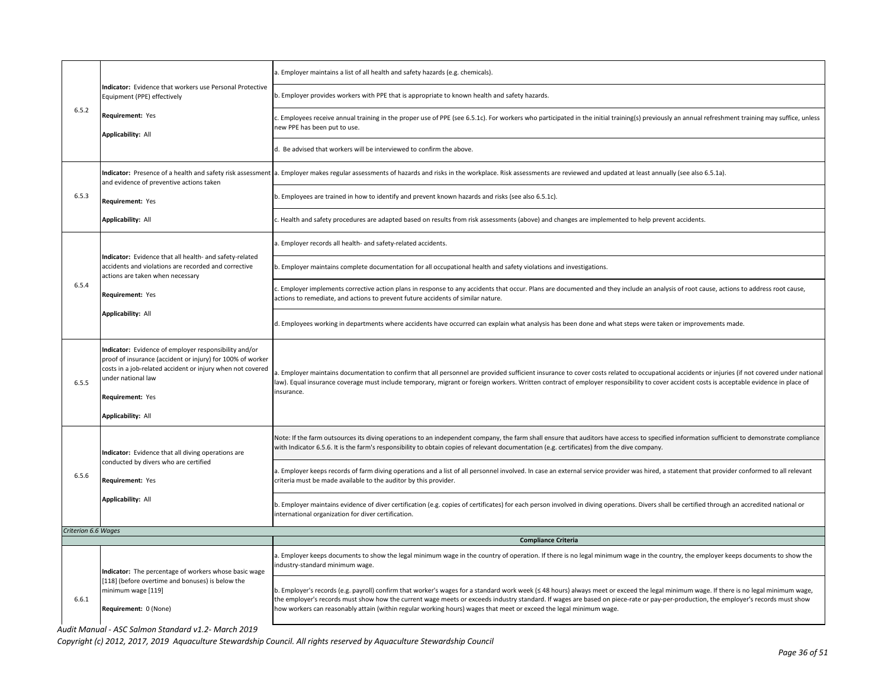| | | |
|---|---|---|
| 6.5.2 | **Indicator:** Evidence that workers use Personal Protective Equipment (PPE) effectively<br><br>**Requirement:** Yes<br><br>**Applicability:** All | a. Employer maintains a list of all health and safety hazards (e.g. chemicals). |
| | | b. Employer provides workers with PPE that is appropriate to known health and safety hazards. |
| | | c. Employees receive annual training in the proper use of PPE (see 6.5.1c). For workers who participated in the initial training(s) previously an annual refreshment training may suffice, unless new PPE has been put to use. |
| | | d. Be advised that workers will be interviewed to confirm the above. |
| 6.5.3 | **Indicator:** Presence of a health and safety risk assessment and evidence of preventive actions taken<br><br>**Requirement:** Yes<br><br>**Applicability:** All | a. Employer makes regular assessments of hazards and risks in the workplace. Risk assessments are reviewed and updated at least annually (see also 6.5.1a). |
| | | b. Employees are trained in how to identify and prevent known hazards and risks (see also 6.5.1c). |
| | | c. Health and safety procedures are adapted based on results from risk assessments (above) and changes are implemented to help prevent accidents. |
| 6.5.4 | **Indicator:** Evidence that all health- and safety-related accidents and violations are recorded and corrective actions are taken when necessary<br><br>**Requirement:** Yes<br><br>**Applicability:** All | a. Employer records all health- and safety-related accidents. |
| | | b. Employer maintains complete documentation for all occupational health and safety violations and investigations. |
| | | c. Employer implements corrective action plans in response to any accidents that occur. Plans are documented and they include an analysis of root cause, actions to address root cause, actions to remediate, and actions to prevent future accidents of similar nature. |
| | | d. Employees working in departments where accidents have occurred can explain what analysis has been done and what steps were taken or improvements made. |
| 6.5.5 | **Indicator:** Evidence of employer responsibility and/or proof of insurance (accident or injury) for 100% of worker costs in a job-related accident or injury when not covered under national law<br><br>**Requirement:** Yes<br><br>**Applicability:** All | a. Employer maintains documentation to confirm that all personnel are provided sufficient insurance to cover costs related to occupational accidents or injuries (if not covered under national law). Equal insurance coverage must include temporary, migrant or foreign workers. Written contract of employer responsibility to cover accident costs is acceptable evidence in place of insurance. |
| 6.5.6 | **Indicator:** Evidence that all diving operations are conducted by divers who are certified<br><br>**Requirement:** Yes<br><br>**Applicability:** All | Note: If the farm outsources its diving operations to an independent company, the farm shall ensure that auditors have access to specified information sufficient to demonstrate compliance with Indicator 6.5.6. It is the farm's responsibility to obtain copies of relevant documentation (e.g. certificates) from the dive company. |
| | | a. Employer keeps records of farm diving operations and a list of all personnel involved. In case an external service provider was hired, a statement that provider conformed to all relevant criteria must be made available to the auditor by this provider. |
| | | b. Employer maintains evidence of diver certification (e.g. copies of certificates) for each person involved in diving operations. Divers shall be certified through an accredited national or international organization for diver certification. |
| *Criterion 6.6 Wages* | | |
| | | **Compliance Criteria** |
| 6.6.1 | **Indicator:** The percentage of workers whose basic wage [118] (before overtime and bonuses) is below the minimum wage [119]<br><br>**Requirement:** 0 (None) | a. Employer keeps documents to show the legal minimum wage in the country of operation. If there is no legal minimum wage in the country, the employer keeps documents to show the industry-standard minimum wage. |
| | | b. Employer's records (e.g. payroll) confirm that worker's wages for a standard work week (≤ 48 hours) always meet or exceed the legal minimum wage. If there is no legal minimum wage, the employer's records must show how the current wage meets or exceeds industry standard. If wages are based on piece-rate or pay-per-production, the employer's records must show how workers can reasonably attain (within regular working hours) wages that meet or exceed the legal minimum wage. |

*Audit Manual - ASC Salmon Standard v1.2- March 2019*

*Copyright (c) 2012, 2017, 2019 Aquaculture Stewardship Council. All rights reserved by Aquaculture Stewardship Council*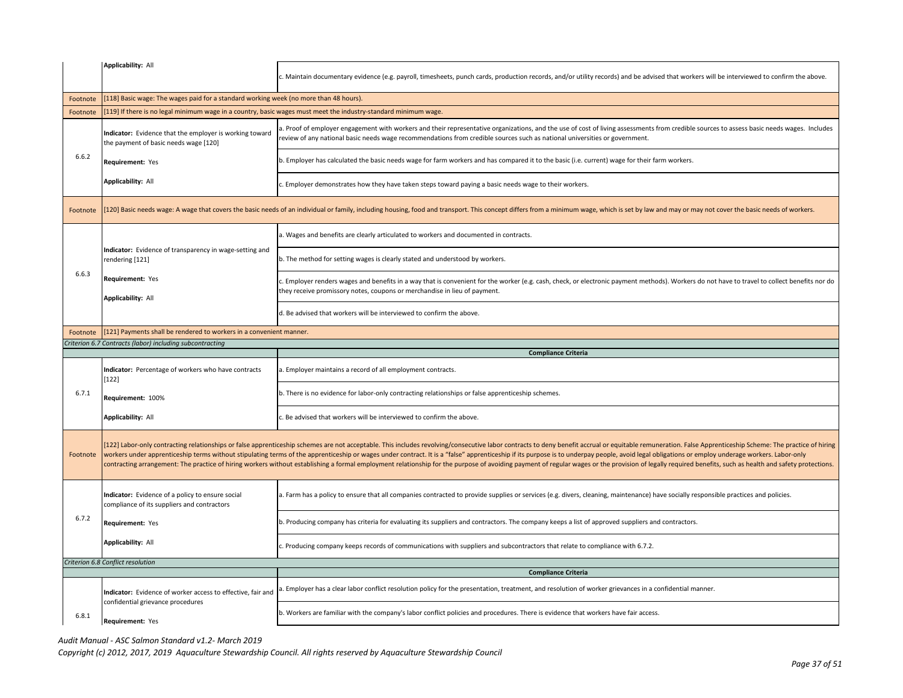| | | |
|---|---|---|
| | **Applicability:** All | c. Maintain documentary evidence (e.g. payroll, timesheets, punch cards, production records, and/or utility records) and be advised that workers will be interviewed to confirm the above. |
| Footnote | [118] Basic wage: The wages paid for a standard working week (no more than 48 hours). | |
| Footnote | [119] If there is no legal minimum wage in a country, basic wages must meet the industry-standard minimum wage. | |
| 6.6.2 | **Indicator:** Evidence that the employer is working toward the payment of basic needs wage [120] | a. Proof of employer engagement with workers and their representative organizations, and the use of cost of living assessments from credible sources to assess basic needs wages. Includes review of any national basic needs wage recommendations from credible sources such as national universities or government. |
| | **Requirement:** Yes | b. Employer has calculated the basic needs wage for farm workers and has compared it to the basic (i.e. current) wage for their farm workers. |
| | **Applicability:** All | c. Employer demonstrates how they have taken steps toward paying a basic needs wage to their workers. |
| Footnote | [120] Basic needs wage: A wage that covers the basic needs of an individual or family, including housing, food and transport. This concept differs from a minimum wage, which is set by law and may or may not cover the basic needs of workers. | |
| 6.6.3 | **Indicator:** Evidence of transparency in wage-setting and rendering [121] | a. Wages and benefits are clearly articulated to workers and documented in contracts. |
| | **Requirement:** Yes | b. The method for setting wages is clearly stated and understood by workers. |
| | **Applicability:** All | c. Employer renders wages and benefits in a way that is convenient for the worker (e.g. cash, check, or electronic payment methods). Workers do not have to travel to collect benefits nor do they receive promissory notes, coupons or merchandise in lieu of payment. |
| | | d. Be advised that workers will be interviewed to confirm the above. |
| Footnote | [121] Payments shall be rendered to workers in a convenient manner. | |
| *Criterion 6.7 Contracts (labor) including subcontracting* | | |
| | | **Compliance Criteria** |
| 6.7.1 | **Indicator:** Percentage of workers who have contracts [122] | a. Employer maintains a record of all employment contracts. |
| | **Requirement:** 100% | b. There is no evidence for labor-only contracting relationships or false apprenticeship schemes. |
| | **Applicability:** All | c. Be advised that workers will be interviewed to confirm the above. |
| Footnote | [122] Labor-only contracting relationships or false apprenticeship schemes are not acceptable. This includes revolving/consecutive labor contracts to deny benefit accrual or equitable remuneration. False Apprenticeship Scheme: The practice of hiring workers under apprenticeship terms without stipulating terms of the apprenticeship or wages under contract. It is a "false" apprenticeship if its purpose is to underpay people, avoid legal obligations or employ underage workers. Labor-only contracting arrangement: The practice of hiring workers without establishing a formal employment relationship for the purpose of avoiding payment of regular wages or the provision of legally required benefits, such as health and safety protections. | |
| 6.7.2 | **Indicator:** Evidence of a policy to ensure social compliance of its suppliers and contractors | a. Farm has a policy to ensure that all companies contracted to provide supplies or services (e.g. divers, cleaning, maintenance) have socially responsible practices and policies. |
| | **Requirement:** Yes | b. Producing company has criteria for evaluating its suppliers and contractors. The company keeps a list of approved suppliers and contractors. |
| | **Applicability:** All | c. Producing company keeps records of communications with suppliers and subcontractors that relate to compliance with 6.7.2. |
| *Criterion 6.8 Conflict resolution* | | |
| | | **Compliance Criteria** |
| 6.8.1 | **Indicator:** Evidence of worker access to effective, fair and confidential grievance procedures | a. Employer has a clear labor conflict resolution policy for the presentation, treatment, and resolution of worker grievances in a confidential manner. |
| | **Requirement:** Yes | b. Workers are familiar with the company's labor conflict policies and procedures. There is evidence that workers have fair access. |

*Audit Manual - ASC Salmon Standard v1.2- March 2019*

*Copyright (c) 2012, 2017, 2019 Aquaculture Stewardship Council. All rights reserved by Aquaculture Stewardship Council*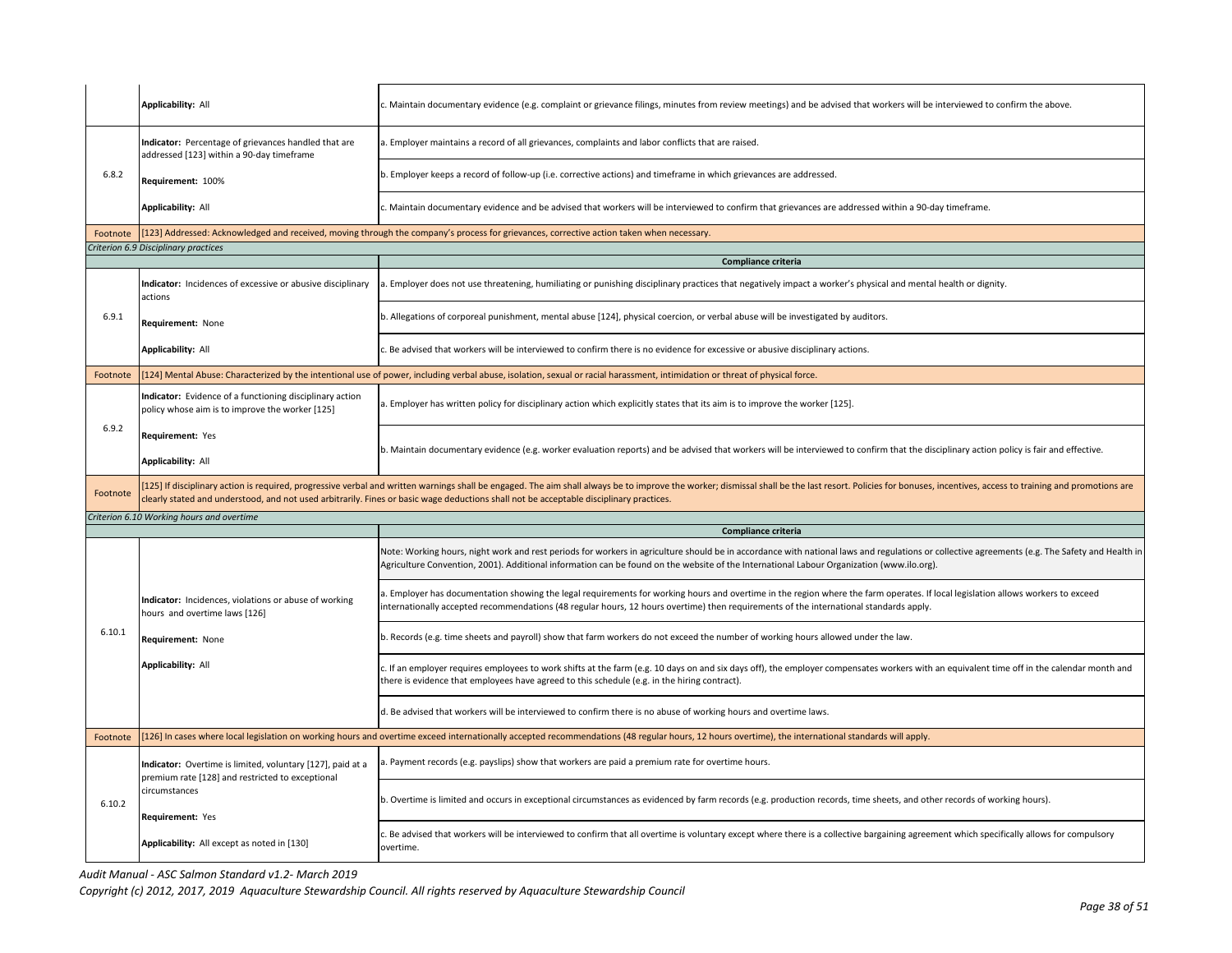| | | |
|---|---|---|
| | **Applicability:** All | c. Maintain documentary evidence (e.g. complaint or grievance filings, minutes from review meetings) and be advised that workers will be interviewed to confirm the above. |
| 6.8.2 | **Indicator:** Percentage of grievances handled that are addressed [123] within a 90-day timeframe | a. Employer maintains a record of all grievances, complaints and labor conflicts that are raised. |
| | **Requirement:** 100% | b. Employer keeps a record of follow-up (i.e. corrective actions) and timeframe in which grievances are addressed. |
| | **Applicability:** All | c. Maintain documentary evidence and be advised that workers will be interviewed to confirm that grievances are addressed within a 90-day timeframe. |
| Footnote | [123] Addressed: Acknowledged and received, moving through the company's process for grievances, corrective action taken when necessary. | |
| *Criterion 6.9 Disciplinary practices* | | |
| | | **Compliance criteria** |
| 6.9.1 | **Indicator:** Incidences of excessive or abusive disciplinary actions | a. Employer does not use threatening, humiliating or punishing disciplinary practices that negatively impact a worker's physical and mental health or dignity. |
| | **Requirement:** None | b. Allegations of corporeal punishment, mental abuse [124], physical coercion, or verbal abuse will be investigated by auditors. |
| | **Applicability:** All | c. Be advised that workers will be interviewed to confirm there is no evidence for excessive or abusive disciplinary actions. |
| Footnote | [124] Mental Abuse: Characterized by the intentional use of power, including verbal abuse, isolation, sexual or racial harassment, intimidation or threat of physical force. | |
| 6.9.2 | **Indicator:** Evidence of a functioning disciplinary action policy whose aim is to improve the worker [125] | a. Employer has written policy for disciplinary action which explicitly states that its aim is to improve the worker [125]. |
| | **Requirement:** Yes<br>**Applicability:** All | b. Maintain documentary evidence (e.g. worker evaluation reports) and be advised that workers will be interviewed to confirm that the disciplinary action policy is fair and effective. |
| Footnote | [125] If disciplinary action is required, progressive verbal and written warnings shall be engaged. The aim shall always be to improve the worker; dismissal shall be the last resort. Policies for bonuses, incentives, access to training and promotions are clearly stated and understood, and not used arbitrarily. Fines or basic wage deductions shall not be acceptable disciplinary practices. | |
| *Criterion 6.10 Working hours and overtime* | | |
| | | **Compliance criteria** |
| 6.10.1 | | Note: Working hours, night work and rest periods for workers in agriculture should be in accordance with national laws and regulations or collective agreements (e.g. The Safety and Health in Agriculture Convention, 2001). Additional information can be found on the website of the International Labour Organization (www.ilo.org). |
| | **Indicator:** Incidences, violations or abuse of working hours and overtime laws [126] | a. Employer has documentation showing the legal requirements for working hours and overtime in the region where the farm operates. If local legislation allows workers to exceed internationally accepted recommendations (48 regular hours, 12 hours overtime) then requirements of the international standards apply. |
| | **Requirement:** None | b. Records (e.g. time sheets and payroll) show that farm workers do not exceed the number of working hours allowed under the law. |
| | **Applicability:** All | c. If an employer requires employees to work shifts at the farm (e.g. 10 days on and six days off), the employer compensates workers with an equivalent time off in the calendar month and there is evidence that employees have agreed to this schedule (e.g. in the hiring contract). |
| | | d. Be advised that workers will be interviewed to confirm there is no abuse of working hours and overtime laws. |
| Footnote | [126] In cases where local legislation on working hours and overtime exceed internationally accepted recommendations (48 regular hours, 12 hours overtime), the international standards will apply. | |
| 6.10.2 | **Indicator:** Overtime is limited, voluntary [127], paid at a premium rate [128] and restricted to exceptional circumstances | a. Payment records (e.g. payslips) show that workers are paid a premium rate for overtime hours. |
| | **Requirement:** Yes | b. Overtime is limited and occurs in exceptional circumstances as evidenced by farm records (e.g. production records, time sheets, and other records of working hours). |
| | **Applicability:** All except as noted in [130] | c. Be advised that workers will be interviewed to confirm that all overtime is voluntary except where there is a collective bargaining agreement which specifically allows for compulsory overtime. |

*Audit Manual - ASC Salmon Standard v1.2- March 2019*

*Copyright (c) 2012, 2017, 2019 Aquaculture Stewardship Council. All rights reserved by Aquaculture Stewardship Council*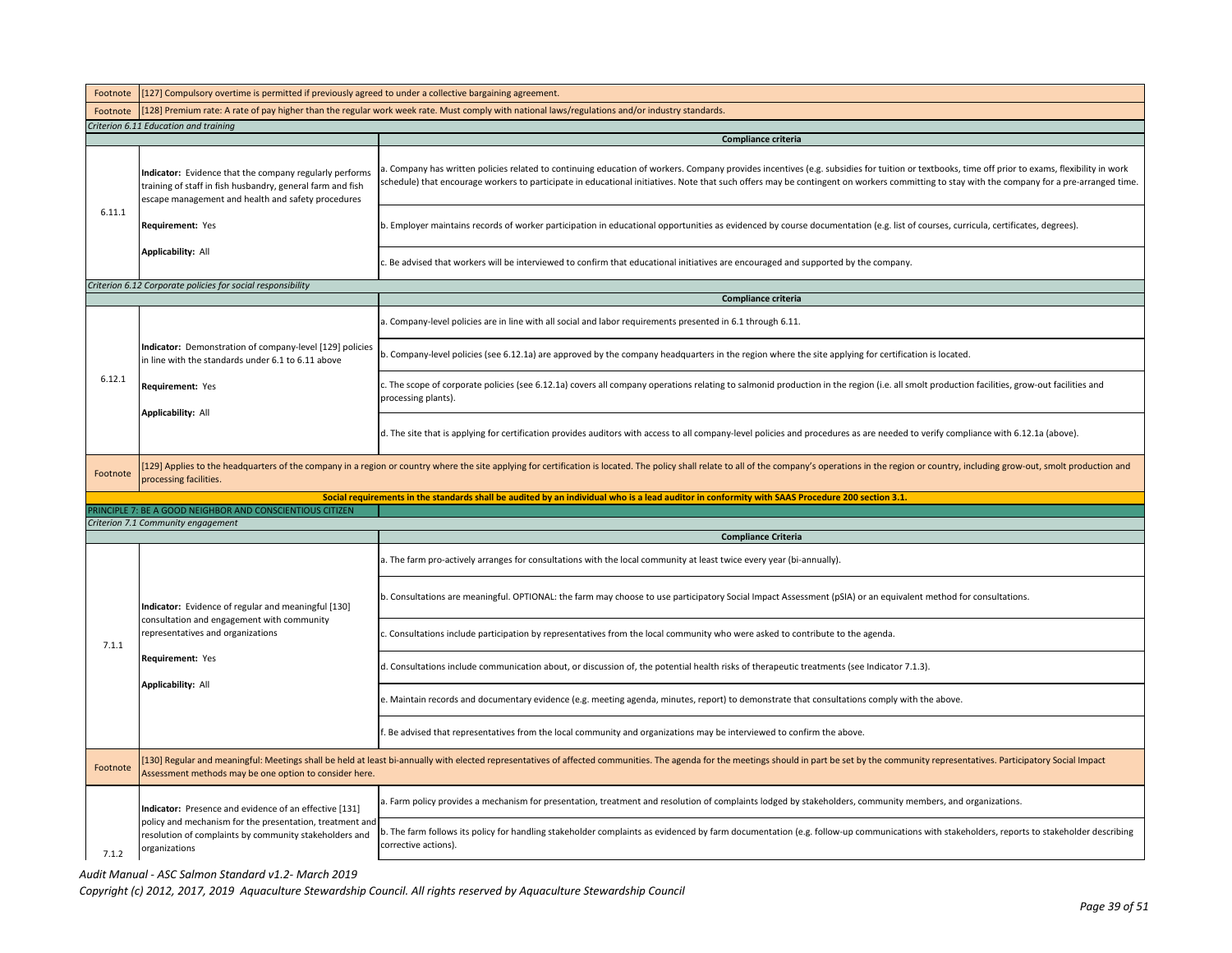| | | |
|---|---|---|
| Footnote | [127] Compulsory overtime is permitted if previously agreed to under a collective bargaining agreement. | |
| Footnote | [128] Premium rate: A rate of pay higher than the regular work week rate. Must comply with national laws/regulations and/or industry standards. | |
| *Criterion 6.11 Education and training* | | |
| | | **Compliance criteria** |
| 6.11.1 | **Indicator:** Evidence that the company regularly performs training of staff in fish husbandry, general farm and fish escape management and health and safety procedures<br><br>**Requirement:** Yes<br><br>**Applicability:** All | a. Company has written policies related to continuing education of workers. Company provides incentives (e.g. subsidies for tuition or textbooks, time off prior to exams, flexibility in work schedule) that encourage workers to participate in educational initiatives. Note that such offers may be contingent on workers committing to stay with the company for a pre-arranged time. |
| | | b. Employer maintains records of worker participation in educational opportunities as evidenced by course documentation (e.g. list of courses, curricula, certificates, degrees). |
| | | c. Be advised that workers will be interviewed to confirm that educational initiatives are encouraged and supported by the company. |
| *Criterion 6.12 Corporate policies for social responsibility* | | |
| | | **Compliance criteria** |
| 6.12.1 | **Indicator:** Demonstration of company-level [129] policies in line with the standards under 6.1 to 6.11 above<br><br>**Requirement:** Yes<br><br>**Applicability:** All | a. Company-level policies are in line with all social and labor requirements presented in 6.1 through 6.11. |
| | | b. Company-level policies (see 6.12.1a) are approved by the company headquarters in the region where the site applying for certification is located. |
| | | c. The scope of corporate policies (see 6.12.1a) covers all company operations relating to salmonid production in the region (i.e. all smolt production facilities, grow-out facilities and processing plants). |
| | | d. The site that is applying for certification provides auditors with access to all company-level policies and procedures as are needed to verify compliance with 6.12.1a (above). |
| Footnote | [129] Applies to the headquarters of the company in a region or country where the site applying for certification is located. The policy shall relate to all of the company's operations in the region or country, including grow-out, smolt production and processing facilities. | |
| | | **Social requirements in the standards shall be audited by an individual who is a lead auditor in conformity with SAAS Procedure 200 section 3.1.** |
| PRINCIPLE 7: BE A GOOD NEIGHBOR AND CONSCIENTIOUS CITIZEN | | |
| *Criterion 7.1 Community engagement* | | |
| | | **Compliance Criteria** |
| 7.1.1 | **Indicator:** Evidence of regular and meaningful [130] consultation and engagement with community representatives and organizations<br><br>**Requirement:** Yes<br><br>**Applicability:** All | a. The farm pro-actively arranges for consultations with the local community at least twice every year (bi-annually). |
| | | b. Consultations are meaningful. OPTIONAL: the farm may choose to use participatory Social Impact Assessment (pSIA) or an equivalent method for consultations. |
| | | c. Consultations include participation by representatives from the local community who were asked to contribute to the agenda. |
| | | d. Consultations include communication about, or discussion of, the potential health risks of therapeutic treatments (see Indicator 7.1.3). |
| | | e. Maintain records and documentary evidence (e.g. meeting agenda, minutes, report) to demonstrate that consultations comply with the above. |
| | | f. Be advised that representatives from the local community and organizations may be interviewed to confirm the above. |
| Footnote | [130] Regular and meaningful: Meetings shall be held at least bi-annually with elected representatives of affected communities. The agenda for the meetings should in part be set by the community representatives. Participatory Social Impact Assessment methods may be one option to consider here. | |
| 7.1.2 | **Indicator:** Presence and evidence of an effective [131] policy and mechanism for the presentation, treatment and resolution of complaints by community stakeholders and organizations | a. Farm policy provides a mechanism for presentation, treatment and resolution of complaints lodged by stakeholders, community members, and organizations. |
| | | b. The farm follows its policy for handling stakeholder complaints as evidenced by farm documentation (e.g. follow-up communications with stakeholders, reports to stakeholder describing corrective actions). |

*Audit Manual - ASC Salmon Standard v1.2- March 2019*

*Copyright (c) 2012, 2017, 2019 Aquaculture Stewardship Council. All rights reserved by Aquaculture Stewardship Council*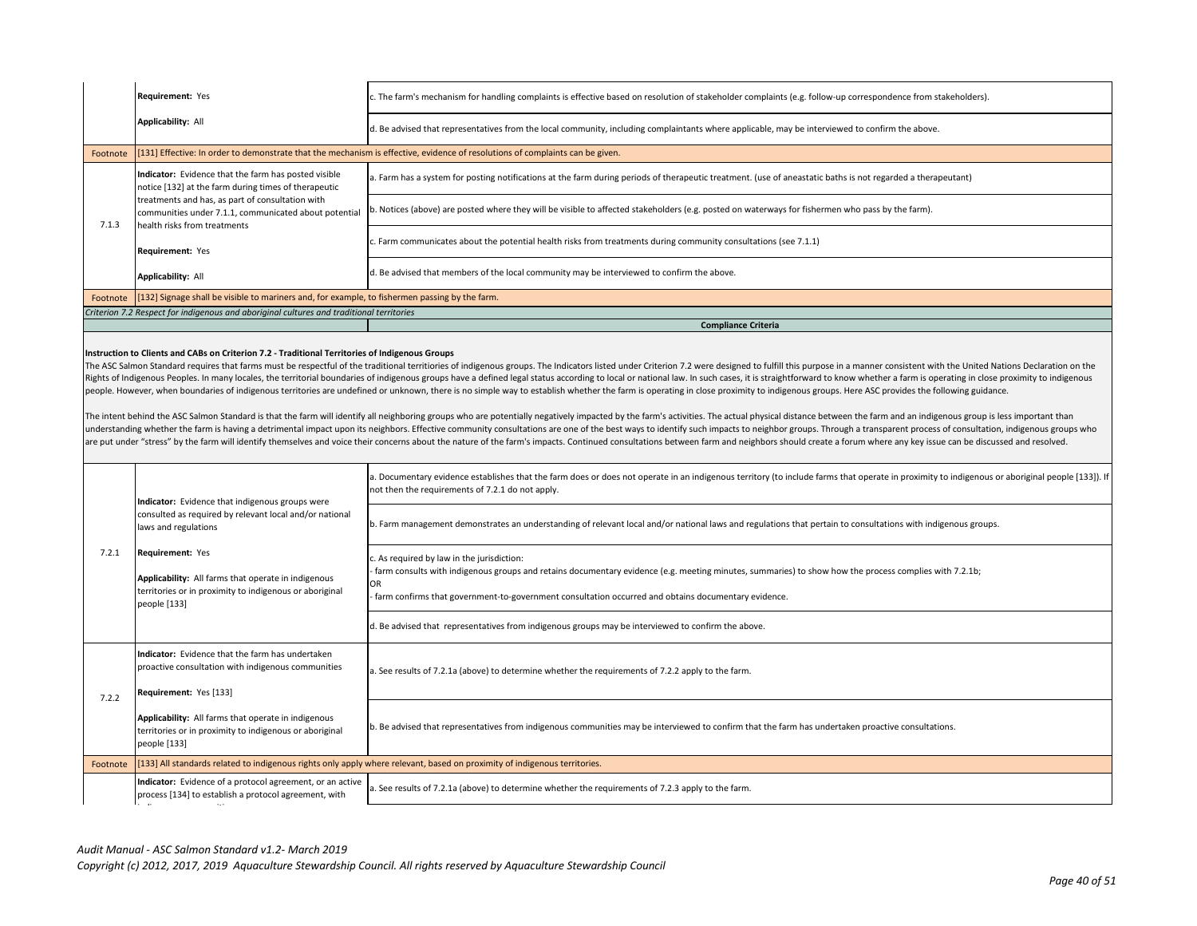| | | |
|---|---|---|
| | **Requirement:** Yes | c. The farm's mechanism for handling complaints is effective based on resolution of stakeholder complaints (e.g. follow-up correspondence from stakeholders). |
| | **Applicability:** All | d. Be advised that representatives from the local community, including complaintants where applicable, may be interviewed to confirm the above. |
| Footnote | [131] Effective: In order to demonstrate that the mechanism is effective, evidence of resolutions of complaints can be given. | |
| 7.1.3 | **Indicator:** Evidence that the farm has posted visible notice [132] at the farm during times of therapeutic treatments and has, as part of consultation with communities under 7.1.1, communicated about potential health risks from treatments<br><br>**Requirement:** Yes<br><br>**Applicability:** All | a. Farm has a system for posting notifications at the farm during periods of therapeutic treatment. (use of aneastatic baths is not regarded a therapeutant) |
| | | b. Notices (above) are posted where they will be visible to affected stakeholders (e.g. posted on waterways for fishermen who pass by the farm). |
| | | c. Farm communicates about the potential health risks from treatments during community consultations (see 7.1.1) |
| | | d. Be advised that members of the local community may be interviewed to confirm the above. |
| Footnote | [132] Signage shall be visible to mariners and, for example, to fishermen passing by the farm. | |

*Criterion 7.2 Respect for indigenous and aboriginal cultures and traditional territories*

**Compliance Criteria**

**Instruction to Clients and CABs on Criterion 7.2 - Traditional Territories of Indigenous Groups**

The ASC Salmon Standard requires that farms must be respectful of the traditional territiories of indigenous groups. The Indicators listed under Criterion 7.2 were designed to fulfill this purpose in a manner consistent with the United Nations Declaration on the Rights of Indigenous Peoples. In many locales, the territorial boundaries of indigenous groups have a defined legal status according to local or national law. In such cases, it is straightforward to know whether a farm is operating in close proximity to indigenous people. However, when boundaries of indigenous territories are undefined or unknown, there is no simple way to establish whether the farm is operating in close proximity to indigenous groups. Here ASC provides the following guidance.

The intent behind the ASC Salmon Standard is that the farm will identify all neighboring groups who are potentially negatively impacted by the farm's activities. The actual physical distance between the farm and an indigenous group is less important than understanding whether the farm is having a detrimental impact upon its neighbors. Effective community consultations are one of the best ways to identify such impacts to neighbor groups. Through a transparent process of consultation, indigenous groups who are put under "stress" by the farm will identify themselves and voice their concerns about the nature of the farm's impacts. Continued consultations between farm and neighbors should create a forum where any key issue can be discussed and resolved.

| | | |
|---|---|---|
| 7.2.1 | **Indicator:** Evidence that indigenous groups were consulted as required by relevant local and/or national laws and regulations<br><br>**Requirement:** Yes<br><br>**Applicability:** All farms that operate in indigenous territories or in proximity to indigenous or aboriginal people [133] | a. Documentary evidence establishes that the farm does or does not operate in an indigenous territory (to include farms that operate in proximity to indigenous or aboriginal people [133]). If not then the requirements of 7.2.1 do not apply. |
| | | b. Farm management demonstrates an understanding of relevant local and/or national laws and regulations that pertain to consultations with indigenous groups. |
| | | c. As required by law in the jurisdiction:<br>- farm consults with indigenous groups and retains documentary evidence (e.g. meeting minutes, summaries) to show how the process complies with 7.2.1b;<br>OR<br>- farm confirms that government-to-government consultation occurred and obtains documentary evidence. |
| | | d. Be advised that representatives from indigenous groups may be interviewed to confirm the above. |
| 7.2.2 | **Indicator:** Evidence that the farm has undertaken proactive consultation with indigenous communities<br><br>**Requirement:** Yes [133]<br><br>**Applicability:** All farms that operate in indigenous territories or in proximity to indigenous or aboriginal people [133] | a. See results of 7.2.1a (above) to determine whether the requirements of 7.2.2 apply to the farm. |
| | | b. Be advised that representatives from indigenous communities may be interviewed to confirm that the farm has undertaken proactive consultations. |
| Footnote | [133] All standards related to indigenous rights only apply where relevant, based on proximity of indigenous territories. | |
| | **Indicator:** Evidence of a protocol agreement, or an active process [134] to establish a protocol agreement, with | a. See results of 7.2.1a (above) to determine whether the requirements of 7.2.3 apply to the farm. |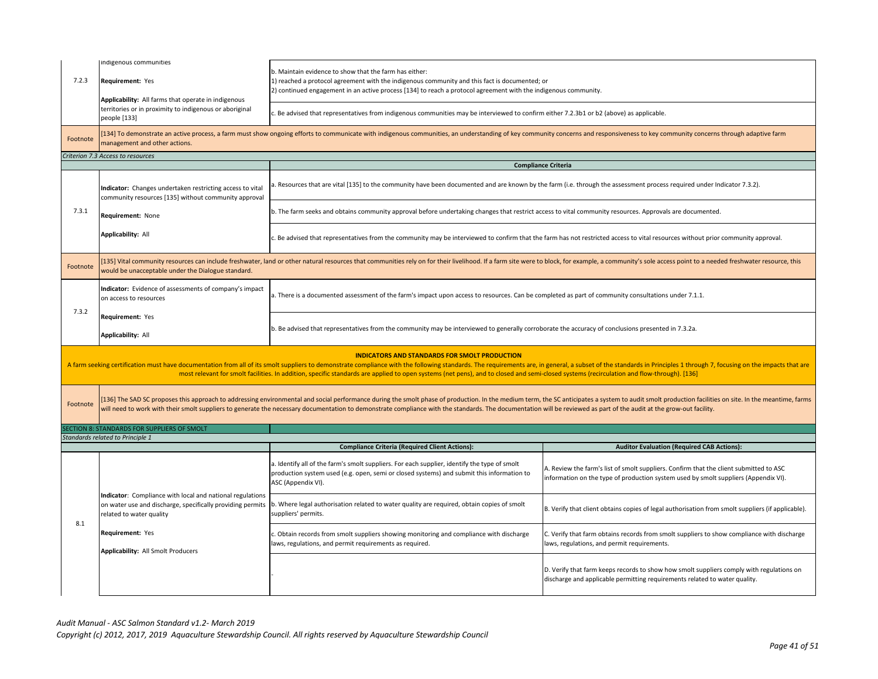| | | |
|---|---|---|
| 7.2.3 | indigenous communities<br><br>**Requirement:** Yes<br><br>**Applicability:** All farms that operate in indigenous territories or in proximity to indigenous or aboriginal people [133] | b. Maintain evidence to show that the farm has either:<br>1) reached a protocol agreement with the indigenous community and this fact is documented; or<br>2) continued engagement in an active process [134] to reach a protocol agreement with the indigenous community. |
| | | c. Be advised that representatives from indigenous communities may be interviewed to confirm either 7.2.3b1 or b2 (above) as applicable. |
| Footnote | [134] To demonstrate an active process, a farm must show ongoing efforts to communicate with indigenous communities, an understanding of key community concerns and responsiveness to key community concerns through adaptive farm management and other actions. | |

*Criterion 7.3 Access to resources*

| | | Compliance Criteria |
|---|---|---|
| 7.3.1 | **Indicator:** Changes undertaken restricting access to vital community resources [135] without community approval<br><br>**Requirement:** None<br><br>**Applicability:** All | a. Resources that are vital [135] to the community have been documented and are known by the farm (i.e. through the assessment process required under Indicator 7.3.2). |
| | | b. The farm seeks and obtains community approval before undertaking changes that restrict access to vital community resources. Approvals are documented. |
| | | c. Be advised that representatives from the community may be interviewed to confirm that the farm has not restricted access to vital resources without prior community approval. |
| Footnote | [135] Vital community resources can include freshwater, land or other natural resources that communities rely on for their livelihood. If a farm site were to block, for example, a community's sole access point to a needed freshwater resource, this would be unacceptable under the Dialogue standard. | |
| 7.3.2 | **Indicator:** Evidence of assessments of company's impact on access to resources<br><br>**Requirement:** Yes<br><br>**Applicability:** All | a. There is a documented assessment of the farm's impact upon access to resources. Can be completed as part of community consultations under 7.1.1. |
| | | b. Be advised that representatives from the community may be interviewed to generally corroborate the accuracy of conclusions presented in 7.3.2a. |

**INDICATORS AND STANDARDS FOR SMOLT PRODUCTION**

A farm seeking certification must have documentation from all of its smolt suppliers to demonstrate compliance with the following standards. The requirements are, in general, a subset of the standards in Principles 1 through 7, focusing on the impacts that are most relevant for smolt facilities. In addition, specific standards are applied to open systems (net pens), and to closed and semi-closed systems (recirculation and flow-through). [136]

| | |
|---|---|
| Footnote | [136] The SAD SC proposes this approach to addressing environmental and social performance during the smolt phase of production. In the medium term, the SC anticipates a system to audit smolt production facilities on site. In the meantime, farms will need to work with their smolt suppliers to generate the necessary documentation to demonstrate compliance with the standards. The documentation will be reviewed as part of the audit at the grow-out facility. |

SECTION 8: STANDARDS FOR SUPPLIERS OF SMOLT

*Standards related to Principle 1*

| | | Compliance Criteria (Required Client Actions): | Auditor Evaluation (Required CAB Actions): |
|---|---|---|---|
| 8.1 | **Indicator**: Compliance with local and national regulations on water use and discharge, specifically providing permits related to water quality<br><br>**Requirement:** Yes<br><br>**Applicability:** All Smolt Producers | a. Identify all of the farm's smolt suppliers. For each supplier, identify the type of smolt production system used (e.g. open, semi or closed systems) and submit this information to ASC (Appendix VI). | A. Review the farm's list of smolt suppliers. Confirm that the client submitted to ASC information on the type of production system used by smolt suppliers (Appendix VI). |
| | | b. Where legal authorisation related to water quality are required, obtain copies of smolt suppliers' permits. | B. Verify that client obtains copies of legal authorisation from smolt suppliers (if applicable). |
| | | c. Obtain records from smolt suppliers showing monitoring and compliance with discharge laws, regulations, and permit requirements as required. | C. Verify that farm obtains records from smolt suppliers to show compliance with discharge laws, regulations, and permit requirements. |
| | | - | D. Verify that farm keeps records to show how smolt suppliers comply with regulations on discharge and applicable permitting requirements related to water quality. |

*Audit Manual - ASC Salmon Standard v1.2- March 2019*
*Copyright (c) 2012, 2017, 2019 Aquaculture Stewardship Council. All rights reserved by Aquaculture Stewardship Council*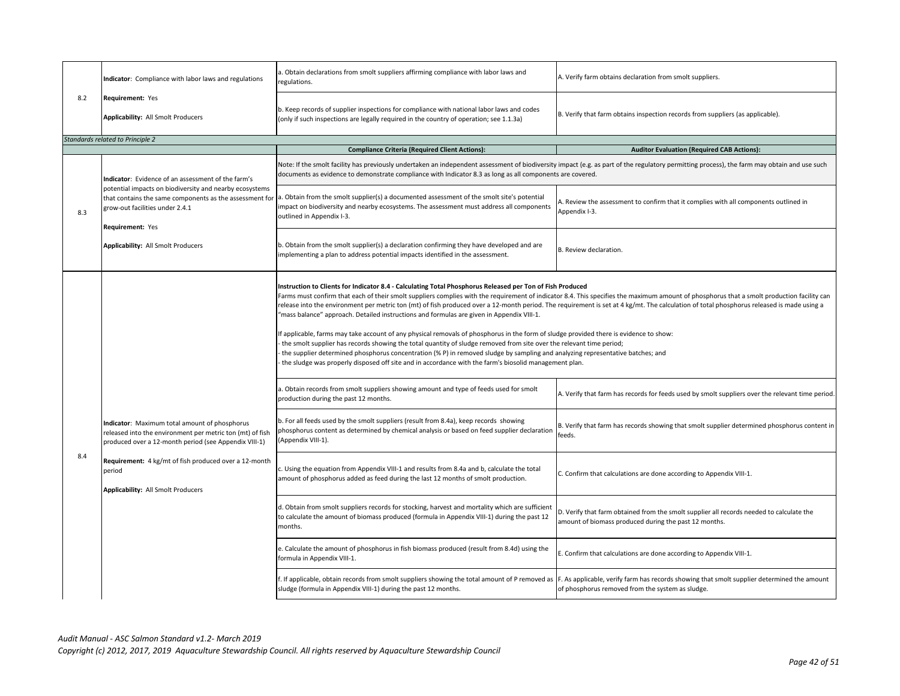| | | | |
|---|---|---|---|
| 8.2 | **Indicator**: Compliance with labor laws and regulations<br><br>**Requirement:** Yes<br><br>**Applicability:** All Smolt Producers | a. Obtain declarations from smolt suppliers affirming compliance with labor laws and regulations. | A. Verify farm obtains declaration from smolt suppliers. |
| | | b. Keep records of supplier inspections for compliance with national labor laws and codes (only if such inspections are legally required in the country of operation; see 1.1.3a) | B. Verify that farm obtains inspection records from suppliers (as applicable). |
| *Standards related to Principle 2* | | | |
| | | **Compliance Criteria (Required Client Actions):** | **Auditor Evaluation (Required CAB Actions):** |
| 8.3 | **Indicator**: Evidence of an assessment of the farm's potential impacts on biodiversity and nearby ecosystems that contains the same components as the assessment for grow-out facilities under 2.4.1<br><br>**Requirement:** Yes<br><br>**Applicability:** All Smolt Producers | Note: If the smolt facility has previously undertaken an independent assessment of biodiversity impact (e.g. as part of the regulatory permitting process), the farm may obtain and use such documents as evidence to demonstrate compliance with Indicator 8.3 as long as all components are covered. | |
| | | a. Obtain from the smolt supplier(s) a documented assessment of the smolt site's potential impact on biodiversity and nearby ecosystems. The assessment must address all components outlined in Appendix I-3. | A. Review the assessment to confirm that it complies with all components outlined in Appendix I-3. |
| | | b. Obtain from the smolt supplier(s) a declaration confirming they have developed and are implementing a plan to address potential impacts identified in the assessment. | B. Review declaration. |
| 8.4 | **Indicator**: Maximum total amount of phosphorus released into the environment per metric ton (mt) of fish produced over a 12-month period (see Appendix VIII-1)<br><br>**Requirement:** 4 kg/mt of fish produced over a 12-month period<br><br>**Applicability:** All Smolt Producers | **Instruction to Clients for Indicator 8.4 - Calculating Total Phosphorus Released per Ton of Fish Produced**<br>Farms must confirm that each of their smolt suppliers complies with the requirement of indicator 8.4. This specifies the maximum amount of phosphorus that a smolt production facility can release into the environment per metric ton (mt) of fish produced over a 12-month period. The requirement is set at 4 kg/mt. The calculation of total phosphorus released is made using a "mass balance" approach. Detailed instructions and formulas are given in Appendix VIII-1.<br><br>If applicable, farms may take account of any physical removals of phosphorus in the form of sludge provided there is evidence to show:<br>- the smolt supplier has records showing the total quantity of sludge removed from site over the relevant time period;<br>- the supplier determined phosphorus concentration (% P) in removed sludge by sampling and analyzing representative batches; and<br>- the sludge was properly disposed off site and in accordance with the farm's biosolid management plan. | |
| | | a. Obtain records from smolt suppliers showing amount and type of feeds used for smolt production during the past 12 months. | A. Verify that farm has records for feeds used by smolt suppliers over the relevant time period. |
| | | b. For all feeds used by the smolt suppliers (result from 8.4a), keep records showing phosphorus content as determined by chemical analysis or based on feed supplier declaration (Appendix VIII-1). | B. Verify that farm has records showing that smolt supplier determined phosphorus content in feeds. |
| | | c. Using the equation from Appendix VIII-1 and results from 8.4a and b, calculate the total amount of phosphorus added as feed during the last 12 months of smolt production. | C. Confirm that calculations are done according to Appendix VIII-1. |
| | | d. Obtain from smolt suppliers records for stocking, harvest and mortality which are sufficient to calculate the amount of biomass produced (formula in Appendix VIII-1) during the past 12 months. | D. Verify that farm obtained from the smolt supplier all records needed to calculate the amount of biomass produced during the past 12 months. |
| | | e. Calculate the amount of phosphorus in fish biomass produced (result from 8.4d) using the formula in Appendix VIII-1. | E. Confirm that calculations are done according to Appendix VIII-1. |
| | | f. If applicable, obtain records from smolt suppliers showing the total amount of P removed as sludge (formula in Appendix VIII-1) during the past 12 months. | F. As applicable, verify farm has records showing that smolt supplier determined the amount of phosphorus removed from the system as sludge. |

*Audit Manual - ASC Salmon Standard v1.2- March 2019*
*Copyright (c) 2012, 2017, 2019 Aquaculture Stewardship Council. All rights reserved by Aquaculture Stewardship Council*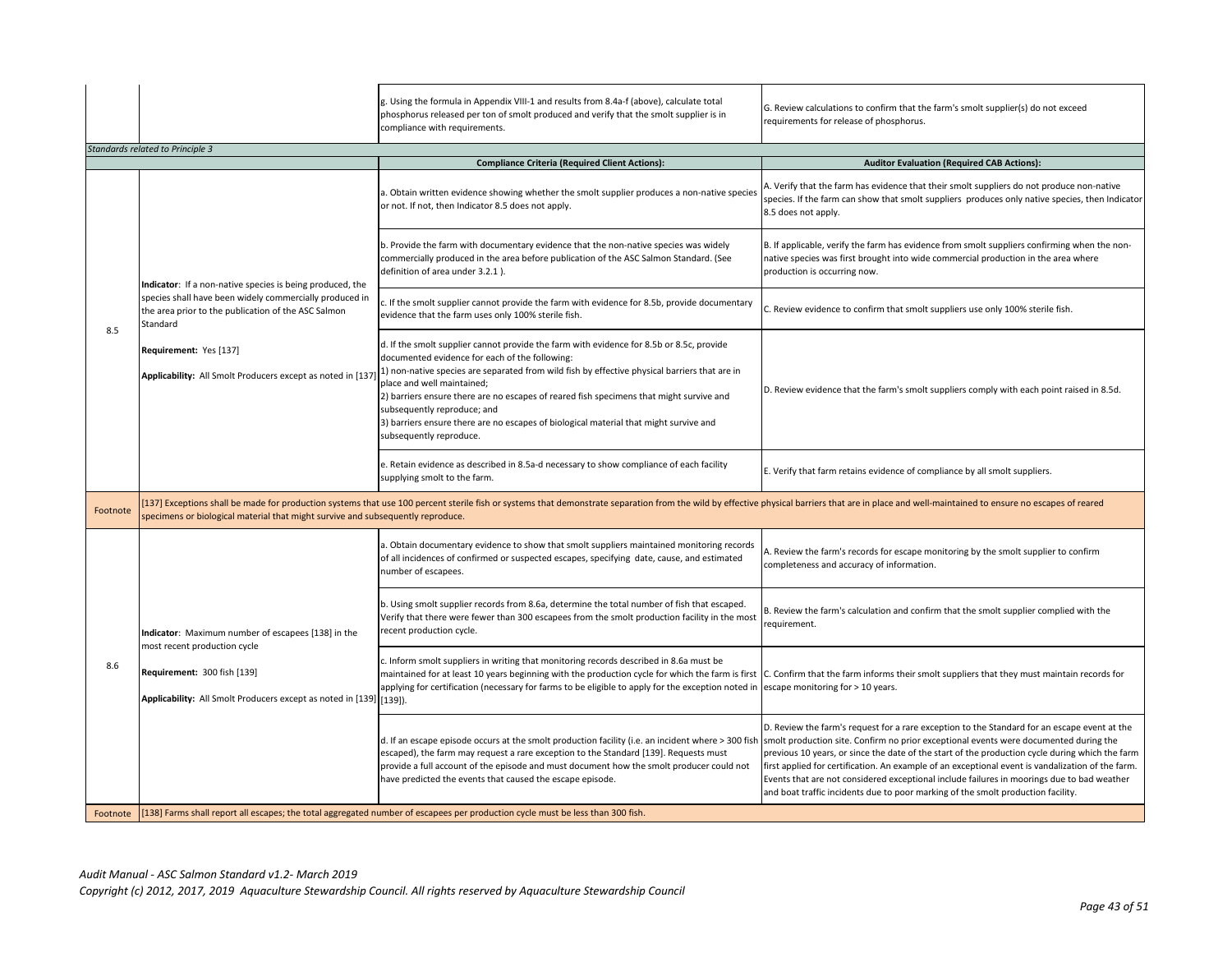| | | Compliance Criteria (Required Client Actions): | Auditor Evaluation (Required CAB Actions): |
|---|---|---|---|
| | | g. Using the formula in Appendix VIII-1 and results from 8.4a-f (above), calculate total phosphorus released per ton of smolt produced and verify that the smolt supplier is in compliance with requirements. | G. Review calculations to confirm that the farm's smolt supplier(s) do not exceed requirements for release of phosphorus. |
| *Standards related to Principle 3* | | | |
| 8.5 | **Indicator**: If a non-native species is being produced, the species shall have been widely commercially produced in the area prior to the publication of the ASC Salmon Standard<br><br>**Requirement:** Yes [137]<br><br>**Applicability:** All Smolt Producers except as noted in [137] | a. Obtain written evidence showing whether the smolt supplier produces a non-native species or not. If not, then Indicator 8.5 does not apply. | A. Verify that the farm has evidence that their smolt suppliers do not produce non-native species. If the farm can show that smolt suppliers produces only native species, then Indicator 8.5 does not apply. |
| | | b. Provide the farm with documentary evidence that the non-native species was widely commercially produced in the area before publication of the ASC Salmon Standard. (See definition of area under 3.2.1 ). | B. If applicable, verify the farm has evidence from smolt suppliers confirming when the non-native species was first brought into wide commercial production in the area where production is occurring now. |
| | | c. If the smolt supplier cannot provide the farm with evidence for 8.5b, provide documentary evidence that the farm uses only 100% sterile fish. | C. Review evidence to confirm that smolt suppliers use only 100% sterile fish. |
| | | d. If the smolt supplier cannot provide the farm with evidence for 8.5b or 8.5c, provide documented evidence for each of the following:<br>1) non-native species are separated from wild fish by effective physical barriers that are in place and well maintained;<br>2) barriers ensure there are no escapes of reared fish specimens that might survive and subsequently reproduce; and<br>3) barriers ensure there are no escapes of biological material that might survive and subsequently reproduce. | D. Review evidence that the farm's smolt suppliers comply with each point raised in 8.5d. |
| | | e. Retain evidence as described in 8.5a-d necessary to show compliance of each facility supplying smolt to the farm. | E. Verify that farm retains evidence of compliance by all smolt suppliers. |
| Footnote | [137] Exceptions shall be made for production systems that use 100 percent sterile fish or systems that demonstrate separation from the wild by effective physical barriers that are in place and well-maintained to ensure no escapes of reared specimens or biological material that might survive and subsequently reproduce. | | |
| 8.6 | **Indicator**: Maximum number of escapees [138] in the most recent production cycle<br><br>**Requirement:** 300 fish [139]<br><br>**Applicability:** All Smolt Producers except as noted in [139] | a. Obtain documentary evidence to show that smolt suppliers maintained monitoring records of all incidences of confirmed or suspected escapes, specifying date, cause, and estimated number of escapees. | A. Review the farm's records for escape monitoring by the smolt supplier to confirm completeness and accuracy of information. |
| | | b. Using smolt supplier records from 8.6a, determine the total number of fish that escaped. Verify that there were fewer than 300 escapees from the smolt production facility in the most recent production cycle. | B. Review the farm's calculation and confirm that the smolt supplier complied with the requirement. |
| | | c. Inform smolt suppliers in writing that monitoring records described in 8.6a must be maintained for at least 10 years beginning with the production cycle for which the farm is first applying for certification (necessary for farms to be eligible to apply for the exception noted in [139]). | C. Confirm that the farm informs their smolt suppliers that they must maintain records for escape monitoring for > 10 years. |
| | | d. If an escape episode occurs at the smolt production facility (i.e. an incident where > 300 fish escaped), the farm may request a rare exception to the Standard [139]. Requests must provide a full account of the episode and must document how the smolt producer could not have predicted the events that caused the escape episode. | D. Review the farm's request for a rare exception to the Standard for an escape event at the smolt production site. Confirm no prior exceptional events were documented during the previous 10 years, or since the date of the start of the production cycle during which the farm first applied for certification. An example of an exceptional event is vandalization of the farm. Events that are not considered exceptional include failures in moorings due to bad weather and boat traffic incidents due to poor marking of the smolt production facility. |
| Footnote | [138] Farms shall report all escapes; the total aggregated number of escapees per production cycle must be less than 300 fish. | | |

*Audit Manual - ASC Salmon Standard v1.2- March 2019*
*Copyright (c) 2012, 2017, 2019 Aquaculture Stewardship Council. All rights reserved by Aquaculture Stewardship Council*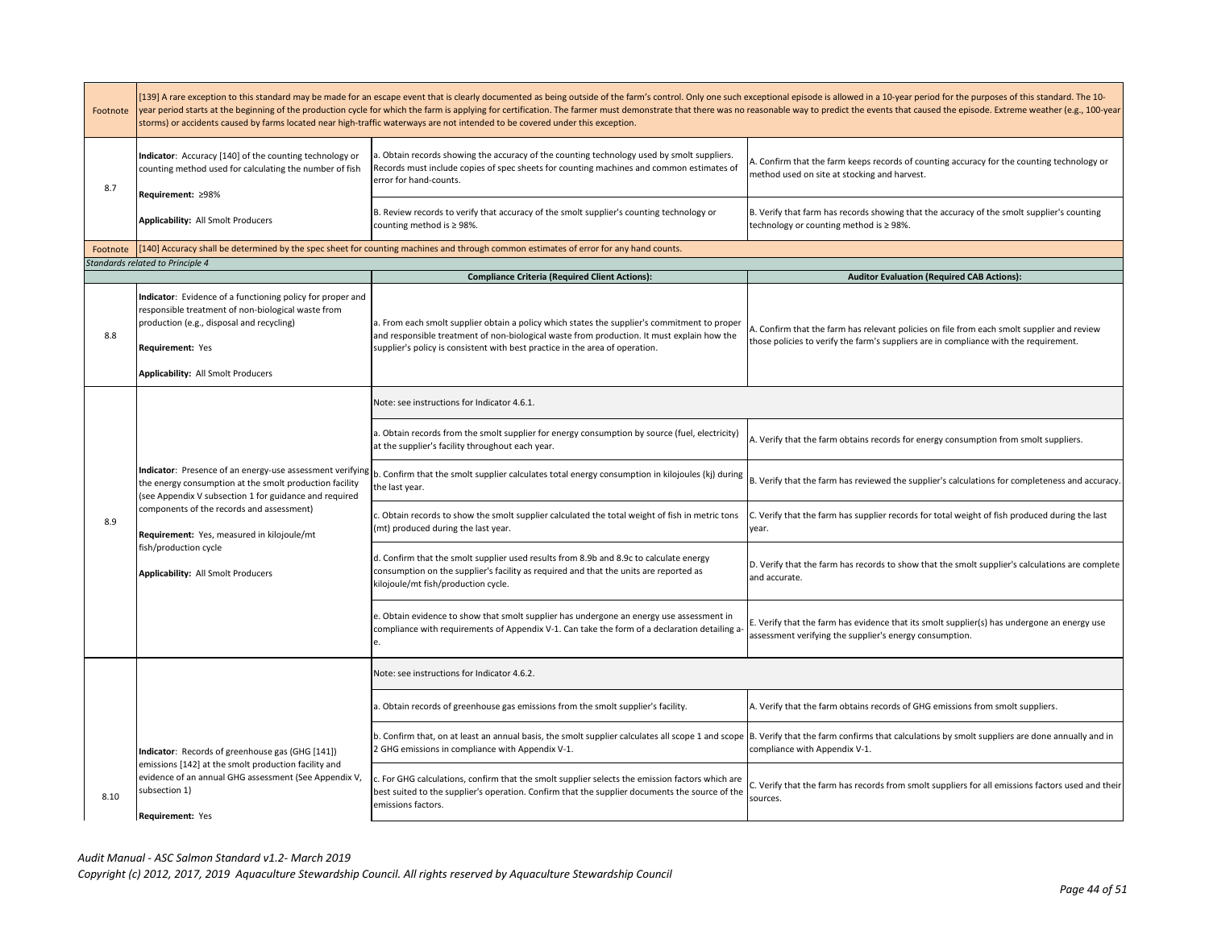| | | | |
|---|---|---|---|
| Footnote | [139] A rare exception to this standard may be made for an escape event that is clearly documented as being outside of the farm's control. Only one such exceptional episode is allowed in a 10-year period for the purposes of this standard. The 10-year period starts at the beginning of the production cycle for which the farm is applying for certification. The farmer must demonstrate that there was no reasonable way to predict the events that caused the episode. Extreme weather (e.g., 100-year storms) or accidents caused by farms located near high-traffic waterways are not intended to be covered under this exception. | | |
| 8.7 | **Indicator**: Accuracy [140] of the counting technology or counting method used for calculating the number of fish<br><br>**Requirement:** ≥98%<br><br>**Applicability:** All Smolt Producers | a. Obtain records showing the accuracy of the counting technology used by smolt suppliers. Records must include copies of spec sheets for counting machines and common estimates of error for hand-counts. | A. Confirm that the farm keeps records of counting accuracy for the counting technology or method used on site at stocking and harvest. |
| | | B. Review records to verify that accuracy of the smolt supplier's counting technology or counting method is ≥ 98%. | B. Verify that farm has records showing that the accuracy of the smolt supplier's counting technology or counting method is ≥ 98%. |
| Footnote | [140] Accuracy shall be determined by the spec sheet for counting machines and through common estimates of error for any hand counts. | | |
| *Standards related to Principle 4* | | | |
| | | **Compliance Criteria (Required Client Actions):** | **Auditor Evaluation (Required CAB Actions):** |
| 8.8 | **Indicator**: Evidence of a functioning policy for proper and responsible treatment of non-biological waste from production (e.g., disposal and recycling)<br><br>**Requirement:** Yes<br><br>**Applicability:** All Smolt Producers | a. From each smolt supplier obtain a policy which states the supplier's commitment to proper and responsible treatment of non-biological waste from production. It must explain how the supplier's policy is consistent with best practice in the area of operation. | A. Confirm that the farm has relevant policies on file from each smolt supplier and review those policies to verify the farm's suppliers are in compliance with the requirement. |
| 8.9 | **Indicator**: Presence of an energy-use assessment verifying the energy consumption at the smolt production facility (see Appendix V subsection 1 for guidance and required components of the records and assessment)<br><br>**Requirement:** Yes, measured in kilojoule/mt fish/production cycle<br><br>**Applicability:** All Smolt Producers | Note: see instructions for Indicator 4.6.1. | |
| | | a. Obtain records from the smolt supplier for energy consumption by source (fuel, electricity) at the supplier's facility throughout each year. | A. Verify that the farm obtains records for energy consumption from smolt suppliers. |
| | | b. Confirm that the smolt supplier calculates total energy consumption in kilojoules (kj) during the last year. | B. Verify that the farm has reviewed the supplier's calculations for completeness and accuracy. |
| | | c. Obtain records to show the smolt supplier calculated the total weight of fish in metric tons (mt) produced during the last year. | C. Verify that the farm has supplier records for total weight of fish produced during the last year. |
| | | d. Confirm that the smolt supplier used results from 8.9b and 8.9c to calculate energy consumption on the supplier's facility as required and that the units are reported as kilojoule/mt fish/production cycle. | D. Verify that the farm has records to show that the smolt supplier's calculations are complete and accurate. |
| | | e. Obtain evidence to show that smolt supplier has undergone an energy use assessment in compliance with requirements of Appendix V-1. Can take the form of a declaration detailing a-e. | E. Verify that the farm has evidence that its smolt supplier(s) has undergone an energy use assessment verifying the supplier's energy consumption. |
| 8.10 | **Indicator**: Records of greenhouse gas (GHG [141]) emissions [142] at the smolt production facility and evidence of an annual GHG assessment (See Appendix V, subsection 1)<br><br>**Requirement:** Yes | Note: see instructions for Indicator 4.6.2. | |
| | | a. Obtain records of greenhouse gas emissions from the smolt supplier's facility. | A. Verify that the farm obtains records of GHG emissions from smolt suppliers. |
| | | b. Confirm that, on at least an annual basis, the smolt supplier calculates all scope 1 and scope 2 GHG emissions in compliance with Appendix V-1. | B. Verify that the farm confirms that calculations by smolt suppliers are done annually and in compliance with Appendix V-1. |
| | | c. For GHG calculations, confirm that the smolt supplier selects the emission factors which are best suited to the supplier's operation. Confirm that the supplier documents the source of the emissions factors. | C. Verify that the farm has records from smolt suppliers for all emissions factors used and their sources. |

*Audit Manual - ASC Salmon Standard v1.2- March 2019*
*Copyright (c) 2012, 2017, 2019 Aquaculture Stewardship Council. All rights reserved by Aquaculture Stewardship Council*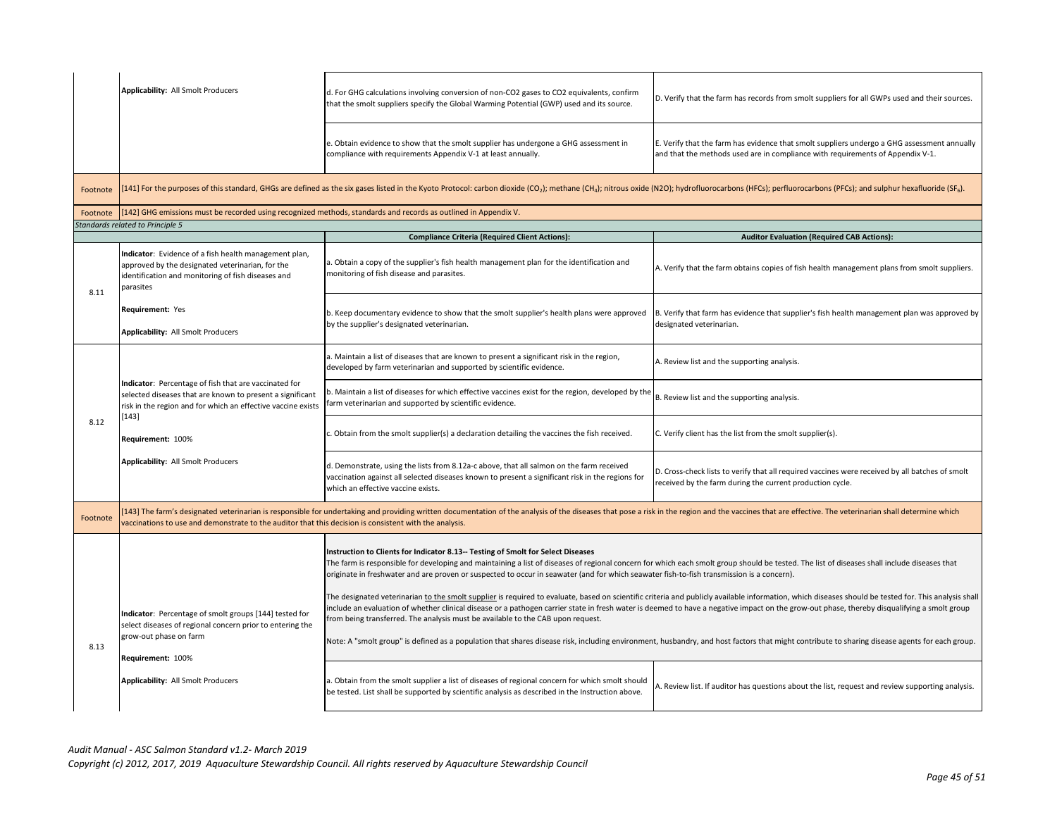| | | | |
|---|---|---|---|
| | **Applicability:** All Smolt Producers | d. For GHG calculations involving conversion of non-CO2 gases to CO2 equivalents, confirm that the smolt suppliers specify the Global Warming Potential (GWP) used and its source. | D. Verify that the farm has records from smolt suppliers for all GWPs used and their sources. |
| | | e. Obtain evidence to show that the smolt supplier has undergone a GHG assessment in compliance with requirements Appendix V-1 at least annually. | E. Verify that the farm has evidence that smolt suppliers undergo a GHG assessment annually and that the methods used are in compliance with requirements of Appendix V-1. |
| Footnote | [141] For the purposes of this standard, GHGs are defined as the six gases listed in the Kyoto Protocol: carbon dioxide ($CO_2$); methane ($CH_4$); nitrous oxide (N2O); hydrofluorocarbons (HFCs); perfluorocarbons (PFCs); and sulphur hexafluoride ($SF_6$). | | |
| Footnote | [142] GHG emissions must be recorded using recognized methods, standards and records as outlined in Appendix V. | | |
| *Standards related to Principle 5* | | | |
| | | **Compliance Criteria (Required Client Actions):** | **Auditor Evaluation (Required CAB Actions):** |
| 8.11 | **Indicator**: Evidence of a fish health management plan, approved by the designated veterinarian, for the identification and monitoring of fish diseases and parasites | a. Obtain a copy of the supplier's fish health management plan for the identification and monitoring of fish disease and parasites. | A. Verify that the farm obtains copies of fish health management plans from smolt suppliers. |
| | **Requirement:** Yes<br><br>**Applicability:** All Smolt Producers | b. Keep documentary evidence to show that the smolt supplier's health plans were approved by the supplier's designated veterinarian. | B. Verify that farm has evidence that supplier's fish health management plan was approved by designated veterinarian. |
| 8.12 | **Indicator**: Percentage of fish that are vaccinated for selected diseases that are known to present a significant risk in the region and for which an effective vaccine exists [143]<br><br>**Requirement:** 100%<br><br>**Applicability:** All Smolt Producers | a. Maintain a list of diseases that are known to present a significant risk in the region, developed by farm veterinarian and supported by scientific evidence. | A. Review list and the supporting analysis. |
| | | b. Maintain a list of diseases for which effective vaccines exist for the region, developed by the farm veterinarian and supported by scientific evidence. | B. Review list and the supporting analysis. |
| | | c. Obtain from the smolt supplier(s) a declaration detailing the vaccines the fish received. | C. Verify client has the list from the smolt supplier(s). |
| | | d. Demonstrate, using the lists from 8.12a-c above, that all salmon on the farm received vaccination against all selected diseases known to present a significant risk in the regions for which an effective vaccine exists. | D. Cross-check lists to verify that all required vaccines were received by all batches of smolt received by the farm during the current production cycle. |
| Footnote | [143] The farm's designated veterinarian is responsible for undertaking and providing written documentation of the analysis of the diseases that pose a risk in the region and the vaccines that are effective. The veterinarian shall determine which vaccinations to use and demonstrate to the auditor that this decision is consistent with the analysis. | | |
| 8.13 | **Indicator**: Percentage of smolt groups [144] tested for select diseases of regional concern prior to entering the grow-out phase on farm<br><br>**Requirement:** 100%<br><br>**Applicability:** All Smolt Producers | **Instruction to Clients for Indicator 8.13-- Testing of Smolt for Select Diseases**<br>The farm is responsible for developing and maintaining a list of diseases of regional concern for which each smolt group should be tested. The list of diseases shall include diseases that originate in freshwater and are proven or suspected to occur in seawater (and for which seawater fish-to-fish transmission is a concern).<br><br>The designated veterinarian to the smolt supplier is required to evaluate, based on scientific criteria and publicly available information, which diseases should be tested for. This analysis shall include an evaluation of whether clinical disease or a pathogen carrier state in fresh water is deemed to have a negative impact on the grow-out phase, thereby disqualifying a smolt group from being transferred. The analysis must be available to the CAB upon request.<br><br>Note: A "smolt group" is defined as a population that shares disease risk, including environment, husbandry, and host factors that might contribute to sharing disease agents for each group. | |
| | | a. Obtain from the smolt supplier a list of diseases of regional concern for which smolt should be tested. List shall be supported by scientific analysis as described in the Instruction above. | A. Review list. If auditor has questions about the list, request and review supporting analysis. |

*Audit Manual - ASC Salmon Standard v1.2- March 2019*
*Copyright (c) 2012, 2017, 2019 Aquaculture Stewardship Council. All rights reserved by Aquaculture Stewardship Council*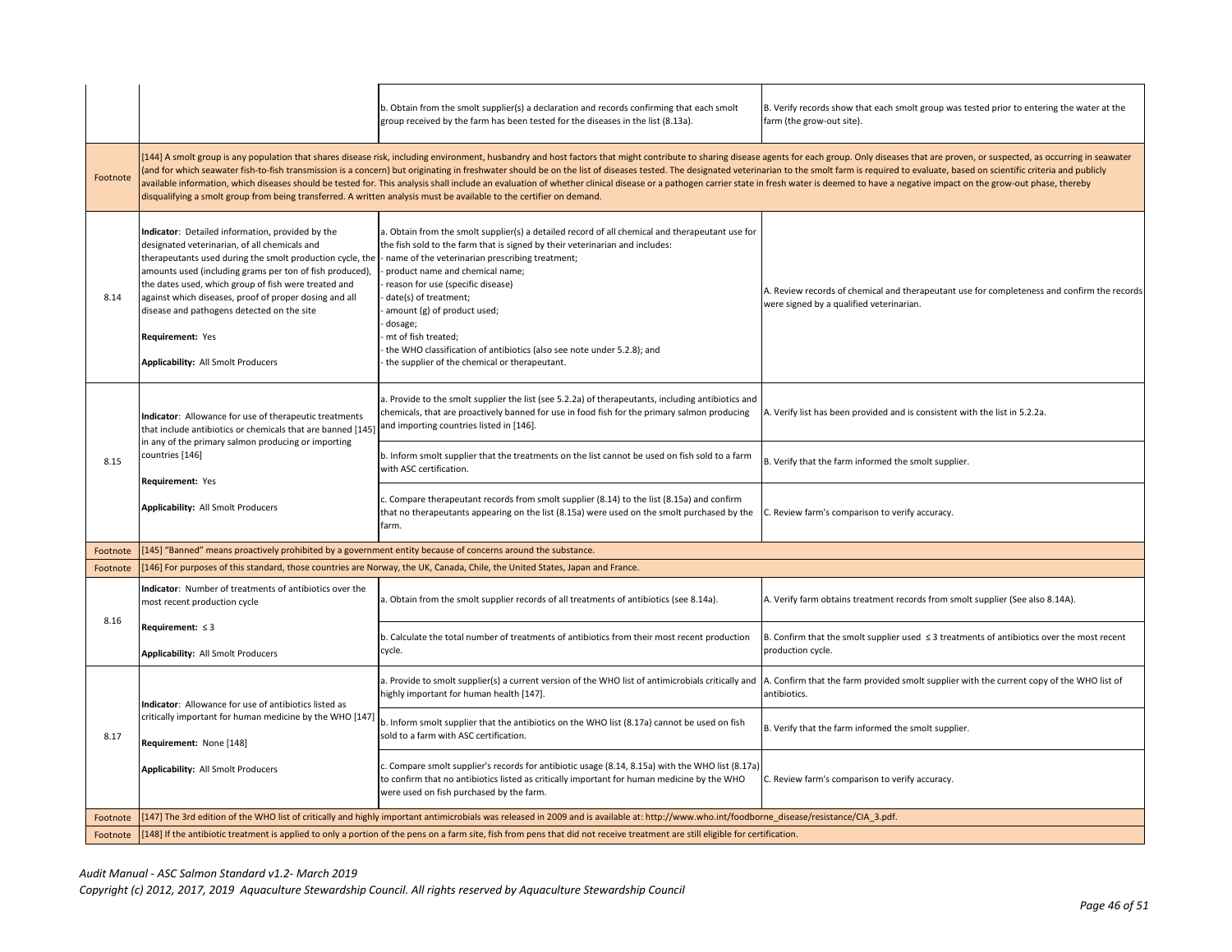| | | | |
|---|---|---|---|
| | | b. Obtain from the smolt supplier(s) a declaration and records confirming that each smolt group received by the farm has been tested for the diseases in the list (8.13a). | B. Verify records show that each smolt group was tested prior to entering the water at the farm (the grow-out site). |
| Footnote | [144] A smolt group is any population that shares disease risk, including environment, husbandry and host factors that might contribute to sharing disease agents for each group. Only diseases that are proven, or suspected, as occurring in seawater (and for which seawater fish-to-fish transmission is a concern) but originating in freshwater should be on the list of diseases tested. The designated veterinarian to the smolt farm is required to evaluate, based on scientific criteria and publicly available information, which diseases should be tested for. This analysis shall include an evaluation of whether clinical disease or a pathogen carrier state in fresh water is deemed to have a negative impact on the grow-out phase, thereby disqualifying a smolt group from being transferred. A written analysis must be available to the certifier on demand. | | |
| 8.14 | **Indicator**: Detailed information, provided by the designated veterinarian, of all chemicals and therapeutants used during the smolt production cycle, the amounts used (including grams per ton of fish produced), the dates used, which group of fish were treated and against which diseases, proof of proper dosing and all disease and pathogens detected on the site<br><br>**Requirement:** Yes<br><br>**Applicability:** All Smolt Producers | a. Obtain from the smolt supplier(s) a detailed record of all chemical and therapeutant use for the fish sold to the farm that is signed by their veterinarian and includes:<br>- name of the veterinarian prescribing treatment;<br>- product name and chemical name;<br>- reason for use (specific disease)<br>- date(s) of treatment;<br>- amount (g) of product used;<br>- dosage;<br>- mt of fish treated;<br>- the WHO classification of antibiotics (also see note under 5.2.8); and<br>- the supplier of the chemical or therapeutant. | A. Review records of chemical and therapeutant use for completeness and confirm the records were signed by a qualified veterinarian. |
| 8.15 | **Indicator**: Allowance for use of therapeutic treatments that include antibiotics or chemicals that are banned [145] in any of the primary salmon producing or importing countries [146]<br><br>**Requirement:** Yes<br><br>**Applicability:** All Smolt Producers | a. Provide to the smolt supplier the list (see 5.2.2a) of therapeutants, including antibiotics and chemicals, that are proactively banned for use in food fish for the primary salmon producing and importing countries listed in [146]. | A. Verify list has been provided and is consistent with the list in 5.2.2a. |
| | | b. Inform smolt supplier that the treatments on the list cannot be used on fish sold to a farm with ASC certification. | B. Verify that the farm informed the smolt supplier. |
| | | c. Compare therapeutant records from smolt supplier (8.14) to the list (8.15a) and confirm that no therapeutants appearing on the list (8.15a) were used on the smolt purchased by the farm. | C. Review farm's comparison to verify accuracy. |
| Footnote | [145] "Banned" means proactively prohibited by a government entity because of concerns around the substance. | | |
| Footnote | [146] For purposes of this standard, those countries are Norway, the UK, Canada, Chile, the United States, Japan and France. | | |
| 8.16 | **Indicator**: Number of treatments of antibiotics over the most recent production cycle<br><br>**Requirement:** ≤ 3<br><br>**Applicability:** All Smolt Producers | a. Obtain from the smolt supplier records of all treatments of antibiotics (see 8.14a). | A. Verify farm obtains treatment records from smolt supplier (See also 8.14A). |
| | | b. Calculate the total number of treatments of antibiotics from their most recent production cycle. | B. Confirm that the smolt supplier used ≤ 3 treatments of antibiotics over the most recent production cycle. |
| 8.17 | **Indicator**: Allowance for use of antibiotics listed as critically important for human medicine by the WHO [147]<br><br>**Requirement:** None [148]<br><br>**Applicability:** All Smolt Producers | a. Provide to smolt supplier(s) a current version of the WHO list of antimicrobials critically and highly important for human health [147]. | A. Confirm that the farm provided smolt supplier with the current copy of the WHO list of antibiotics. |
| | | b. Inform smolt supplier that the antibiotics on the WHO list (8.17a) cannot be used on fish sold to a farm with ASC certification. | B. Verify that the farm informed the smolt supplier. |
| | | c. Compare smolt supplier's records for antibiotic usage (8.14, 8.15a) with the WHO list (8.17a) to confirm that no antibiotics listed as critically important for human medicine by the WHO were used on fish purchased by the farm. | C. Review farm's comparison to verify accuracy. |
| Footnote | [147] The 3rd edition of the WHO list of critically and highly important antimicrobials was released in 2009 and is available at: http://www.who.int/foodborne_disease/resistance/CIA_3.pdf. | | |
| Footnote | [148] If the antibiotic treatment is applied to only a portion of the pens on a farm site, fish from pens that did not receive treatment are still eligible for certification. | | |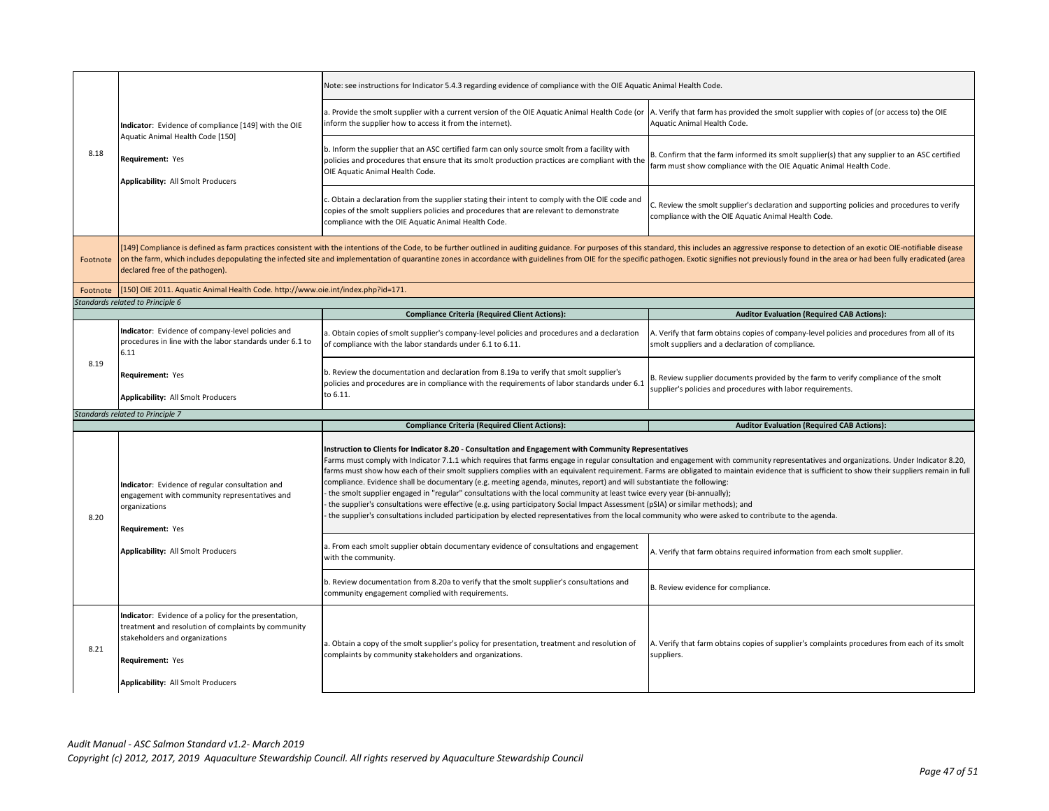| | | | |
|---|---|---|---|
| 8.18 | **Indicator**: Evidence of compliance [149] with the OIE Aquatic Animal Health Code [150]<br><br>**Requirement:** Yes<br><br>**Applicability:** All Smolt Producers | Note: see instructions for Indicator 5.4.3 regarding evidence of compliance with the OIE Aquatic Animal Health Code. | |
| | | a. Provide the smolt supplier with a current version of the OIE Aquatic Animal Health Code (or inform the supplier how to access it from the internet). | A. Verify that farm has provided the smolt supplier with copies of (or access to) the OIE Aquatic Animal Health Code. |
| | | b. Inform the supplier that an ASC certified farm can only source smolt from a facility with policies and procedures that ensure that its smolt production practices are compliant with the OIE Aquatic Animal Health Code. | B. Confirm that the farm informed its smolt supplier(s) that any supplier to an ASC certified farm must show compliance with the OIE Aquatic Animal Health Code. |
| | | c. Obtain a declaration from the supplier stating their intent to comply with the OIE code and copies of the smolt suppliers policies and procedures that are relevant to demonstrate compliance with the OIE Aquatic Animal Health Code. | C. Review the smolt supplier's declaration and supporting policies and procedures to verify compliance with the OIE Aquatic Animal Health Code. |
| Footnote | [149] Compliance is defined as farm practices consistent with the intentions of the Code, to be further outlined in auditing guidance. For purposes of this standard, this includes an aggressive response to detection of an exotic OIE-notifiable disease on the farm, which includes depopulating the infected site and implementation of quarantine zones in accordance with guidelines from OIE for the specific pathogen. Exotic signifies not previously found in the area or had been fully eradicated (area declared free of the pathogen). | | |
| Footnote | [150] OIE 2011. Aquatic Animal Health Code. http://www.oie.int/index.php?id=171. | | |
| *Standards related to Principle 6* | | | |
| | | **Compliance Criteria (Required Client Actions):** | **Auditor Evaluation (Required CAB Actions):** |
| 8.19 | **Indicator**: Evidence of company-level policies and procedures in line with the labor standards under 6.1 to 6.11<br><br>**Requirement:** Yes<br><br>**Applicability:** All Smolt Producers | a. Obtain copies of smolt supplier's company-level policies and procedures and a declaration of compliance with the labor standards under 6.1 to 6.11. | A. Verify that farm obtains copies of company-level policies and procedures from all of its smolt suppliers and a declaration of compliance. |
| | | b. Review the documentation and declaration from 8.19a to verify that smolt supplier's policies and procedures are in compliance with the requirements of labor standards under 6.1 to 6.11. | B. Review supplier documents provided by the farm to verify compliance of the smolt supplier's policies and procedures with labor requirements. |
| *Standards related to Principle 7* | | | |
| | | **Compliance Criteria (Required Client Actions):** | **Auditor Evaluation (Required CAB Actions):** |
| 8.20 | **Indicator**: Evidence of regular consultation and engagement with community representatives and organizations<br><br>**Requirement:** Yes<br><br>**Applicability:** All Smolt Producers | **Instruction to Clients for Indicator 8.20 - Consultation and Engagement with Community Representatives**<br>Farms must comply with Indicator 7.1.1 which requires that farms engage in regular consultation and engagement with community representatives and organizations. Under Indicator 8.20, farms must show how each of their smolt suppliers complies with an equivalent requirement. Farms are obligated to maintain evidence that is sufficient to show their suppliers remain in full compliance. Evidence shall be documentary (e.g. meeting agenda, minutes, report) and will substantiate the following:<br>- the smolt supplier engaged in "regular" consultations with the local community at least twice every year (bi-annually);<br>- the supplier's consultations were effective (e.g. using participatory Social Impact Assessment (pSIA) or similar methods); and<br>- the supplier's consultations included participation by elected representatives from the local community who were asked to contribute to the agenda. | |
| | | a. From each smolt supplier obtain documentary evidence of consultations and engagement with the community. | A. Verify that farm obtains required information from each smolt supplier. |
| | | b. Review documentation from 8.20a to verify that the smolt supplier's consultations and community engagement complied with requirements. | B. Review evidence for compliance. |
| 8.21 | **Indicator**: Evidence of a policy for the presentation, treatment and resolution of complaints by community stakeholders and organizations<br><br>**Requirement:** Yes<br><br>**Applicability:** All Smolt Producers | a. Obtain a copy of the smolt supplier's policy for presentation, treatment and resolution of complaints by community stakeholders and organizations. | A. Verify that farm obtains copies of supplier's complaints procedures from each of its smolt suppliers. |

*Audit Manual - ASC Salmon Standard v1.2- March 2019*
*Copyright (c) 2012, 2017, 2019 Aquaculture Stewardship Council. All rights reserved by Aquaculture Stewardship Council*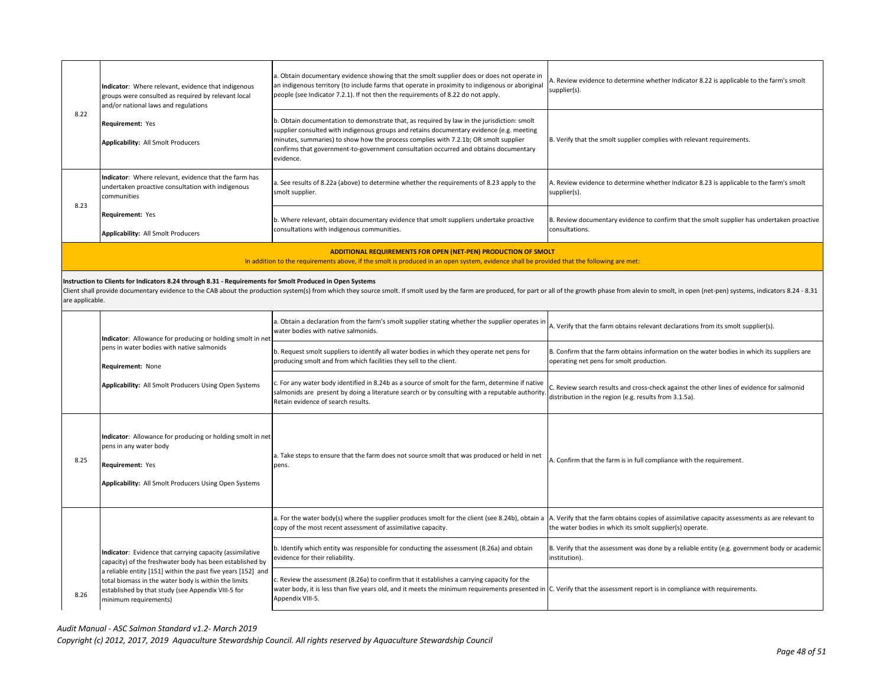| | | | |
|---|---|---|---|
| 8.22 | **Indicator**: Where relevant, evidence that indigenous groups were consulted as required by relevant local and/or national laws and regulations<br><br>**Requirement:** Yes<br><br>**Applicability:** All Smolt Producers | a. Obtain documentary evidence showing that the smolt supplier does or does not operate in an indigenous territory (to include farms that operate in proximity to indigenous or aboriginal people (see Indicator 7.2.1). If not then the requirements of 8.22 do not apply. | A. Review evidence to determine whether Indicator 8.22 is applicable to the farm's smolt supplier(s). |
| | | b. Obtain documentation to demonstrate that, as required by law in the jurisdiction: smolt supplier consulted with indigenous groups and retains documentary evidence (e.g. meeting minutes, summaries) to show how the process complies with 7.2.1b; OR smolt supplier confirms that government-to-government consultation occurred and obtains documentary evidence. | B. Verify that the smolt supplier complies with relevant requirements. |
| 8.23 | **Indicator**: Where relevant, evidence that the farm has undertaken proactive consultation with indigenous communities<br><br>**Requirement:** Yes<br><br>**Applicability:** All Smolt Producers | a. See results of 8.22a (above) to determine whether the requirements of 8.23 apply to the smolt supplier. | A. Review evidence to determine whether Indicator 8.23 is applicable to the farm's smolt supplier(s). |
| | | b. Where relevant, obtain documentary evidence that smolt suppliers undertake proactive consultations with indigenous communities. | B. Review documentary evidence to confirm that the smolt supplier has undertaken proactive consultations. |
| | **ADDITIONAL REQUIREMENTS FOR OPEN (NET-PEN) PRODUCTION OF SMOLT**<br>In addition to the requirements above, if the smolt is produced in an open system, evidence shall be provided that the following are met: | | |
| | **Instruction to Clients for Indicators 8.24 through 8.31 - Requirements for Smolt Produced in Open Systems**<br>Client shall provide documentary evidence to the CAB about the production system(s) from which they source smolt. If smolt used by the farm are produced, for part or all of the growth phase from alevin to smolt, in open (net-pen) systems, indicators 8.24 - 8.31 are applicable. | | |
| | **Indicator**: Allowance for producing or holding smolt in net pens in water bodies with native salmonids<br><br>**Requirement:** None<br><br>**Applicability:** All Smolt Producers Using Open Systems | a. Obtain a declaration from the farm's smolt supplier stating whether the supplier operates in water bodies with native salmonids. | A. Verify that the farm obtains relevant declarations from its smolt supplier(s). |
| | | b. Request smolt suppliers to identify all water bodies in which they operate net pens for producing smolt and from which facilities they sell to the client. | B. Confirm that the farm obtains information on the water bodies in which its suppliers are operating net pens for smolt production. |
| | | c. For any water body identified in 8.24b as a source of smolt for the farm, determine if native salmonids are present by doing a literature search or by consulting with a reputable authority. Retain evidence of search results. | C. Review search results and cross-check against the other lines of evidence for salmonid distribution in the region (e.g. results from 3.1.5a). |
| 8.25 | **Indicator**: Allowance for producing or holding smolt in net pens in any water body<br><br>**Requirement:** Yes<br><br>**Applicability:** All Smolt Producers Using Open Systems | a. Take steps to ensure that the farm does not source smolt that was produced or held in net pens. | A. Confirm that the farm is in full compliance with the requirement. |
| 8.26 | **Indicator**: Evidence that carrying capacity (assimilative capacity) of the freshwater body has been established by a reliable entity [151] within the past five years [152] and total biomass in the water body is within the limits established by that study (see Appendix VIII-5 for minimum requirements) | a. For the water body(s) where the supplier produces smolt for the client (see 8.24b), obtain a copy of the most recent assessment of assimilative capacity. | A. Verify that the farm obtains copies of assimilative capacity assessments as are relevant to the water bodies in which its smolt supplier(s) operate. |
| | | b. Identify which entity was responsible for conducting the assessment (8.26a) and obtain evidence for their reliability. | B. Verify that the assessment was done by a reliable entity (e.g. government body or academic institution). |
| | | c. Review the assessment (8.26a) to confirm that it establishes a carrying capacity for the water body, it is less than five years old, and it meets the minimum requirements presented in Appendix VIII-5. | C. Verify that the assessment report is in compliance with requirements. |

*Audit Manual - ASC Salmon Standard v1.2- March 2019*
*Copyright (c) 2012, 2017, 2019 Aquaculture Stewardship Council. All rights reserved by Aquaculture Stewardship Council*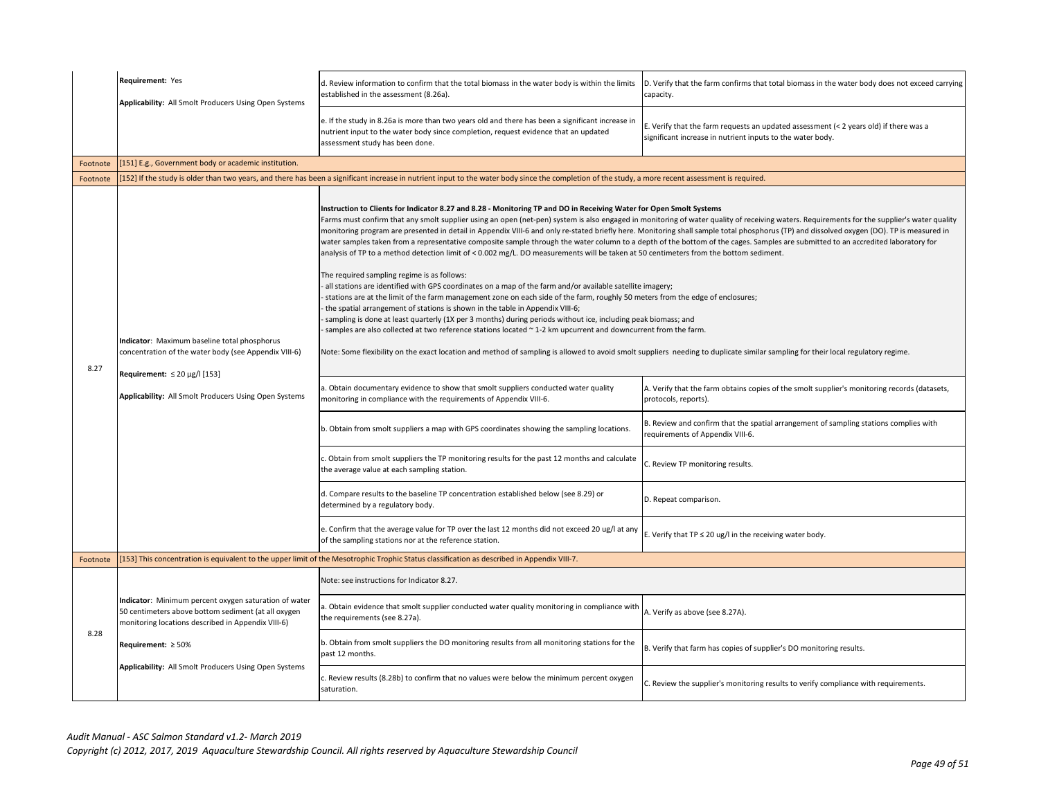| | | | |
|---|---|---|---|
| | **Requirement:** Yes<br><br>**Applicability:** All Smolt Producers Using Open Systems | d. Review information to confirm that the total biomass in the water body is within the limits established in the assessment (8.26a). | D. Verify that the farm confirms that total biomass in the water body does not exceed carrying capacity. |
| | | e. If the study in 8.26a is more than two years old and there has been a significant increase in nutrient input to the water body since completion, request evidence that an updated assessment study has been done. | E. Verify that the farm requests an updated assessment (< 2 years old) if there was a significant increase in nutrient inputs to the water body. |
| Footnote | [151] E.g., Government body or academic institution. | | |
| Footnote | [152] If the study is older than two years, and there has been a significant increase in nutrient input to the water body since the completion of the study, a more recent assessment is required. | | |
| 8.27 | **Indicator**: Maximum baseline total phosphorus concentration of the water body (see Appendix VIII-6)<br><br>**Requirement:** ≤ 20 μg/l [153]<br><br>**Applicability:** All Smolt Producers Using Open Systems | **Instruction to Clients for Indicator 8.27 and 8.28 - Monitoring TP and DO in Receiving Water for Open Smolt Systems**<br>Farms must confirm that any smolt supplier using an open (net-pen) system is also engaged in monitoring of water quality of receiving waters. Requirements for the supplier's water quality monitoring program are presented in detail in Appendix VIII-6 and only re-stated briefly here. Monitoring shall sample total phosphorus (TP) and dissolved oxygen (DO). TP is measured in water samples taken from a representative composite sample through the water column to a depth of the bottom of the cages. Samples are submitted to an accredited laboratory for analysis of TP to a method detection limit of < 0.002 mg/L. DO measurements will be taken at 50 centimeters from the bottom sediment.<br><br>The required sampling regime is as follows:<br>- all stations are identified with GPS coordinates on a map of the farm and/or available satellite imagery;<br>- stations are at the limit of the farm management zone on each side of the farm, roughly 50 meters from the edge of enclosures;<br>- the spatial arrangement of stations is shown in the table in Appendix VIII-6;<br>- sampling is done at least quarterly (1X per 3 months) during periods without ice, including peak biomass; and<br>- samples are also collected at two reference stations located ~ 1-2 km upcurrent and downcurrent from the farm.<br><br>Note: Some flexibility on the exact location and method of sampling is allowed to avoid smolt suppliers needing to duplicate similar sampling for their local regulatory regime. | |
| | | a. Obtain documentary evidence to show that smolt suppliers conducted water quality monitoring in compliance with the requirements of Appendix VIII-6. | A. Verify that the farm obtains copies of the smolt supplier's monitoring records (datasets, protocols, reports). |
| | | b. Obtain from smolt suppliers a map with GPS coordinates showing the sampling locations. | B. Review and confirm that the spatial arrangement of sampling stations complies with requirements of Appendix VIII-6. |
| | | c. Obtain from smolt suppliers the TP monitoring results for the past 12 months and calculate the average value at each sampling station. | C. Review TP monitoring results. |
| | | d. Compare results to the baseline TP concentration established below (see 8.29) or determined by a regulatory body. | D. Repeat comparison. |
| | | e. Confirm that the average value for TP over the last 12 months did not exceed 20 ug/l at any of the sampling stations nor at the reference station. | E. Verify that TP ≤ 20 ug/l in the receiving water body. |
| Footnote | [153] This concentration is equivalent to the upper limit of the Mesotrophic Trophic Status classification as described in Appendix VIII-7. | | |
| 8.28 | **Indicator**: Minimum percent oxygen saturation of water 50 centimeters above bottom sediment (at all oxygen monitoring locations described in Appendix VIII-6)<br><br>**Requirement:** ≥ 50%<br><br>**Applicability:** All Smolt Producers Using Open Systems | Note: see instructions for Indicator 8.27. | |
| | | a. Obtain evidence that smolt supplier conducted water quality monitoring in compliance with the requirements (see 8.27a). | A. Verify as above (see 8.27A). |
| | | b. Obtain from smolt suppliers the DO monitoring results from all monitoring stations for the past 12 months. | B. Verify that farm has copies of supplier's DO monitoring results. |
| | | c. Review results (8.28b) to confirm that no values were below the minimum percent oxygen saturation. | C. Review the supplier's monitoring results to verify compliance with requirements. |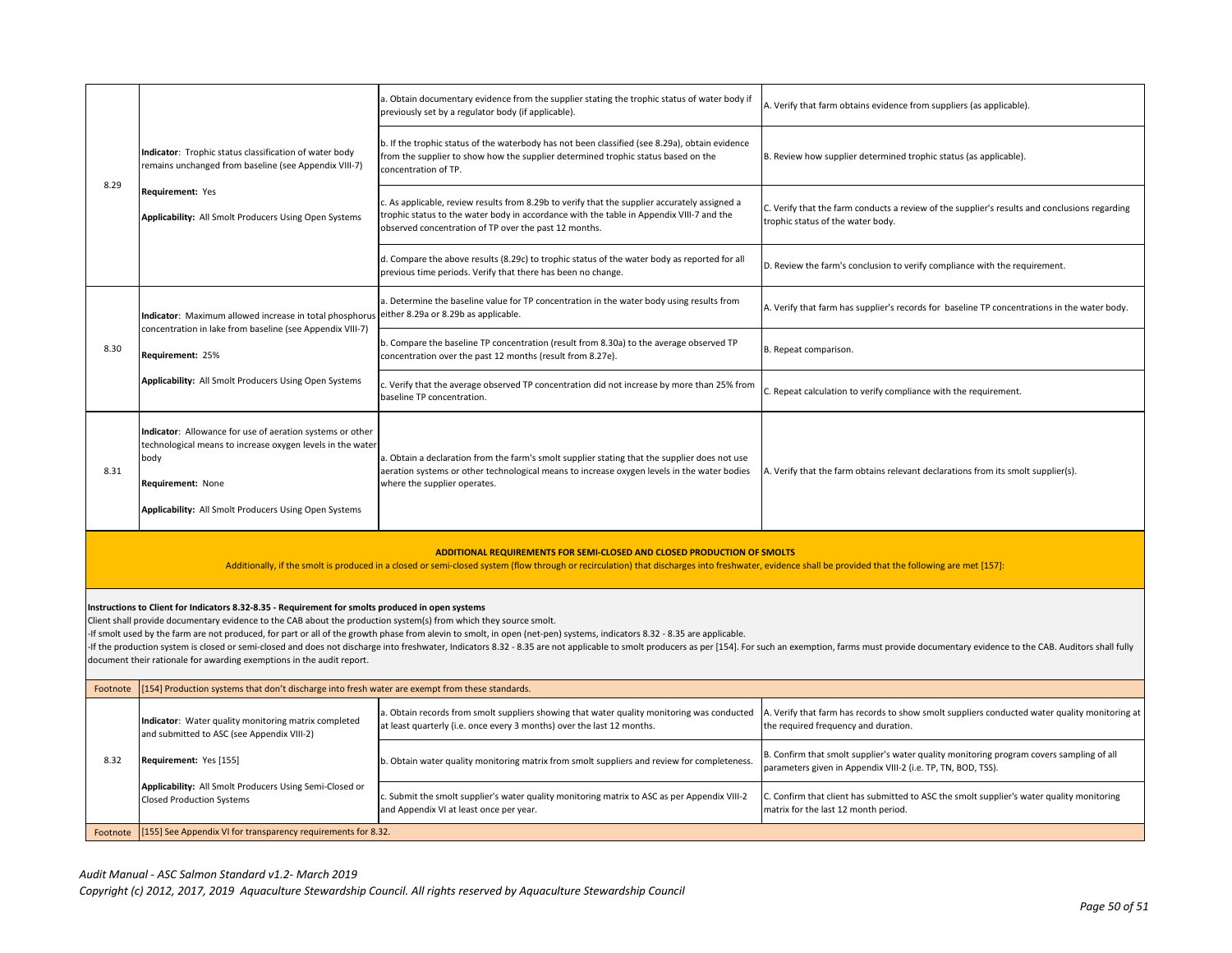| | | | |
|---|---|---|---|
| 8.29 | **Indicator**: Trophic status classification of water body remains unchanged from baseline (see Appendix VIII-7)<br><br>**Requirement:** Yes<br><br>**Applicability:** All Smolt Producers Using Open Systems | a. Obtain documentary evidence from the supplier stating the trophic status of water body if previously set by a regulator body (if applicable). | A. Verify that farm obtains evidence from suppliers (as applicable). |
| | | b. If the trophic status of the waterbody has not been classified (see 8.29a), obtain evidence from the supplier to show how the supplier determined trophic status based on the concentration of TP. | B. Review how supplier determined trophic status (as applicable). |
| | | c. As applicable, review results from 8.29b to verify that the supplier accurately assigned a trophic status to the water body in accordance with the table in Appendix VIII-7 and the observed concentration of TP over the past 12 months. | C. Verify that the farm conducts a review of the supplier's results and conclusions regarding trophic status of the water body. |
| | | d. Compare the above results (8.29c) to trophic status of the water body as reported for all previous time periods. Verify that there has been no change. | D. Review the farm's conclusion to verify compliance with the requirement. |
| 8.30 | **Indicator**: Maximum allowed increase in total phosphorus concentration in lake from baseline (see Appendix VIII-7)<br><br>**Requirement:** 25%<br><br>**Applicability:** All Smolt Producers Using Open Systems | a. Determine the baseline value for TP concentration in the water body using results from either 8.29a or 8.29b as applicable. | A. Verify that farm has supplier's records for baseline TP concentrations in the water body. |
| | | b. Compare the baseline TP concentration (result from 8.30a) to the average observed TP concentration over the past 12 months (result from 8.27e). | B. Repeat comparison. |
| | | c. Verify that the average observed TP concentration did not increase by more than 25% from baseline TP concentration. | C. Repeat calculation to verify compliance with the requirement. |
| 8.31 | **Indicator**: Allowance for use of aeration systems or other technological means to increase oxygen levels in the water body<br><br>**Requirement:** None<br><br>**Applicability:** All Smolt Producers Using Open Systems | a. Obtain a declaration from the farm's smolt supplier stating that the supplier does not use aeration systems or other technological means to increase oxygen levels in the water bodies where the supplier operates. | A. Verify that the farm obtains relevant declarations from its smolt supplier(s). |

**ADDITIONAL REQUIREMENTS FOR SEMI-CLOSED AND CLOSED PRODUCTION OF SMOLTS**

Additionally, if the smolt is produced in a closed or semi-closed system (flow through or recirculation) that discharges into freshwater, evidence shall be provided that the following are met [157]:

**Instructions to Client for Indicators 8.32-8.35 - Requirement for smolts produced in open systems**

Client shall provide documentary evidence to the CAB about the production system(s) from which they source smolt.

-If smolt used by the farm are not produced, for part or all of the growth phase from alevin to smolt, in open (net-pen) systems, indicators 8.32 - 8.35 are applicable.

-If the production system is closed or semi-closed and does not discharge into freshwater, Indicators 8.32 - 8.35 are not applicable to smolt producers as per [154]. For such an exemption, farms must provide documentary evidence to the CAB. Auditors shall fully document their rationale for awarding exemptions in the audit report.

Footnote [154] Production systems that don't discharge into fresh water are exempt from these standards.

| | | | |
|---|---|---|---|
| 8.32 | **Indicator**: Water quality monitoring matrix completed and submitted to ASC (see Appendix VIII-2)<br><br>**Requirement:** Yes [155]<br><br>**Applicability:** All Smolt Producers Using Semi-Closed or Closed Production Systems | a. Obtain records from smolt suppliers showing that water quality monitoring was conducted at least quarterly (i.e. once every 3 months) over the last 12 months. | A. Verify that farm has records to show smolt suppliers conducted water quality monitoring at the required frequency and duration. |
| | | b. Obtain water quality monitoring matrix from smolt suppliers and review for completeness. | B. Confirm that smolt supplier's water quality monitoring program covers sampling of all parameters given in Appendix VIII-2 (i.e. TP, TN, BOD, TSS). |
| | | c. Submit the smolt supplier's water quality monitoring matrix to ASC as per Appendix VIII-2 and Appendix VI at least once per year. | C. Confirm that client has submitted to ASC the smolt supplier's water quality monitoring matrix for the last 12 month period. |

Footnote [155] See Appendix VI for transparency requirements for 8.32.

*Audit Manual - ASC Salmon Standard v1.2- March 2019*

*Copyright (c) 2012, 2017, 2019 Aquaculture Stewardship Council. All rights reserved by Aquaculture Stewardship Council*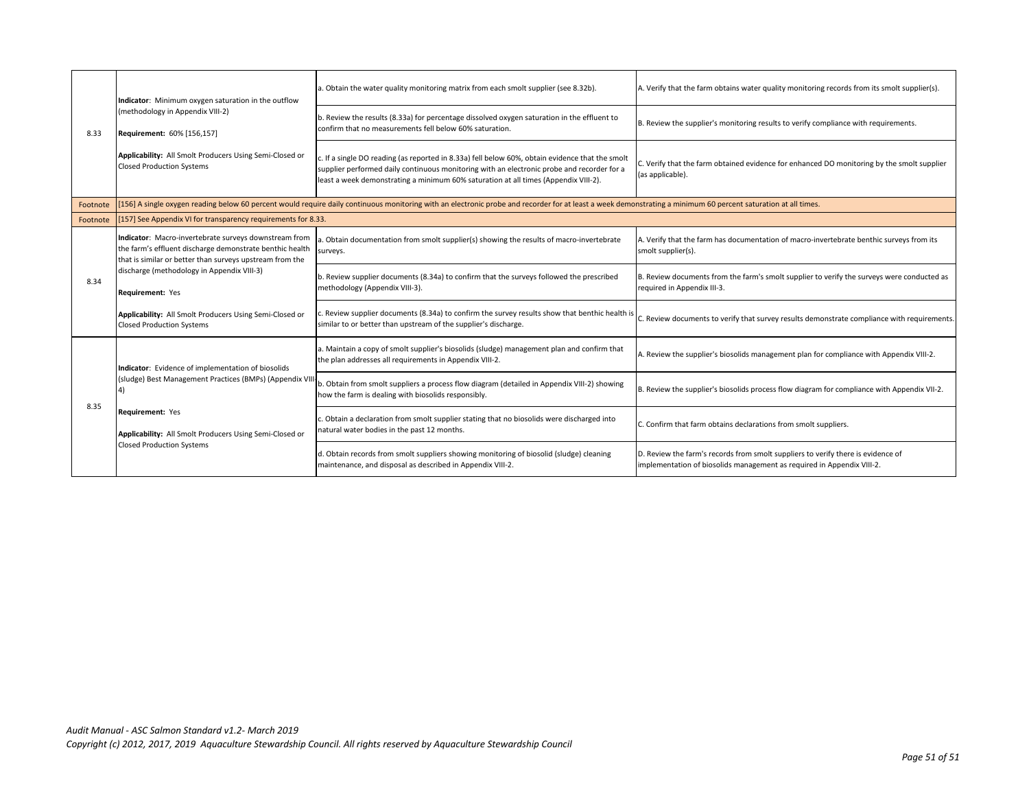| | | | |
|---|---|---|---|
| 8.33 | **Indicator**: Minimum oxygen saturation in the outflow (methodology in Appendix VIII-2)<br><br>**Requirement:** 60% [156,157]<br><br>**Applicability:** All Smolt Producers Using Semi-Closed or Closed Production Systems | a. Obtain the water quality monitoring matrix from each smolt supplier (see 8.32b). | A. Verify that the farm obtains water quality monitoring records from its smolt supplier(s). |
| | | b. Review the results (8.33a) for percentage dissolved oxygen saturation in the effluent to confirm that no measurements fell below 60% saturation. | B. Review the supplier's monitoring results to verify compliance with requirements. |
| | | c. If a single DO reading (as reported in 8.33a) fell below 60%, obtain evidence that the smolt supplier performed daily continuous monitoring with an electronic probe and recorder for a least a week demonstrating a minimum 60% saturation at all times (Appendix VIII-2). | C. Verify that the farm obtained evidence for enhanced DO monitoring by the smolt supplier (as applicable). |
| Footnote | [156] A single oxygen reading below 60 percent would require daily continuous monitoring with an electronic probe and recorder for at least a week demonstrating a minimum 60 percent saturation at all times. | | |
| Footnote | [157] See Appendix VI for transparency requirements for 8.33. | | |
| 8.34 | **Indicator**: Macro-invertebrate surveys downstream from the farm's effluent discharge demonstrate benthic health that is similar or better than surveys upstream from the discharge (methodology in Appendix VIII-3)<br><br>**Requirement:** Yes<br><br>**Applicability:** All Smolt Producers Using Semi-Closed or Closed Production Systems | a. Obtain documentation from smolt supplier(s) showing the results of macro-invertebrate surveys. | A. Verify that the farm has documentation of macro-invertebrate benthic surveys from its smolt supplier(s). |
| | | b. Review supplier documents (8.34a) to confirm that the surveys followed the prescribed methodology (Appendix VIII-3). | B. Review documents from the farm's smolt supplier to verify the surveys were conducted as required in Appendix III-3. |
| | | c. Review supplier documents (8.34a) to confirm the survey results show that benthic health is similar to or better than upstream of the supplier's discharge. | C. Review documents to verify that survey results demonstrate compliance with requirements. |
| 8.35 | **Indicator**: Evidence of implementation of biosolids (sludge) Best Management Practices (BMPs) (Appendix VIII-4)<br><br>**Requirement:** Yes<br><br>**Applicability:** All Smolt Producers Using Semi-Closed or Closed Production Systems | a. Maintain a copy of smolt supplier's biosolids (sludge) management plan and confirm that the plan addresses all requirements in Appendix VIII-2. | A. Review the supplier's biosolids management plan for compliance with Appendix VIII-2. |
| | | b. Obtain from smolt suppliers a process flow diagram (detailed in Appendix VIII-2) showing how the farm is dealing with biosolids responsibly. | B. Review the supplier's biosolids process flow diagram for compliance with Appendix VII-2. |
| | | c. Obtain a declaration from smolt supplier stating that no biosolids were discharged into natural water bodies in the past 12 months. | C. Confirm that farm obtains declarations from smolt suppliers. |
| | | d. Obtain records from smolt suppliers showing monitoring of biosolid (sludge) cleaning maintenance, and disposal as described in Appendix VIII-2. | D. Review the farm's records from smolt suppliers to verify there is evidence of implementation of biosolids management as required in Appendix VIII-2. |

*Audit Manual - ASC Salmon Standard v1.2- March 2019*
*Copyright (c) 2012, 2017, 2019 Aquaculture Stewardship Council. All rights reserved by Aquaculture Stewardship Council*